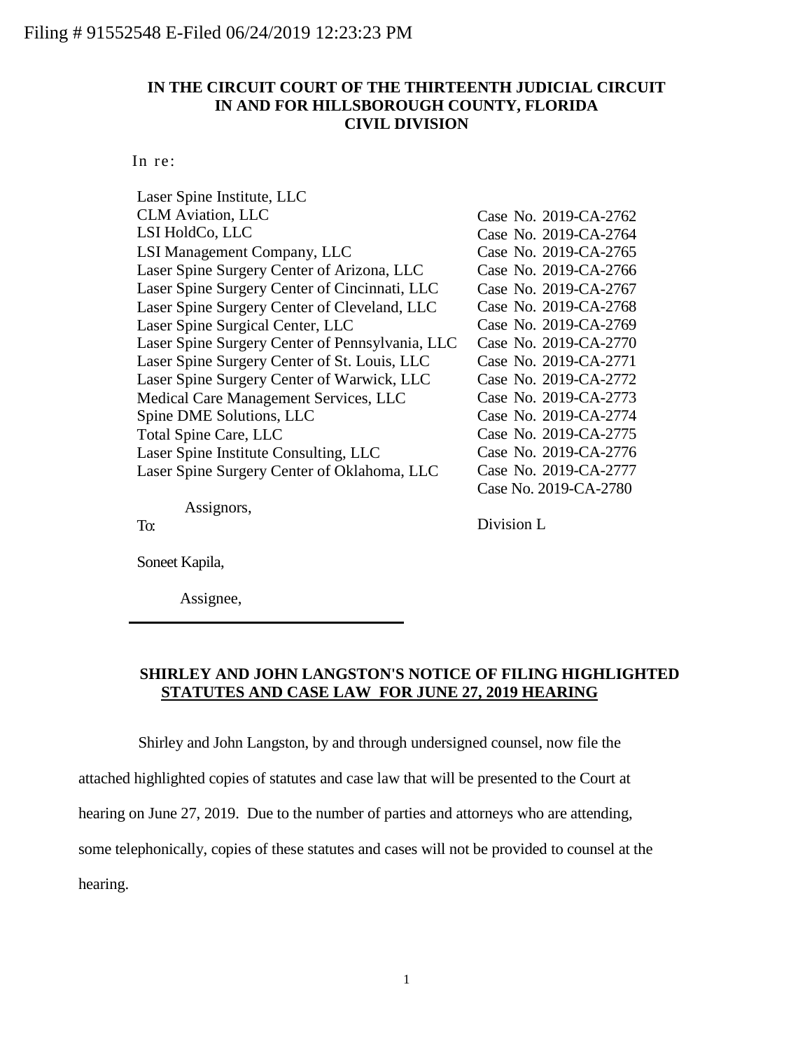Filing # 91552548 E-Filed 06/24/2019 12:23:23 PM

**IN THE CIRCUIT COURT OF THE THIRTEENTH JUDICIAL CIRCUIT**
**IN AND FOR HILLSBOROUGH COUNTY, FLORIDA**
**CIVIL DIVISION**

In re:

| | |
|---|---|
| Laser Spine Institute, LLC | |
| CLM Aviation, LLC | Case No. 2019-CA-2762 |
| LSI HoldCo, LLC | Case No. 2019-CA-2764 |
| LSI Management Company, LLC | Case No. 2019-CA-2765 |
| Laser Spine Surgery Center of Arizona, LLC | Case No. 2019-CA-2766 |
| Laser Spine Surgery Center of Cincinnati, LLC | Case No. 2019-CA-2767 |
| Laser Spine Surgery Center of Cleveland, LLC | Case No. 2019-CA-2768 |
| Laser Spine Surgical Center, LLC | Case No. 2019-CA-2769 |
| Laser Spine Surgery Center of Pennsylvania, LLC | Case No. 2019-CA-2770 |
| Laser Spine Surgery Center of St. Louis, LLC | Case No. 2019-CA-2771 |
| Laser Spine Surgery Center of Warwick, LLC | Case No. 2019-CA-2772 |
| Medical Care Management Services, LLC | Case No. 2019-CA-2773 |
| Spine DME Solutions, LLC | Case No. 2019-CA-2774 |
| Total Spine Care, LLC | Case No. 2019-CA-2775 |
| Laser Spine Institute Consulting, LLC | Case No. 2019-CA-2776 |
| Laser Spine Surgery Center of Oklahoma, LLC | Case No. 2019-CA-2777 |
| | Case No. 2019-CA-2780 |

Assignors,

To: Division L

Soneet Kapila,

Assignee,

**SHIRLEY AND JOHN LANGSTON'S NOTICE OF FILING HIGHLIGHTED STATUTES AND CASE LAW FOR JUNE 27, 2019 HEARING**

Shirley and John Langston, by and through undersigned counsel, now file the attached highlighted copies of statutes and case law that will be presented to the Court at hearing on June 27, 2019. Due to the number of parties and attorneys who are attending, some telephonically, copies of these statutes and cases will not be provided to counsel at the hearing.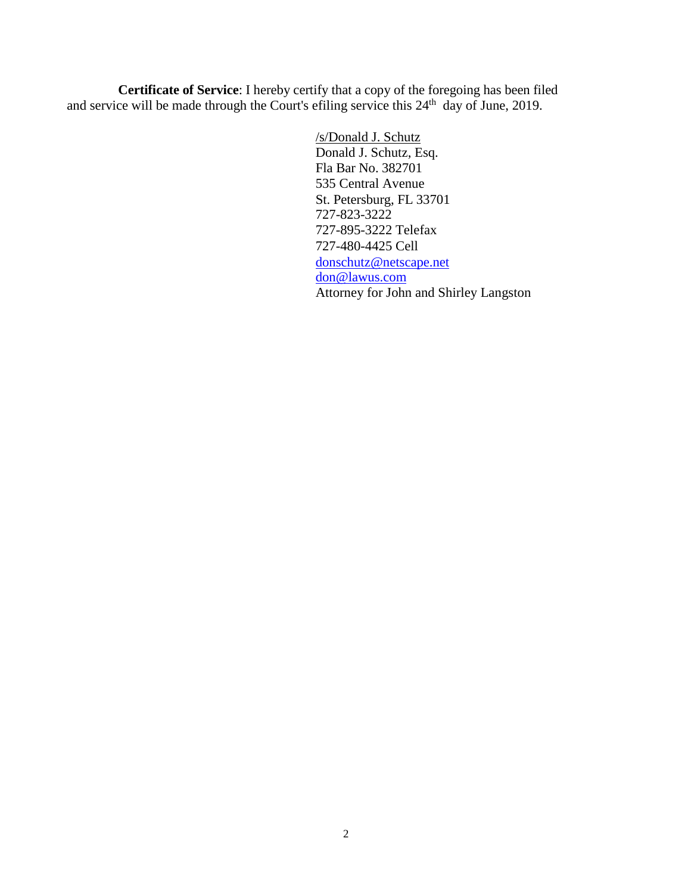**Certificate of Service**: I hereby certify that a copy of the foregoing has been filed and service will be made through the Court's efiling service this 24th day of June, 2019.

/s/Donald J. Schutz  
Donald J. Schutz, Esq.  
Fla Bar No. 382701  
535 Central Avenue  
St. Petersburg, FL 33701  
727-823-3222  
727-895-3222 Telefax  
727-480-4425 Cell  
donschutz@netscape.net  
don@lawus.com  
Attorney for John and Shirley Langston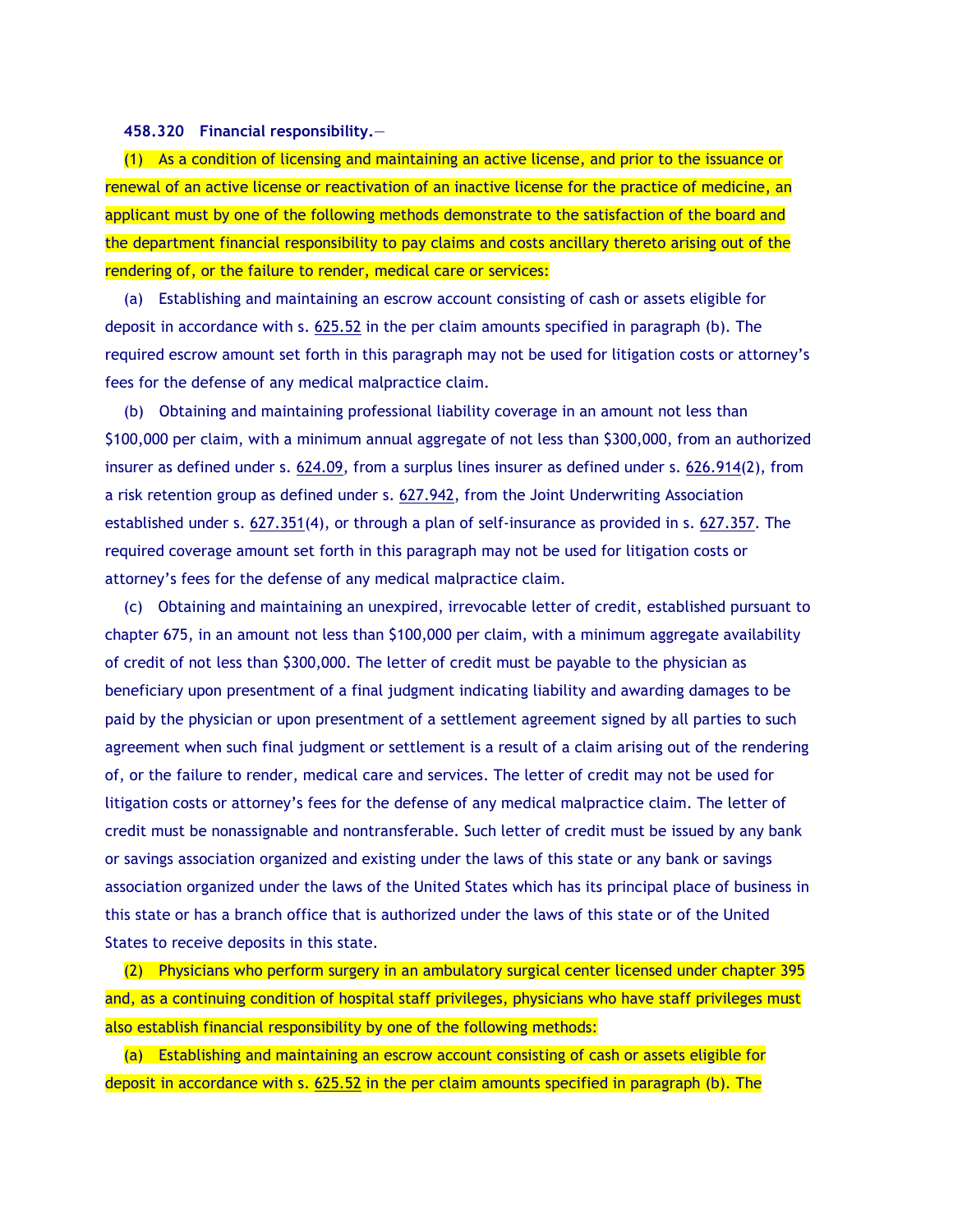**458.320 Financial responsibility.—**

(1) As a condition of licensing and maintaining an active license, and prior to the issuance or renewal of an active license or reactivation of an inactive license for the practice of medicine, an applicant must by one of the following methods demonstrate to the satisfaction of the board and the department financial responsibility to pay claims and costs ancillary thereto arising out of the rendering of, or the failure to render, medical care or services:

(a) Establishing and maintaining an escrow account consisting of cash or assets eligible for deposit in accordance with s. 625.52 in the per claim amounts specified in paragraph (b). The required escrow amount set forth in this paragraph may not be used for litigation costs or attorney's fees for the defense of any medical malpractice claim.

(b) Obtaining and maintaining professional liability coverage in an amount not less than $100,000 per claim, with a minimum annual aggregate of not less than $300,000, from an authorized insurer as defined under s. 624.09, from a surplus lines insurer as defined under s. 626.914(2), from a risk retention group as defined under s. 627.942, from the Joint Underwriting Association established under s. 627.351(4), or through a plan of self-insurance as provided in s. 627.357. The required coverage amount set forth in this paragraph may not be used for litigation costs or attorney's fees for the defense of any medical malpractice claim.

(c) Obtaining and maintaining an unexpired, irrevocable letter of credit, established pursuant to chapter 675, in an amount not less than $100,000 per claim, with a minimum aggregate availability of credit of not less than $300,000. The letter of credit must be payable to the physician as beneficiary upon presentment of a final judgment indicating liability and awarding damages to be paid by the physician or upon presentment of a settlement agreement signed by all parties to such agreement when such final judgment or settlement is a result of a claim arising out of the rendering of, or the failure to render, medical care and services. The letter of credit may not be used for litigation costs or attorney's fees for the defense of any medical malpractice claim. The letter of credit must be nonassignable and nontransferable. Such letter of credit must be issued by any bank or savings association organized and existing under the laws of this state or any bank or savings association organized under the laws of the United States which has its principal place of business in this state or has a branch office that is authorized under the laws of this state or of the United States to receive deposits in this state.

(2) Physicians who perform surgery in an ambulatory surgical center licensed under chapter 395 and, as a continuing condition of hospital staff privileges, physicians who have staff privileges must also establish financial responsibility by one of the following methods:

(a) Establishing and maintaining an escrow account consisting of cash or assets eligible for deposit in accordance with s. 625.52 in the per claim amounts specified in paragraph (b). The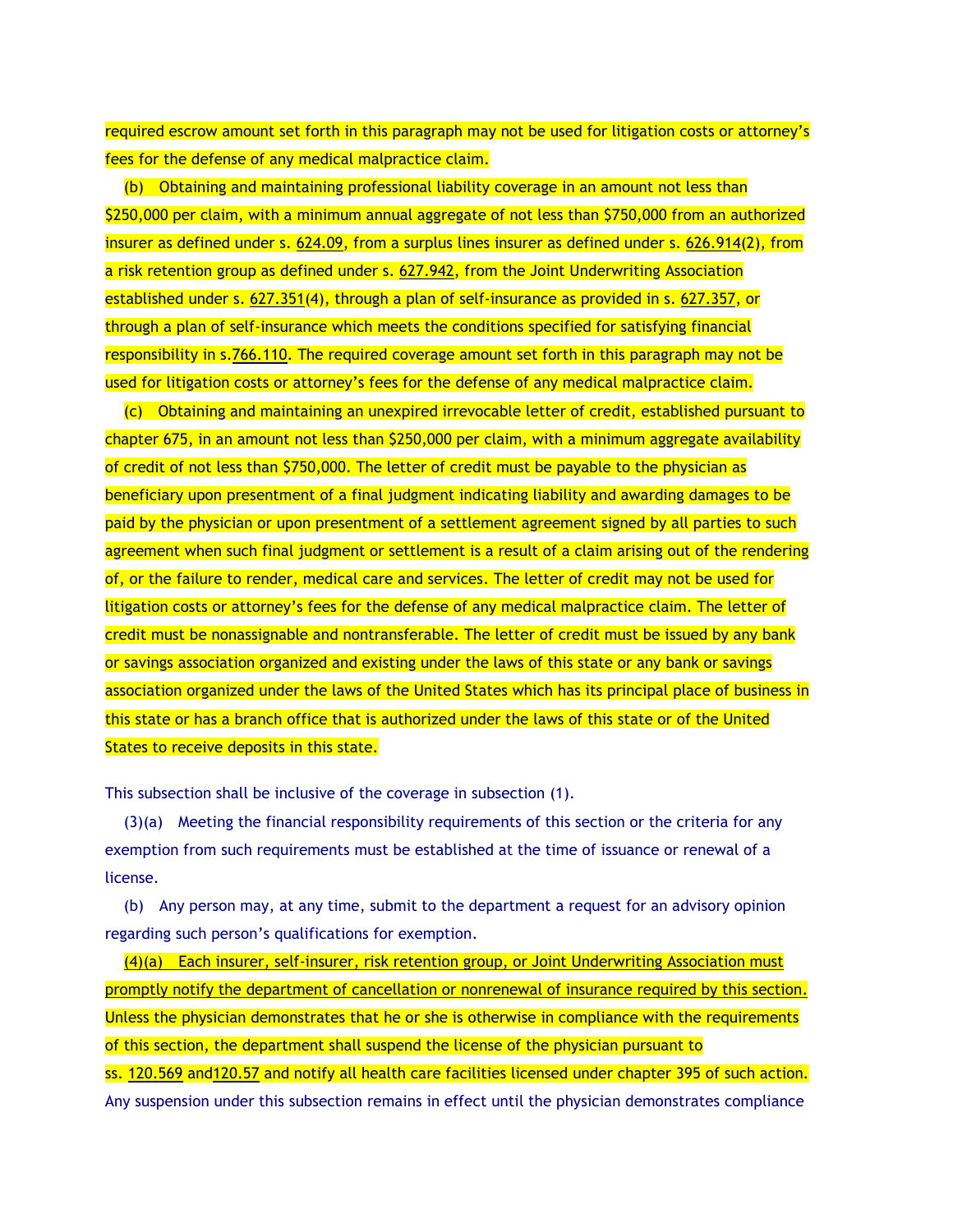required escrow amount set forth in this paragraph may not be used for litigation costs or attorney's fees for the defense of any medical malpractice claim.

(b) Obtaining and maintaining professional liability coverage in an amount not less than $250,000 per claim, with a minimum annual aggregate of not less than $750,000 from an authorized insurer as defined under s. 624.09, from a surplus lines insurer as defined under s. 626.914(2), from a risk retention group as defined under s. 627.942, from the Joint Underwriting Association established under s. 627.351(4), through a plan of self-insurance as provided in s. 627.357, or through a plan of self-insurance which meets the conditions specified for satisfying financial responsibility in s.766.110. The required coverage amount set forth in this paragraph may not be used for litigation costs or attorney's fees for the defense of any medical malpractice claim.

(c) Obtaining and maintaining an unexpired irrevocable letter of credit, established pursuant to chapter 675, in an amount not less than $250,000 per claim, with a minimum aggregate availability of credit of not less than $750,000. The letter of credit must be payable to the physician as beneficiary upon presentment of a final judgment indicating liability and awarding damages to be paid by the physician or upon presentment of a settlement agreement signed by all parties to such agreement when such final judgment or settlement is a result of a claim arising out of the rendering of, or the failure to render, medical care and services. The letter of credit may not be used for litigation costs or attorney's fees for the defense of any medical malpractice claim. The letter of credit must be nonassignable and nontransferable. The letter of credit must be issued by any bank or savings association organized and existing under the laws of this state or any bank or savings association organized under the laws of the United States which has its principal place of business in this state or has a branch office that is authorized under the laws of this state or of the United States to receive deposits in this state.

This subsection shall be inclusive of the coverage in subsection (1).

(3)(a) Meeting the financial responsibility requirements of this section or the criteria for any exemption from such requirements must be established at the time of issuance or renewal of a license.

(b) Any person may, at any time, submit to the department a request for an advisory opinion regarding such person's qualifications for exemption.

(4)(a) Each insurer, self-insurer, risk retention group, or Joint Underwriting Association must promptly notify the department of cancellation or nonrenewal of insurance required by this section. Unless the physician demonstrates that he or she is otherwise in compliance with the requirements of this section, the department shall suspend the license of the physician pursuant to ss. 120.569 and120.57 and notify all health care facilities licensed under chapter 395 of such action. Any suspension under this subsection remains in effect until the physician demonstrates compliance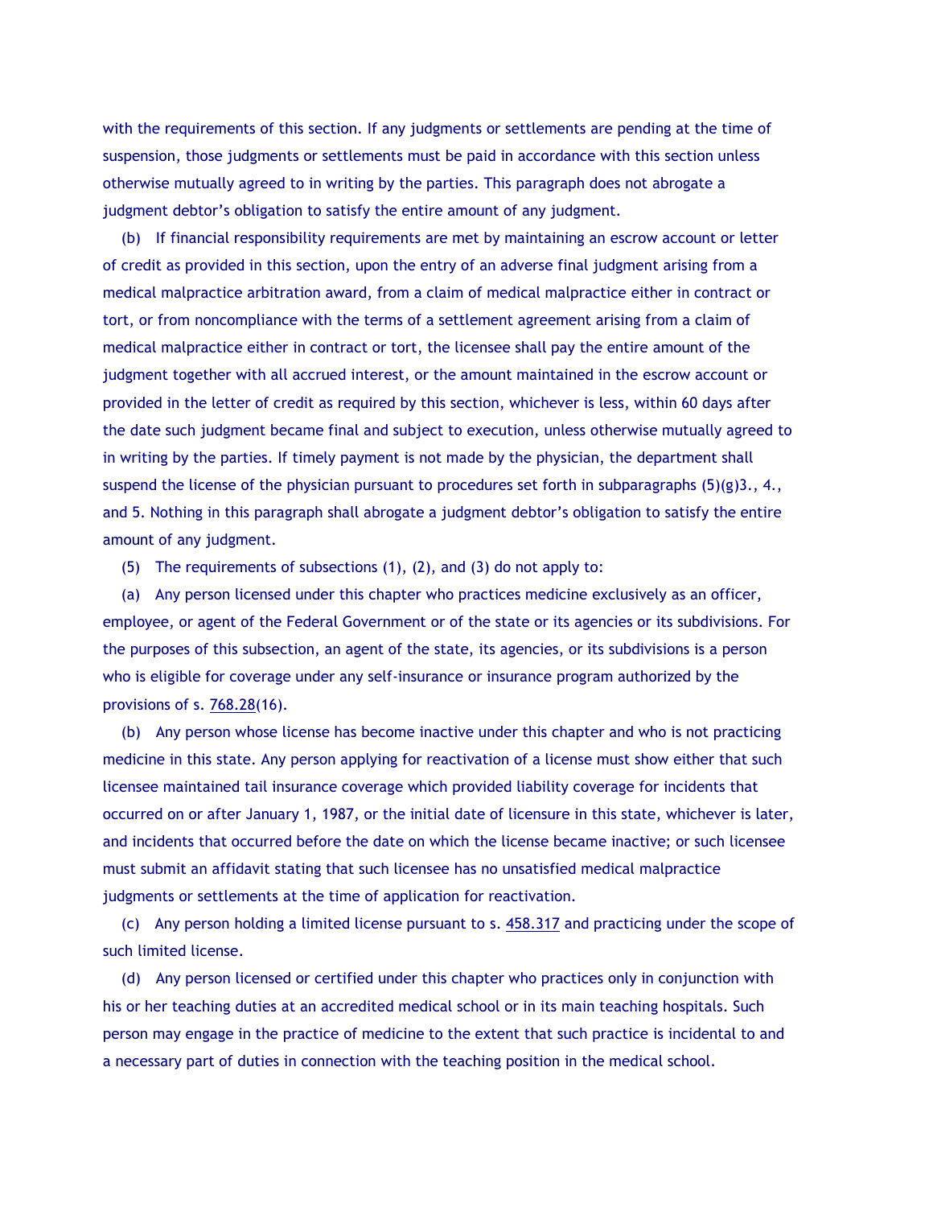with the requirements of this section. If any judgments or settlements are pending at the time of suspension, those judgments or settlements must be paid in accordance with this section unless otherwise mutually agreed to in writing by the parties. This paragraph does not abrogate a judgment debtor's obligation to satisfy the entire amount of any judgment.

(b) If financial responsibility requirements are met by maintaining an escrow account or letter of credit as provided in this section, upon the entry of an adverse final judgment arising from a medical malpractice arbitration award, from a claim of medical malpractice either in contract or tort, or from noncompliance with the terms of a settlement agreement arising from a claim of medical malpractice either in contract or tort, the licensee shall pay the entire amount of the judgment together with all accrued interest, or the amount maintained in the escrow account or provided in the letter of credit as required by this section, whichever is less, within 60 days after the date such judgment became final and subject to execution, unless otherwise mutually agreed to in writing by the parties. If timely payment is not made by the physician, the department shall suspend the license of the physician pursuant to procedures set forth in subparagraphs (5)(g)3., 4., and 5. Nothing in this paragraph shall abrogate a judgment debtor's obligation to satisfy the entire amount of any judgment.

(5) The requirements of subsections (1), (2), and (3) do not apply to:

(a) Any person licensed under this chapter who practices medicine exclusively as an officer, employee, or agent of the Federal Government or of the state or its agencies or its subdivisions. For the purposes of this subsection, an agent of the state, its agencies, or its subdivisions is a person who is eligible for coverage under any self-insurance or insurance program authorized by the provisions of s. 768.28(16).

(b) Any person whose license has become inactive under this chapter and who is not practicing medicine in this state. Any person applying for reactivation of a license must show either that such licensee maintained tail insurance coverage which provided liability coverage for incidents that occurred on or after January 1, 1987, or the initial date of licensure in this state, whichever is later, and incidents that occurred before the date on which the license became inactive; or such licensee must submit an affidavit stating that such licensee has no unsatisfied medical malpractice judgments or settlements at the time of application for reactivation.

(c) Any person holding a limited license pursuant to s. 458.317 and practicing under the scope of such limited license.

(d) Any person licensed or certified under this chapter who practices only in conjunction with his or her teaching duties at an accredited medical school or in its main teaching hospitals. Such person may engage in the practice of medicine to the extent that such practice is incidental to and a necessary part of duties in connection with the teaching position in the medical school.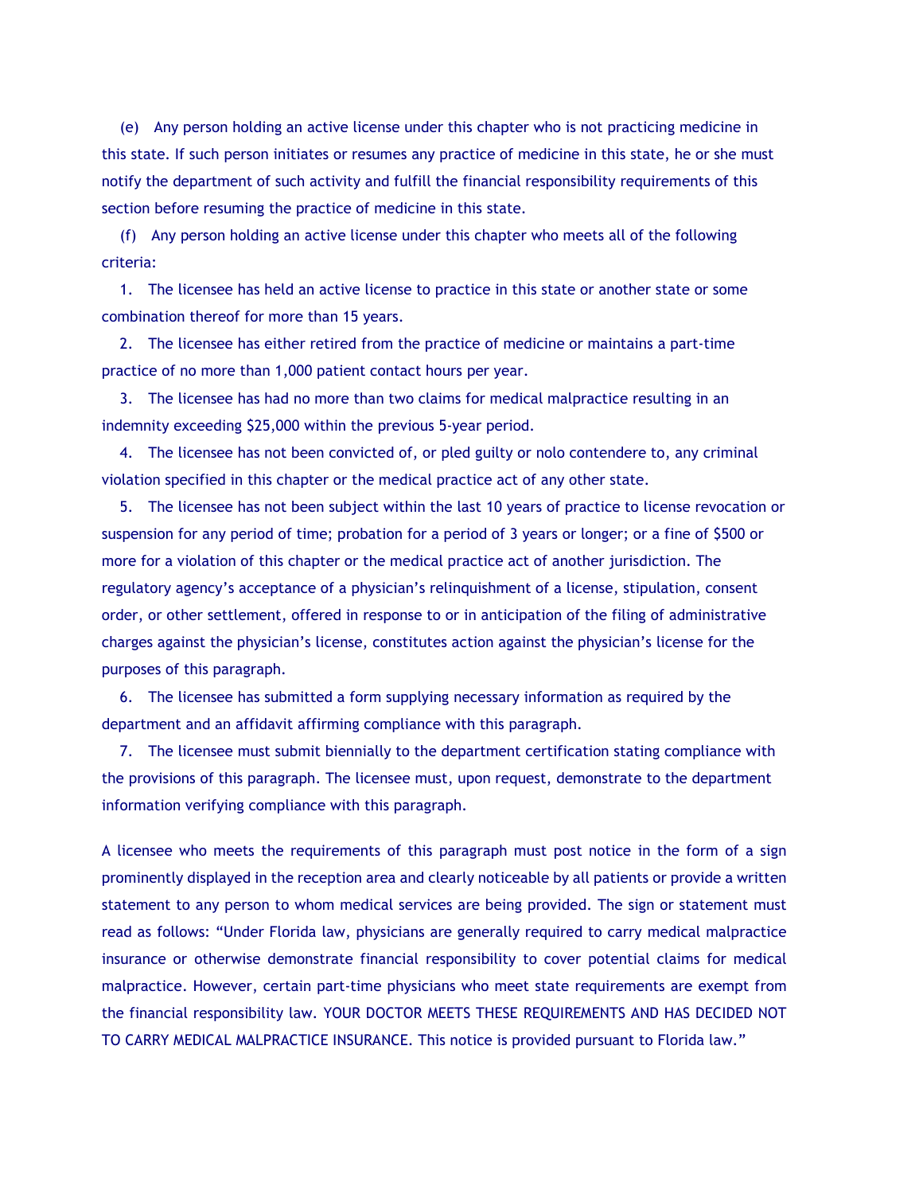(e) Any person holding an active license under this chapter who is not practicing medicine in this state. If such person initiates or resumes any practice of medicine in this state, he or she must notify the department of such activity and fulfill the financial responsibility requirements of this section before resuming the practice of medicine in this state.

(f) Any person holding an active license under this chapter who meets all of the following criteria:

1. The licensee has held an active license to practice in this state or another state or some combination thereof for more than 15 years.

2. The licensee has either retired from the practice of medicine or maintains a part-time practice of no more than 1,000 patient contact hours per year.

3. The licensee has had no more than two claims for medical malpractice resulting in an indemnity exceeding $25,000 within the previous 5-year period.

4. The licensee has not been convicted of, or pled guilty or nolo contendere to, any criminal violation specified in this chapter or the medical practice act of any other state.

5. The licensee has not been subject within the last 10 years of practice to license revocation or suspension for any period of time; probation for a period of 3 years or longer; or a fine of $500 or more for a violation of this chapter or the medical practice act of another jurisdiction. The regulatory agency's acceptance of a physician's relinquishment of a license, stipulation, consent order, or other settlement, offered in response to or in anticipation of the filing of administrative charges against the physician's license, constitutes action against the physician's license for the purposes of this paragraph.

6. The licensee has submitted a form supplying necessary information as required by the department and an affidavit affirming compliance with this paragraph.

7. The licensee must submit biennially to the department certification stating compliance with the provisions of this paragraph. The licensee must, upon request, demonstrate to the department information verifying compliance with this paragraph.

A licensee who meets the requirements of this paragraph must post notice in the form of a sign prominently displayed in the reception area and clearly noticeable by all patients or provide a written statement to any person to whom medical services are being provided. The sign or statement must read as follows: "Under Florida law, physicians are generally required to carry medical malpractice insurance or otherwise demonstrate financial responsibility to cover potential claims for medical malpractice. However, certain part-time physicians who meet state requirements are exempt from the financial responsibility law. YOUR DOCTOR MEETS THESE REQUIREMENTS AND HAS DECIDED NOT TO CARRY MEDICAL MALPRACTICE INSURANCE. This notice is provided pursuant to Florida law."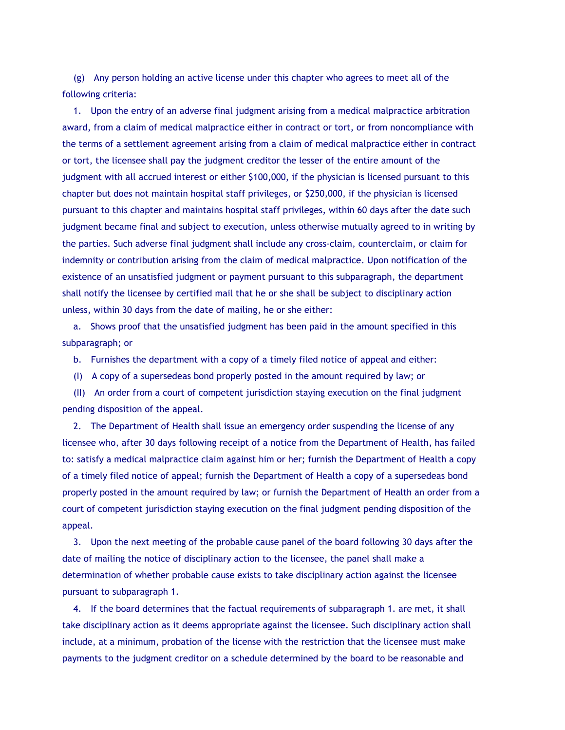(g) Any person holding an active license under this chapter who agrees to meet all of the following criteria:

1. Upon the entry of an adverse final judgment arising from a medical malpractice arbitration award, from a claim of medical malpractice either in contract or tort, or from noncompliance with the terms of a settlement agreement arising from a claim of medical malpractice either in contract or tort, the licensee shall pay the judgment creditor the lesser of the entire amount of the judgment with all accrued interest or either $100,000, if the physician is licensed pursuant to this chapter but does not maintain hospital staff privileges, or $250,000, if the physician is licensed pursuant to this chapter and maintains hospital staff privileges, within 60 days after the date such judgment became final and subject to execution, unless otherwise mutually agreed to in writing by the parties. Such adverse final judgment shall include any cross-claim, counterclaim, or claim for indemnity or contribution arising from the claim of medical malpractice. Upon notification of the existence of an unsatisfied judgment or payment pursuant to this subparagraph, the department shall notify the licensee by certified mail that he or she shall be subject to disciplinary action unless, within 30 days from the date of mailing, he or she either:

a. Shows proof that the unsatisfied judgment has been paid in the amount specified in this subparagraph; or

b. Furnishes the department with a copy of a timely filed notice of appeal and either:

(I) A copy of a supersedeas bond properly posted in the amount required by law; or

(II) An order from a court of competent jurisdiction staying execution on the final judgment pending disposition of the appeal.

2. The Department of Health shall issue an emergency order suspending the license of any licensee who, after 30 days following receipt of a notice from the Department of Health, has failed to: satisfy a medical malpractice claim against him or her; furnish the Department of Health a copy of a timely filed notice of appeal; furnish the Department of Health a copy of a supersedeas bond properly posted in the amount required by law; or furnish the Department of Health an order from a court of competent jurisdiction staying execution on the final judgment pending disposition of the appeal.

3. Upon the next meeting of the probable cause panel of the board following 30 days after the date of mailing the notice of disciplinary action to the licensee, the panel shall make a determination of whether probable cause exists to take disciplinary action against the licensee pursuant to subparagraph 1.

4. If the board determines that the factual requirements of subparagraph 1. are met, it shall take disciplinary action as it deems appropriate against the licensee. Such disciplinary action shall include, at a minimum, probation of the license with the restriction that the licensee must make payments to the judgment creditor on a schedule determined by the board to be reasonable and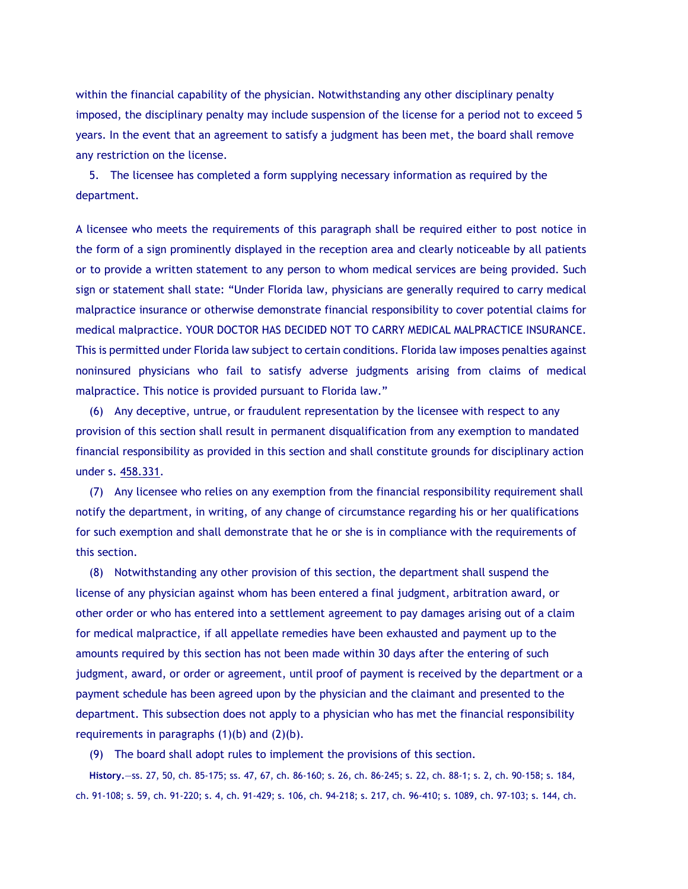within the financial capability of the physician. Notwithstanding any other disciplinary penalty imposed, the disciplinary penalty may include suspension of the license for a period not to exceed 5 years. In the event that an agreement to satisfy a judgment has been met, the board shall remove any restriction on the license.

5. The licensee has completed a form supplying necessary information as required by the department.

A licensee who meets the requirements of this paragraph shall be required either to post notice in the form of a sign prominently displayed in the reception area and clearly noticeable by all patients or to provide a written statement to any person to whom medical services are being provided. Such sign or statement shall state: "Under Florida law, physicians are generally required to carry medical malpractice insurance or otherwise demonstrate financial responsibility to cover potential claims for medical malpractice. YOUR DOCTOR HAS DECIDED NOT TO CARRY MEDICAL MALPRACTICE INSURANCE. This is permitted under Florida law subject to certain conditions. Florida law imposes penalties against noninsured physicians who fail to satisfy adverse judgments arising from claims of medical malpractice. This notice is provided pursuant to Florida law."

(6) Any deceptive, untrue, or fraudulent representation by the licensee with respect to any provision of this section shall result in permanent disqualification from any exemption to mandated financial responsibility as provided in this section and shall constitute grounds for disciplinary action under s. 458.331.

(7) Any licensee who relies on any exemption from the financial responsibility requirement shall notify the department, in writing, of any change of circumstance regarding his or her qualifications for such exemption and shall demonstrate that he or she is in compliance with the requirements of this section.

(8) Notwithstanding any other provision of this section, the department shall suspend the license of any physician against whom has been entered a final judgment, arbitration award, or other order or who has entered into a settlement agreement to pay damages arising out of a claim for medical malpractice, if all appellate remedies have been exhausted and payment up to the amounts required by this section has not been made within 30 days after the entering of such judgment, award, or order or agreement, until proof of payment is received by the department or a payment schedule has been agreed upon by the physician and the claimant and presented to the department. This subsection does not apply to a physician who has met the financial responsibility requirements in paragraphs (1)(b) and (2)(b).

(9) The board shall adopt rules to implement the provisions of this section.

**History.**—ss. 27, 50, ch. 85-175; ss. 47, 67, ch. 86-160; s. 26, ch. 86-245; s. 22, ch. 88-1; s. 2, ch. 90-158; s. 184, ch. 91-108; s. 59, ch. 91-220; s. 4, ch. 91-429; s. 106, ch. 94-218; s. 217, ch. 96-410; s. 1089, ch. 97-103; s. 144, ch.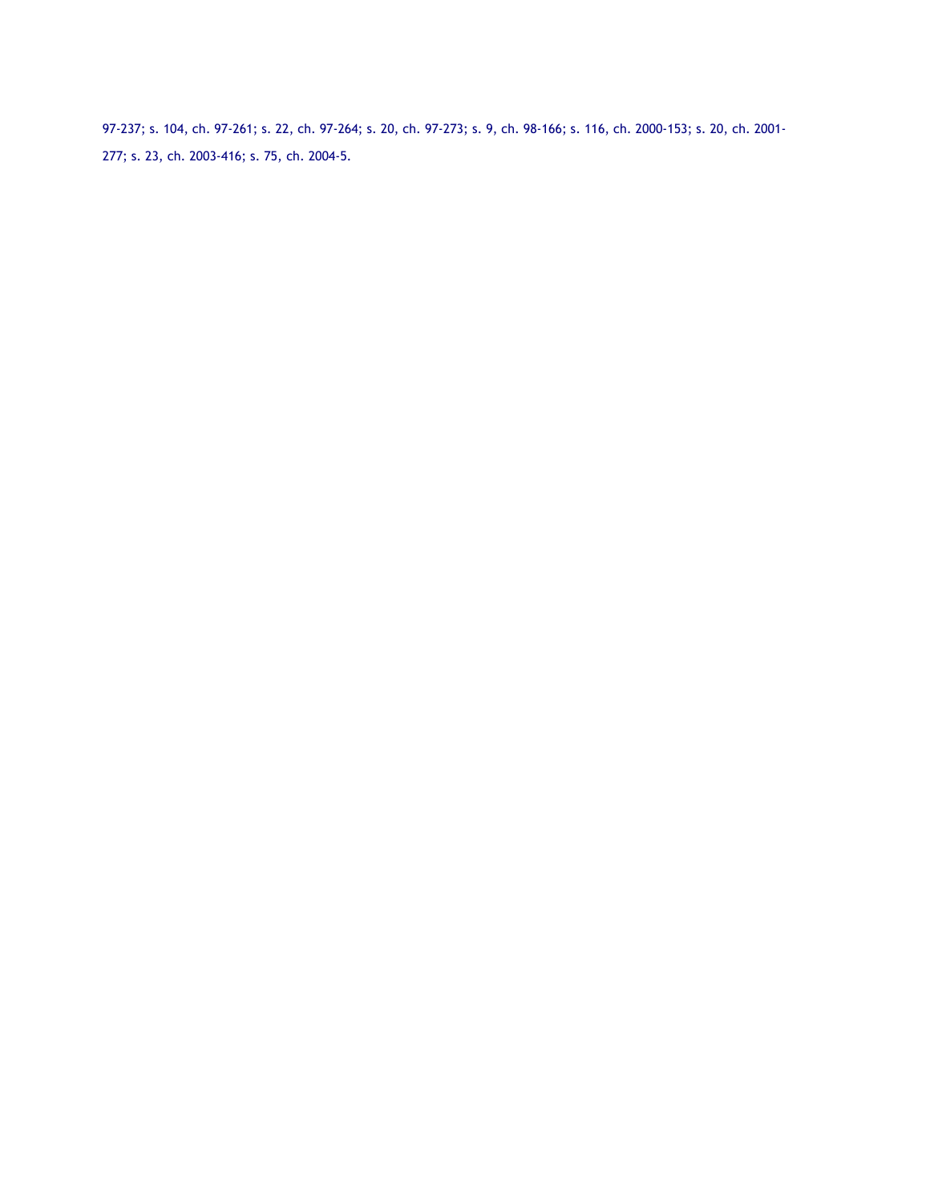97-237; s. 104, ch. 97-261; s. 22, ch. 97-264; s. 20, ch. 97-273; s. 9, ch. 98-166; s. 116, ch. 2000-153; s. 20, ch. 2001-277; s. 23, ch. 2003-416; s. 75, ch. 2004-5.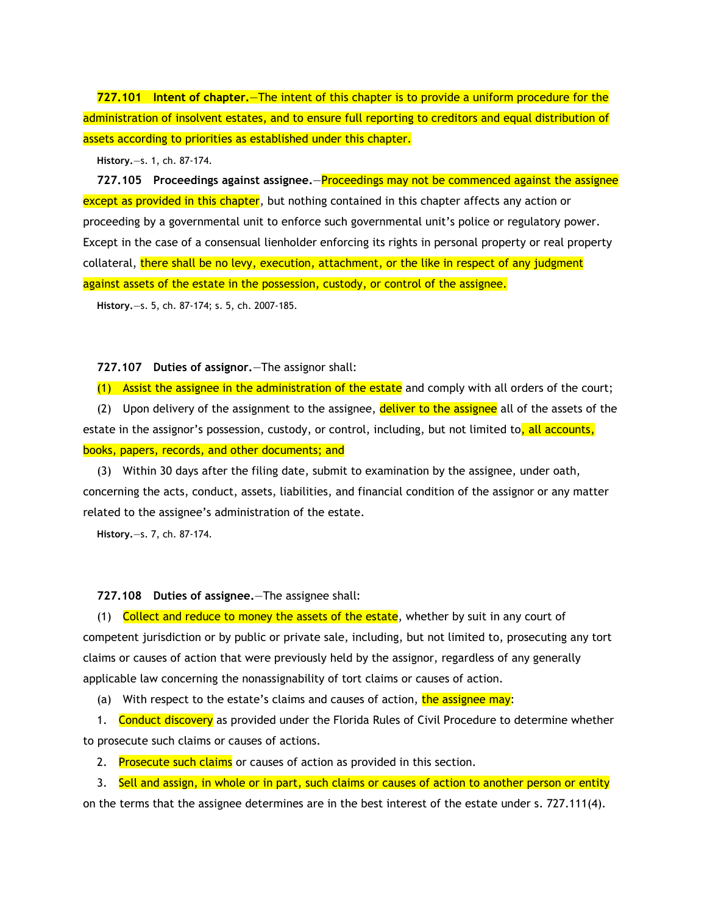**727.101 Intent of chapter.**—The intent of this chapter is to provide a uniform procedure for the administration of insolvent estates, and to ensure full reporting to creditors and equal distribution of assets according to priorities as established under this chapter.

**History.**—s. 1, ch. 87-174.

**727.105 Proceedings against assignee.**—Proceedings may not be commenced against the assignee except as provided in this chapter, but nothing contained in this chapter affects any action or proceeding by a governmental unit to enforce such governmental unit's police or regulatory power. Except in the case of a consensual lienholder enforcing its rights in personal property or real property collateral, there shall be no levy, execution, attachment, or the like in respect of any judgment against assets of the estate in the possession, custody, or control of the assignee.

**History.**—s. 5, ch. 87-174; s. 5, ch. 2007-185.

**727.107 Duties of assignor.**—The assignor shall:

(1) Assist the assignee in the administration of the estate and comply with all orders of the court;

(2) Upon delivery of the assignment to the assignee, deliver to the assignee all of the assets of the estate in the assignor's possession, custody, or control, including, but not limited to, all accounts, books, papers, records, and other documents; and

(3) Within 30 days after the filing date, submit to examination by the assignee, under oath, concerning the acts, conduct, assets, liabilities, and financial condition of the assignor or any matter related to the assignee's administration of the estate.

**History.**—s. 7, ch. 87-174.

**727.108 Duties of assignee.**—The assignee shall:

(1) Collect and reduce to money the assets of the estate, whether by suit in any court of competent jurisdiction or by public or private sale, including, but not limited to, prosecuting any tort claims or causes of action that were previously held by the assignor, regardless of any generally applicable law concerning the nonassignability of tort claims or causes of action.

(a) With respect to the estate's claims and causes of action, the assignee may:

1. Conduct discovery as provided under the Florida Rules of Civil Procedure to determine whether to prosecute such claims or causes of actions.

2. Prosecute such claims or causes of action as provided in this section.

3. Sell and assign, in whole or in part, such claims or causes of action to another person or entity on the terms that the assignee determines are in the best interest of the estate under s. 727.111(4).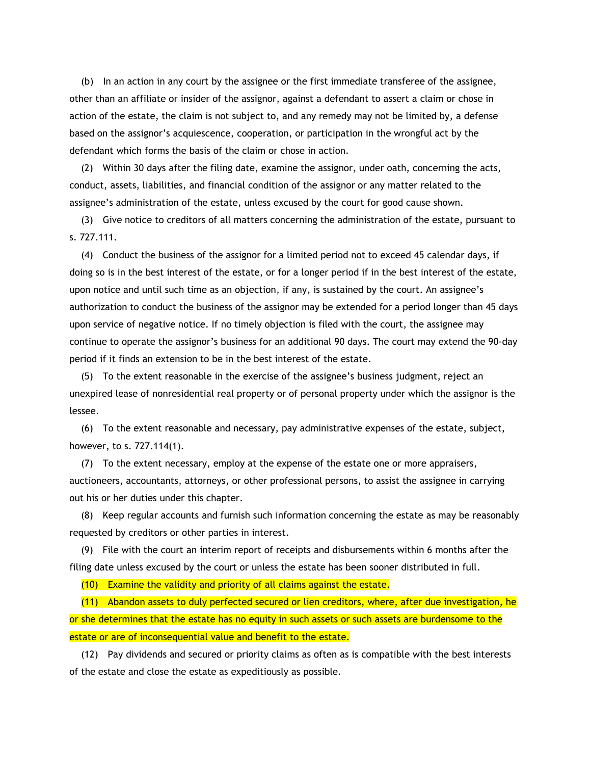(b) In an action in any court by the assignee or the first immediate transferee of the assignee, other than an affiliate or insider of the assignor, against a defendant to assert a claim or chose in action of the estate, the claim is not subject to, and any remedy may not be limited by, a defense based on the assignor's acquiescence, cooperation, or participation in the wrongful act by the defendant which forms the basis of the claim or chose in action.

(2) Within 30 days after the filing date, examine the assignor, under oath, concerning the acts, conduct, assets, liabilities, and financial condition of the assignor or any matter related to the assignee's administration of the estate, unless excused by the court for good cause shown.

(3) Give notice to creditors of all matters concerning the administration of the estate, pursuant to s. 727.111.

(4) Conduct the business of the assignor for a limited period not to exceed 45 calendar days, if doing so is in the best interest of the estate, or for a longer period if in the best interest of the estate, upon notice and until such time as an objection, if any, is sustained by the court. An assignee's authorization to conduct the business of the assignor may be extended for a period longer than 45 days upon service of negative notice. If no timely objection is filed with the court, the assignee may continue to operate the assignor's business for an additional 90 days. The court may extend the 90-day period if it finds an extension to be in the best interest of the estate.

(5) To the extent reasonable in the exercise of the assignee's business judgment, reject an unexpired lease of nonresidential real property or of personal property under which the assignor is the lessee.

(6) To the extent reasonable and necessary, pay administrative expenses of the estate, subject, however, to s. 727.114(1).

(7) To the extent necessary, employ at the expense of the estate one or more appraisers, auctioneers, accountants, attorneys, or other professional persons, to assist the assignee in carrying out his or her duties under this chapter.

(8) Keep regular accounts and furnish such information concerning the estate as may be reasonably requested by creditors or other parties in interest.

(9) File with the court an interim report of receipts and disbursements within 6 months after the filing date unless excused by the court or unless the estate has been sooner distributed in full.

(10) Examine the validity and priority of all claims against the estate.

(11) Abandon assets to duly perfected secured or lien creditors, where, after due investigation, he or she determines that the estate has no equity in such assets or such assets are burdensome to the estate or are of inconsequential value and benefit to the estate.

(12) Pay dividends and secured or priority claims as often as is compatible with the best interests of the estate and close the estate as expeditiously as possible.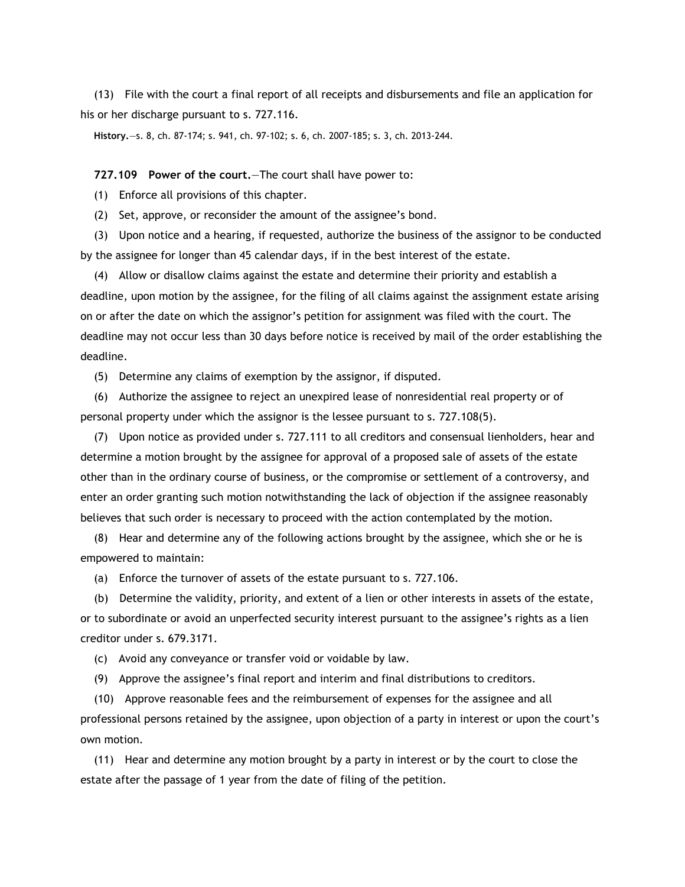(13) File with the court a final report of all receipts and disbursements and file an application for his or her discharge pursuant to s. 727.116.

**History.**—s. 8, ch. 87-174; s. 941, ch. 97-102; s. 6, ch. 2007-185; s. 3, ch. 2013-244.

**727.109 Power of the court.**—The court shall have power to:

(1) Enforce all provisions of this chapter.

(2) Set, approve, or reconsider the amount of the assignee's bond.

(3) Upon notice and a hearing, if requested, authorize the business of the assignor to be conducted by the assignee for longer than 45 calendar days, if in the best interest of the estate.

(4) Allow or disallow claims against the estate and determine their priority and establish a deadline, upon motion by the assignee, for the filing of all claims against the assignment estate arising on or after the date on which the assignor's petition for assignment was filed with the court. The deadline may not occur less than 30 days before notice is received by mail of the order establishing the deadline.

(5) Determine any claims of exemption by the assignor, if disputed.

(6) Authorize the assignee to reject an unexpired lease of nonresidential real property or of personal property under which the assignor is the lessee pursuant to s. 727.108(5).

(7) Upon notice as provided under s. 727.111 to all creditors and consensual lienholders, hear and determine a motion brought by the assignee for approval of a proposed sale of assets of the estate other than in the ordinary course of business, or the compromise or settlement of a controversy, and enter an order granting such motion notwithstanding the lack of objection if the assignee reasonably believes that such order is necessary to proceed with the action contemplated by the motion.

(8) Hear and determine any of the following actions brought by the assignee, which she or he is empowered to maintain:

(a) Enforce the turnover of assets of the estate pursuant to s. 727.106.

(b) Determine the validity, priority, and extent of a lien or other interests in assets of the estate, or to subordinate or avoid an unperfected security interest pursuant to the assignee's rights as a lien creditor under s. 679.3171.

(c) Avoid any conveyance or transfer void or voidable by law.

(9) Approve the assignee's final report and interim and final distributions to creditors.

(10) Approve reasonable fees and the reimbursement of expenses for the assignee and all professional persons retained by the assignee, upon objection of a party in interest or upon the court's own motion.

(11) Hear and determine any motion brought by a party in interest or by the court to close the estate after the passage of 1 year from the date of filing of the petition.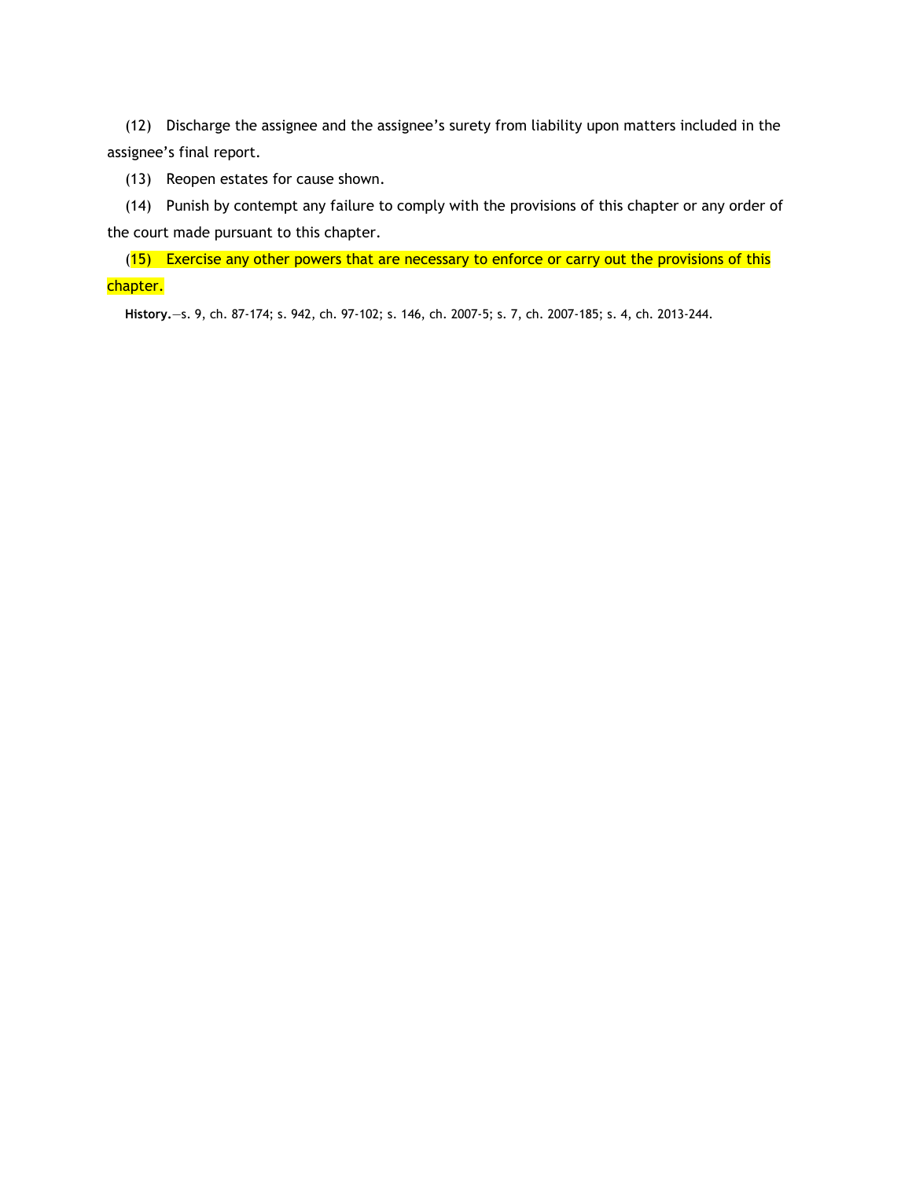(12) Discharge the assignee and the assignee's surety from liability upon matters included in the assignee's final report.

(13) Reopen estates for cause shown.

(14) Punish by contempt any failure to comply with the provisions of this chapter or any order of the court made pursuant to this chapter.

(15) Exercise any other powers that are necessary to enforce or carry out the provisions of this chapter.

**History.**—s. 9, ch. 87-174; s. 942, ch. 97-102; s. 146, ch. 2007-5; s. 7, ch. 2007-185; s. 4, ch. 2013-244.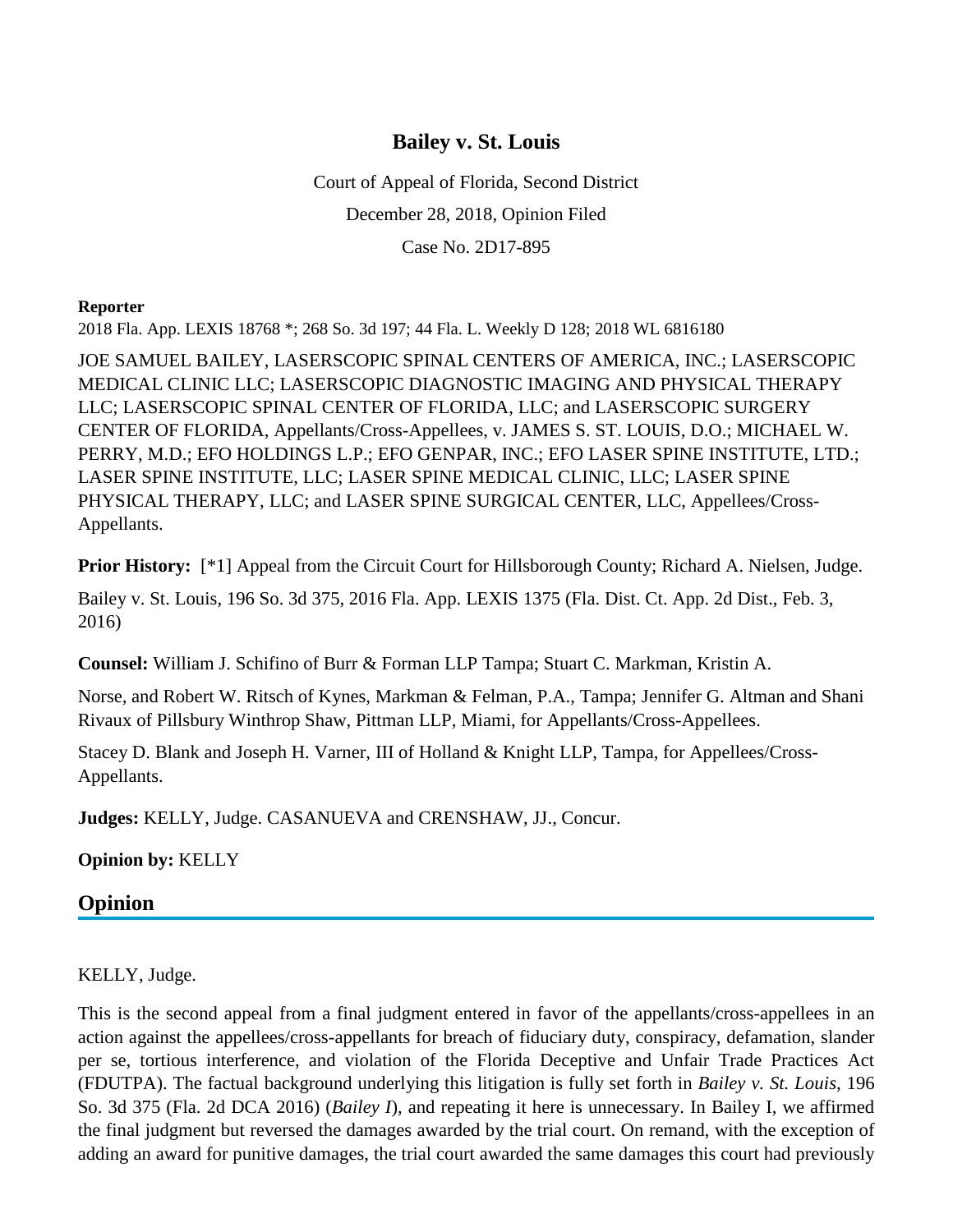# Bailey v. St. Louis

Court of Appeal of Florida, Second District

December 28, 2018, Opinion Filed

Case No. 2D17-895

**Reporter**

2018 Fla. App. LEXIS 18768 *; 268 So. 3d 197; 44 Fla. L. Weekly D 128; 2018 WL 6816180

JOE SAMUEL BAILEY, LASERSCOPIC SPINAL CENTERS OF AMERICA, INC.; LASERSCOPIC MEDICAL CLINIC LLC; LASERSCOPIC DIAGNOSTIC IMAGING AND PHYSICAL THERAPY LLC; LASERSCOPIC SPINAL CENTER OF FLORIDA, LLC; and LASERSCOPIC SURGERY CENTER OF FLORIDA, Appellants/Cross-Appellees, v. JAMES S. ST. LOUIS, D.O.; MICHAEL W. PERRY, M.D.; EFO HOLDINGS L.P.; EFO GENPAR, INC.; EFO LASER SPINE INSTITUTE, LTD.; LASER SPINE INSTITUTE, LLC; LASER SPINE MEDICAL CLINIC, LLC; LASER SPINE PHYSICAL THERAPY, LLC; and LASER SPINE SURGICAL CENTER, LLC, Appellees/Cross-Appellants.

**Prior History:** [*1] Appeal from the Circuit Court for Hillsborough County; Richard A. Nielsen, Judge.

Bailey v. St. Louis, 196 So. 3d 375, 2016 Fla. App. LEXIS 1375 (Fla. Dist. Ct. App. 2d Dist., Feb. 3, 2016)

**Counsel:** William J. Schifino of Burr & Forman LLP Tampa; Stuart C. Markman, Kristin A. Norse, and Robert W. Ritsch of Kynes, Markman & Felman, P.A., Tampa; Jennifer G. Altman and Shani Rivaux of Pillsbury Winthrop Shaw, Pittman LLP, Miami, for Appellants/Cross-Appellees.

Stacey D. Blank and Joseph H. Varner, III of Holland & Knight LLP, Tampa, for Appellees/Cross-Appellants.

**Judges:** KELLY, Judge. CASANUEVA and CRENSHAW, JJ., Concur.

**Opinion by:** KELLY

## Opinion

KELLY, Judge.

This is the second appeal from a final judgment entered in favor of the appellants/cross-appellees in an action against the appellees/cross-appellants for breach of fiduciary duty, conspiracy, defamation, slander per se, tortious interference, and violation of the Florida Deceptive and Unfair Trade Practices Act (FDUTPA). The factual background underlying this litigation is fully set forth in *Bailey v. St. Louis*, 196 So. 3d 375 (Fla. 2d DCA 2016) (*Bailey I*), and repeating it here is unnecessary. In Bailey I, we affirmed the final judgment but reversed the damages awarded by the trial court. On remand, with the exception of adding an award for punitive damages, the trial court awarded the same damages this court had previously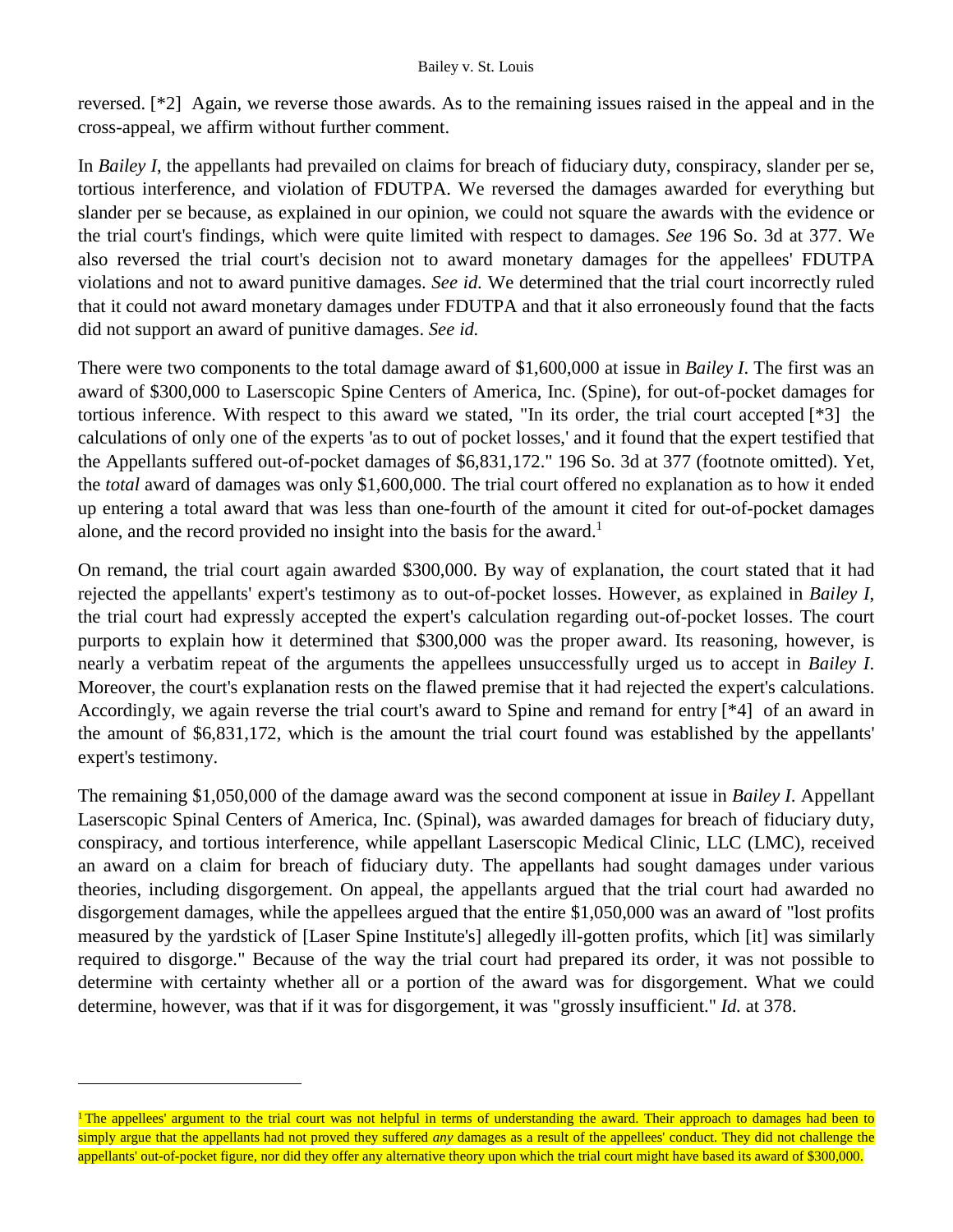reversed. [*2] Again, we reverse those awards. As to the remaining issues raised in the appeal and in the cross-appeal, we affirm without further comment.

In *Bailey I*, the appellants had prevailed on claims for breach of fiduciary duty, conspiracy, slander per se, tortious interference, and violation of FDUTPA. We reversed the damages awarded for everything but slander per se because, as explained in our opinion, we could not square the awards with the evidence or the trial court's findings, which were quite limited with respect to damages. *See* 196 So. 3d at 377. We also reversed the trial court's decision not to award monetary damages for the appellees' FDUTPA violations and not to award punitive damages. *See id.* We determined that the trial court incorrectly ruled that it could not award monetary damages under FDUTPA and that it also erroneously found that the facts did not support an award of punitive damages. *See id.*

There were two components to the total damage award of $1,600,000 at issue in *Bailey I*. The first was an award of $300,000 to Laserscopic Spine Centers of America, Inc. (Spine), for out-of-pocket damages for tortious inference. With respect to this award we stated, "In its order, the trial court accepted [*3] the calculations of only one of the experts 'as to out of pocket losses,' and it found that the expert testified that the Appellants suffered out-of-pocket damages of $6,831,172." 196 So. 3d at 377 (footnote omitted). Yet, the *total* award of damages was only $1,600,000. The trial court offered no explanation as to how it ended up entering a total award that was less than one-fourth of the amount it cited for out-of-pocket damages alone, and the record provided no insight into the basis for the award.[1]

On remand, the trial court again awarded $300,000. By way of explanation, the court stated that it had rejected the appellants' expert's testimony as to out-of-pocket losses. However, as explained in *Bailey I*, the trial court had expressly accepted the expert's calculation regarding out-of-pocket losses. The court purports to explain how it determined that $300,000 was the proper award. Its reasoning, however, is nearly a verbatim repeat of the arguments the appellees unsuccessfully urged us to accept in *Bailey I*. Moreover, the court's explanation rests on the flawed premise that it had rejected the expert's calculations. Accordingly, we again reverse the trial court's award to Spine and remand for entry [*4] of an award in the amount of $6,831,172, which is the amount the trial court found was established by the appellants' expert's testimony.

The remaining $1,050,000 of the damage award was the second component at issue in *Bailey I*. Appellant Laserscopic Spinal Centers of America, Inc. (Spinal), was awarded damages for breach of fiduciary duty, conspiracy, and tortious interference, while appellant Laserscopic Medical Clinic, LLC (LMC), received an award on a claim for breach of fiduciary duty. The appellants had sought damages under various theories, including disgorgement. On appeal, the appellants argued that the trial court had awarded no disgorgement damages, while the appellees argued that the entire $1,050,000 was an award of "lost profits measured by the yardstick of [Laser Spine Institute's] allegedly ill-gotten profits, which [it] was similarly required to disgorge." Because of the way the trial court had prepared its order, it was not possible to determine with certainty whether all or a portion of the award was for disgorgement. What we could determine, however, was that if it was for disgorgement, it was "grossly insufficient." *Id.* at 378.

---

[1] The appellees' argument to the trial court was not helpful in terms of understanding the award. Their approach to damages had been to simply argue that the appellants had not proved they suffered *any* damages as a result of the appellees' conduct. They did not challenge the appellants' out-of-pocket figure, nor did they offer any alternative theory upon which the trial court might have based its award of $300,000.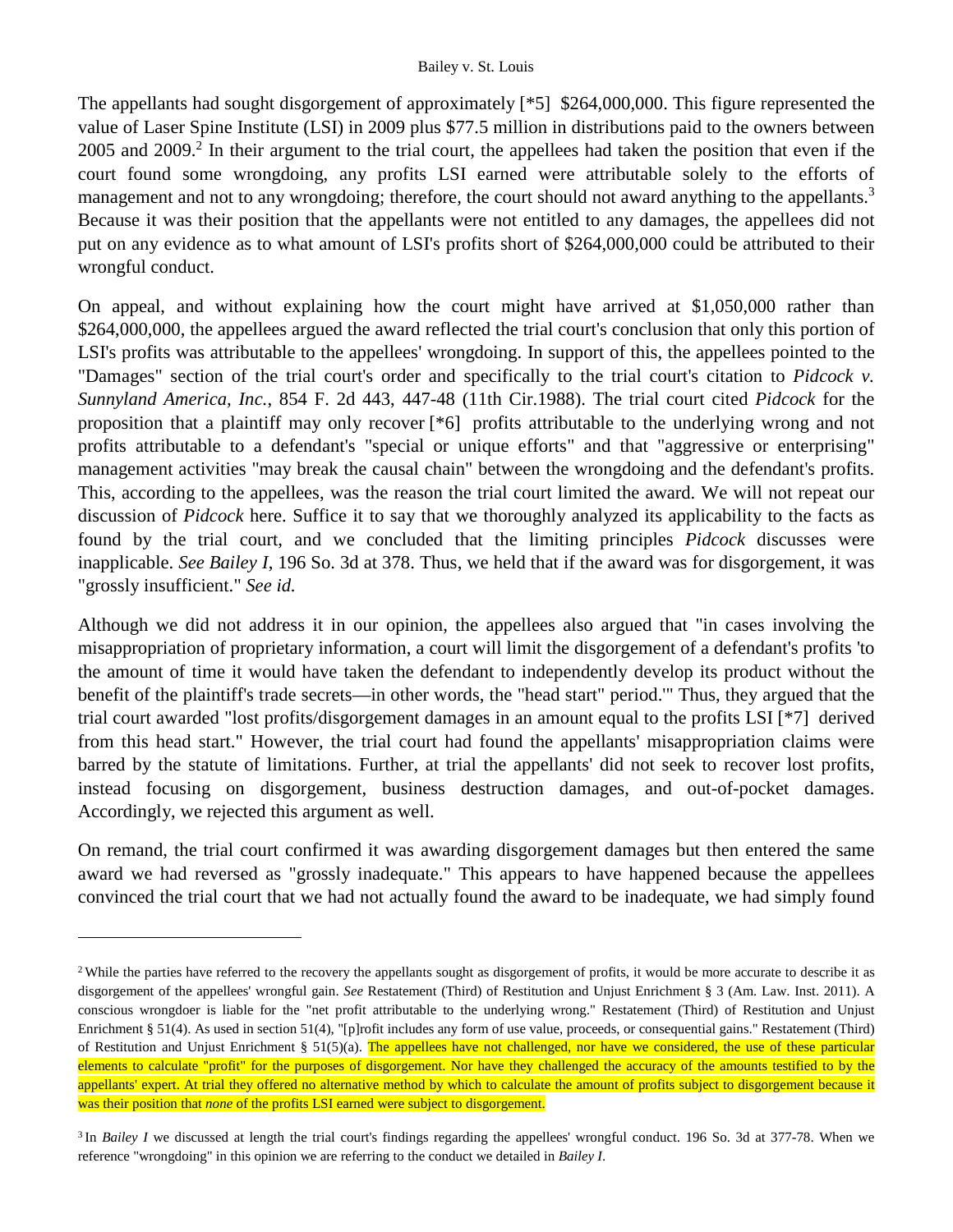The appellants had sought disgorgement of approximately [*5] $264,000,000. This figure represented the value of Laser Spine Institute (LSI) in 2009 plus $77.5 million in distributions paid to the owners between 2005 and 2009.[2] In their argument to the trial court, the appellees had taken the position that even if the court found some wrongdoing, any profits LSI earned were attributable solely to the efforts of management and not to any wrongdoing; therefore, the court should not award anything to the appellants.[3] Because it was their position that the appellants were not entitled to any damages, the appellees did not put on any evidence as to what amount of LSI's profits short of $264,000,000 could be attributed to their wrongful conduct.

On appeal, and without explaining how the court might have arrived at $1,050,000 rather than $264,000,000, the appellees argued the award reflected the trial court's conclusion that only this portion of LSI's profits was attributable to the appellees' wrongdoing. In support of this, the appellees pointed to the "Damages" section of the trial court's order and specifically to the trial court's citation to *Pidcock v. Sunnyland America, Inc.*, 854 F. 2d 443, 447-48 (11th Cir.1988). The trial court cited *Pidcock* for the proposition that a plaintiff may only recover [*6] profits attributable to the underlying wrong and not profits attributable to a defendant's "special or unique efforts" and that "aggressive or enterprising" management activities "may break the causal chain" between the wrongdoing and the defendant's profits. This, according to the appellees, was the reason the trial court limited the award. We will not repeat our discussion of *Pidcock* here. Suffice it to say that we thoroughly analyzed its applicability to the facts as found by the trial court, and we concluded that the limiting principles *Pidcock* discusses were inapplicable. *See Bailey I*, 196 So. 3d at 378. Thus, we held that if the award was for disgorgement, it was "grossly insufficient." *See id.*

Although we did not address it in our opinion, the appellees also argued that "in cases involving the misappropriation of proprietary information, a court will limit the disgorgement of a defendant's profits 'to the amount of time it would have taken the defendant to independently develop its product without the benefit of the plaintiff's trade secrets—in other words, the "head start" period.'" Thus, they argued that the trial court awarded "lost profits/disgorgement damages in an amount equal to the profits LSI [*7] derived from this head start." However, the trial court had found the appellants' misappropriation claims were barred by the statute of limitations. Further, at trial the appellants' did not seek to recover lost profits, instead focusing on disgorgement, business destruction damages, and out-of-pocket damages. Accordingly, we rejected this argument as well.

On remand, the trial court confirmed it was awarding disgorgement damages but then entered the same award we had reversed as "grossly inadequate." This appears to have happened because the appellees convinced the trial court that we had not actually found the award to be inadequate, we had simply found

---

[2] While the parties have referred to the recovery the appellants sought as disgorgement of profits, it would be more accurate to describe it as disgorgement of the appellees' wrongful gain. *See* Restatement (Third) of Restitution and Unjust Enrichment § 3 (Am. Law. Inst. 2011). A conscious wrongdoer is liable for the "net profit attributable to the underlying wrong." Restatement (Third) of Restitution and Unjust Enrichment § 51(4). As used in section 51(4), "[p]rofit includes any form of use value, proceeds, or consequential gains." Restatement (Third) of Restitution and Unjust Enrichment § 51(5)(a). The appellees have not challenged, nor have we considered, the use of these particular elements to calculate "profit" for the purposes of disgorgement. Nor have they challenged the accuracy of the amounts testified to by the appellants' expert. At trial they offered no alternative method by which to calculate the amount of profits subject to disgorgement because it was their position that *none* of the profits LSI earned were subject to disgorgement.

[3] In *Bailey I* we discussed at length the trial court's findings regarding the appellees' wrongful conduct. 196 So. 3d at 377-78. When we reference "wrongdoing" in this opinion we are referring to the conduct we detailed in *Bailey I*.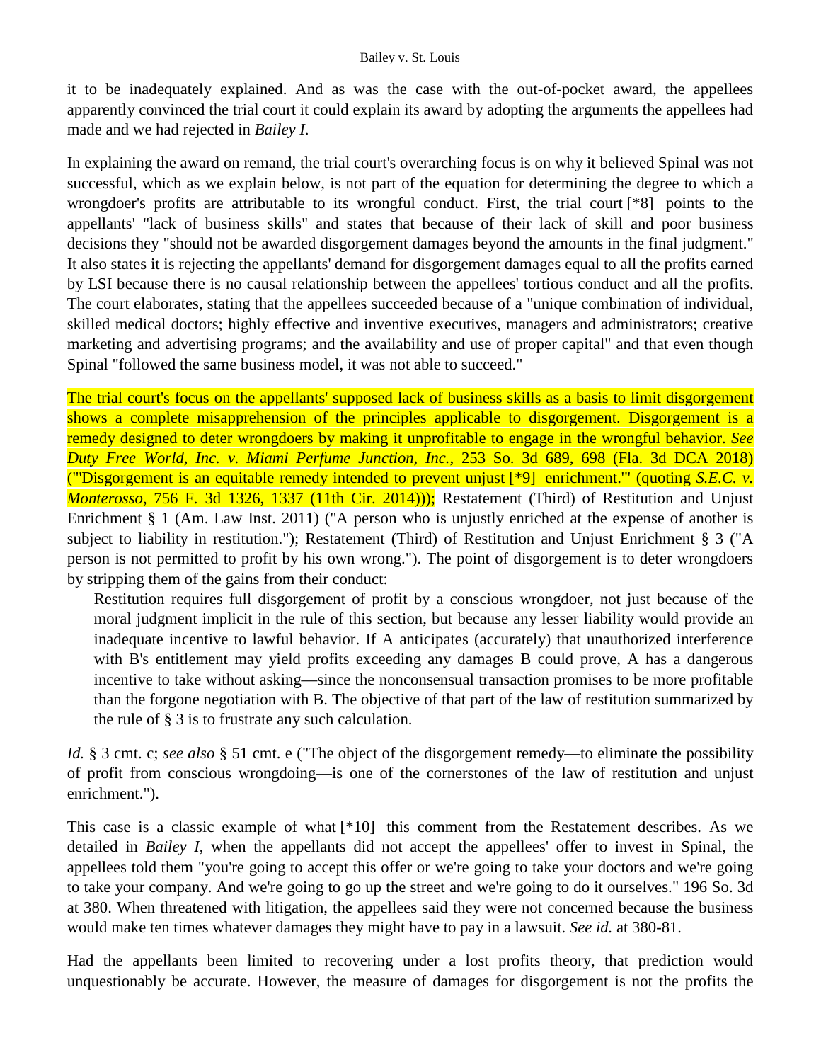it to be inadequately explained. And as was the case with the out-of-pocket award, the appellees apparently convinced the trial court it could explain its award by adopting the arguments the appellees had made and we had rejected in *Bailey I*.

In explaining the award on remand, the trial court's overarching focus is on why it believed Spinal was not successful, which as we explain below, is not part of the equation for determining the degree to which a wrongdoer's profits are attributable to its wrongful conduct. First, the trial court [*8] points to the appellants' "lack of business skills" and states that because of their lack of skill and poor business decisions they "should not be awarded disgorgement damages beyond the amounts in the final judgment." It also states it is rejecting the appellants' demand for disgorgement damages equal to all the profits earned by LSI because there is no causal relationship between the appellees' tortious conduct and all the profits. The court elaborates, stating that the appellees succeeded because of a "unique combination of individual, skilled medical doctors; highly effective and inventive executives, managers and administrators; creative marketing and advertising programs; and the availability and use of proper capital" and that even though Spinal "followed the same business model, it was not able to succeed."

The trial court's focus on the appellants' supposed lack of business skills as a basis to limit disgorgement shows a complete misapprehension of the principles applicable to disgorgement. Disgorgement is a remedy designed to deter wrongdoers by making it unprofitable to engage in the wrongful behavior. *See Duty Free World, Inc. v. Miami Perfume Junction, Inc.*, 253 So. 3d 689, 698 (Fla. 3d DCA 2018) ("'Disgorgement is an equitable remedy intended to prevent unjust [*9] enrichment.'" (quoting *S.E.C. v. Monterosso*, 756 F. 3d 1326, 1337 (11th Cir. 2014))); Restatement (Third) of Restitution and Unjust Enrichment § 1 (Am. Law Inst. 2011) ("A person who is unjustly enriched at the expense of another is subject to liability in restitution."); Restatement (Third) of Restitution and Unjust Enrichment § 3 ("A person is not permitted to profit by his own wrong."). The point of disgorgement is to deter wrongdoers by stripping them of the gains from their conduct:

> Restitution requires full disgorgement of profit by a conscious wrongdoer, not just because of the moral judgment implicit in the rule of this section, but because any lesser liability would provide an inadequate incentive to lawful behavior. If A anticipates (accurately) that unauthorized interference with B's entitlement may yield profits exceeding any damages B could prove, A has a dangerous incentive to take without asking—since the nonconsensual transaction promises to be more profitable than the forgone negotiation with B. The objective of that part of the law of restitution summarized by the rule of § 3 is to frustrate any such calculation.

*Id.* § 3 cmt. c; *see also* § 51 cmt. e ("The object of the disgorgement remedy—to eliminate the possibility of profit from conscious wrongdoing—is one of the cornerstones of the law of restitution and unjust enrichment.").

This case is a classic example of what [*10] this comment from the Restatement describes. As we detailed in *Bailey I*, when the appellants did not accept the appellees' offer to invest in Spinal, the appellees told them "you're going to accept this offer or we're going to take your doctors and we're going to take your company. And we're going to go up the street and we're going to do it ourselves." 196 So. 3d at 380. When threatened with litigation, the appellees said they were not concerned because the business would make ten times whatever damages they might have to pay in a lawsuit. *See id.* at 380-81.

Had the appellants been limited to recovering under a lost profits theory, that prediction would unquestionably be accurate. However, the measure of damages for disgorgement is not the profits the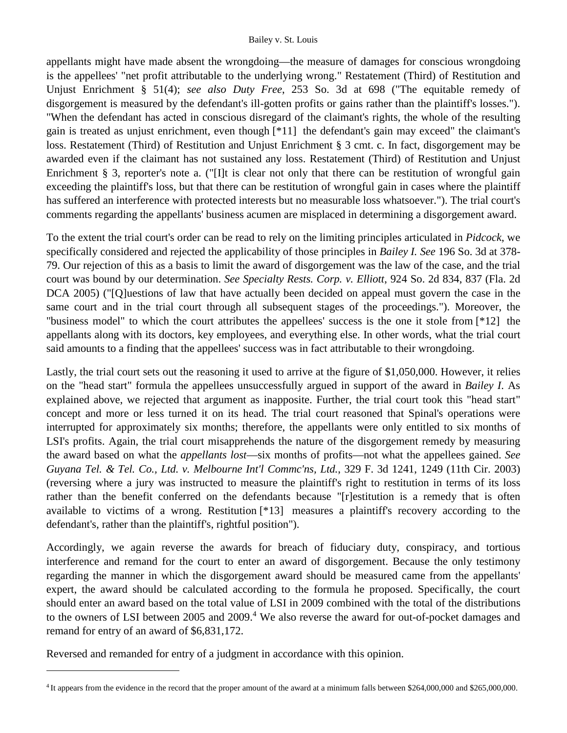appellants might have made absent the wrongdoing—the measure of damages for conscious wrongdoing is the appellees' "net profit attributable to the underlying wrong." Restatement (Third) of Restitution and Unjust Enrichment § 51(4); *see also Duty Free*, 253 So. 3d at 698 ("The equitable remedy of disgorgement is measured by the defendant's ill-gotten profits or gains rather than the plaintiff's losses."). "When the defendant has acted in conscious disregard of the claimant's rights, the whole of the resulting gain is treated as unjust enrichment, even though [*11] the defendant's gain may exceed" the claimant's loss. Restatement (Third) of Restitution and Unjust Enrichment § 3 cmt. c. In fact, disgorgement may be awarded even if the claimant has not sustained any loss. Restatement (Third) of Restitution and Unjust Enrichment § 3, reporter's note a. ("[I]t is clear not only that there can be restitution of wrongful gain exceeding the plaintiff's loss, but that there can be restitution of wrongful gain in cases where the plaintiff has suffered an interference with protected interests but no measurable loss whatsoever."). The trial court's comments regarding the appellants' business acumen are misplaced in determining a disgorgement award.

To the extent the trial court's order can be read to rely on the limiting principles articulated in *Pidcock*, we specifically considered and rejected the applicability of those principles in *Bailey I*. *See* 196 So. 3d at 378-79. Our rejection of this as a basis to limit the award of disgorgement was the law of the case, and the trial court was bound by our determination. *See Specialty Rests. Corp. v. Elliott*, 924 So. 2d 834, 837 (Fla. 2d DCA 2005) ("[Q]uestions of law that have actually been decided on appeal must govern the case in the same court and in the trial court through all subsequent stages of the proceedings."). Moreover, the "business model" to which the court attributes the appellees' success is the one it stole from [*12] the appellants along with its doctors, key employees, and everything else. In other words, what the trial court said amounts to a finding that the appellees' success was in fact attributable to their wrongdoing.

Lastly, the trial court sets out the reasoning it used to arrive at the figure of $1,050,000. However, it relies on the "head start" formula the appellees unsuccessfully argued in support of the award in *Bailey I*. As explained above, we rejected that argument as inapposite. Further, the trial court took this "head start" concept and more or less turned it on its head. The trial court reasoned that Spinal's operations were interrupted for approximately six months; therefore, the appellants were only entitled to six months of LSI's profits. Again, the trial court misapprehends the nature of the disgorgement remedy by measuring the award based on what the *appellants lost*—six months of profits—not what the appellees gained. *See Guyana Tel. & Tel. Co., Ltd. v. Melbourne Int'l Commc'ns, Ltd.*, 329 F. 3d 1241, 1249 (11th Cir. 2003) (reversing where a jury was instructed to measure the plaintiff's right to restitution in terms of its loss rather than the benefit conferred on the defendants because "[r]estitution is a remedy that is often available to victims of a wrong. Restitution [*13] measures a plaintiff's recovery according to the defendant's, rather than the plaintiff's, rightful position").

Accordingly, we again reverse the awards for breach of fiduciary duty, conspiracy, and tortious interference and remand for the court to enter an award of disgorgement. Because the only testimony regarding the manner in which the disgorgement award should be measured came from the appellants' expert, the award should be calculated according to the formula he proposed. Specifically, the court should enter an award based on the total value of LSI in 2009 combined with the total of the distributions to the owners of LSI between 2005 and 2009.[4] We also reverse the award for out-of-pocket damages and remand for entry of an award of $6,831,172.

Reversed and remanded for entry of a judgment in accordance with this opinion.

---

[4] It appears from the evidence in the record that the proper amount of the award at a minimum falls between $264,000,000 and $265,000,000.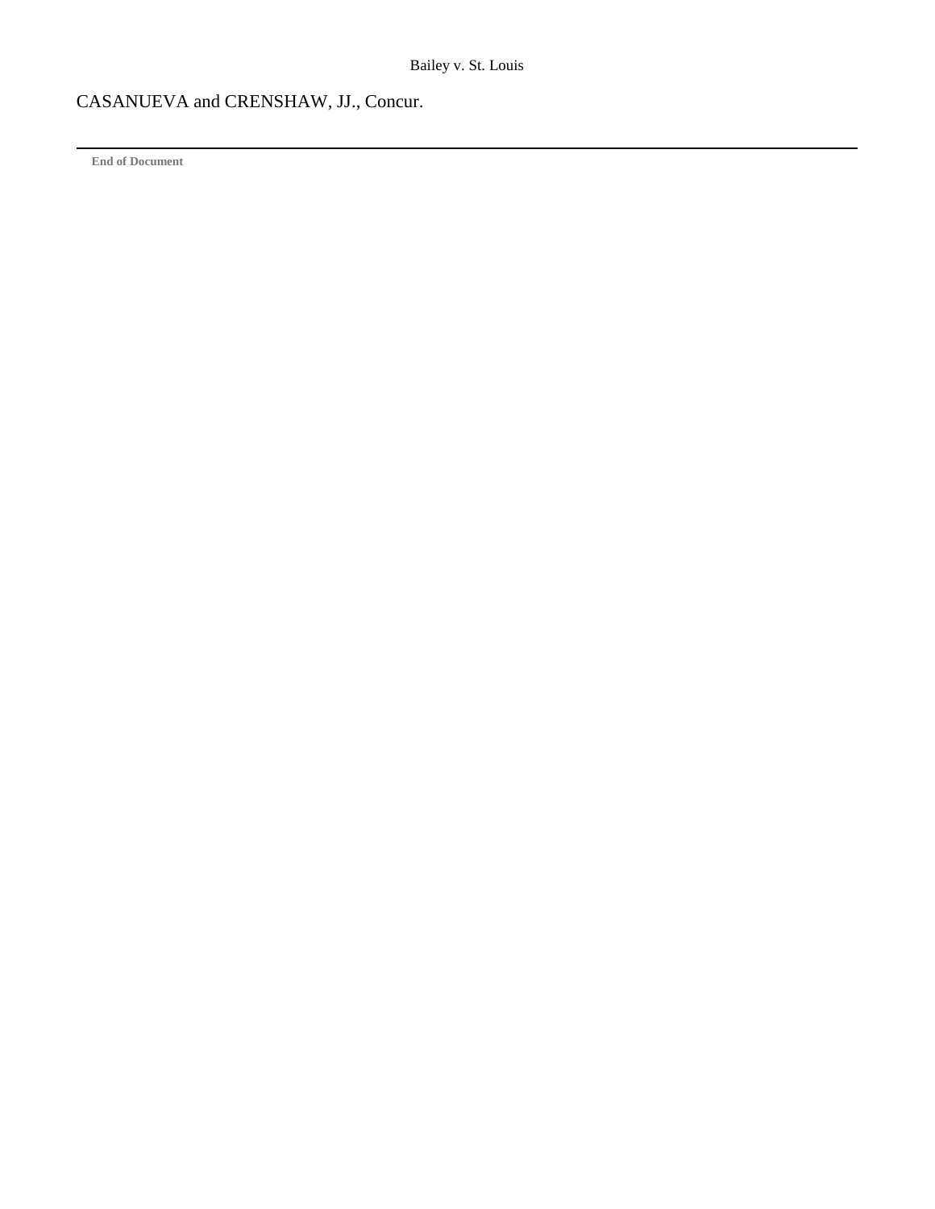CASANUEVA and CRENSHAW, JJ., Concur.

---

**End of Document**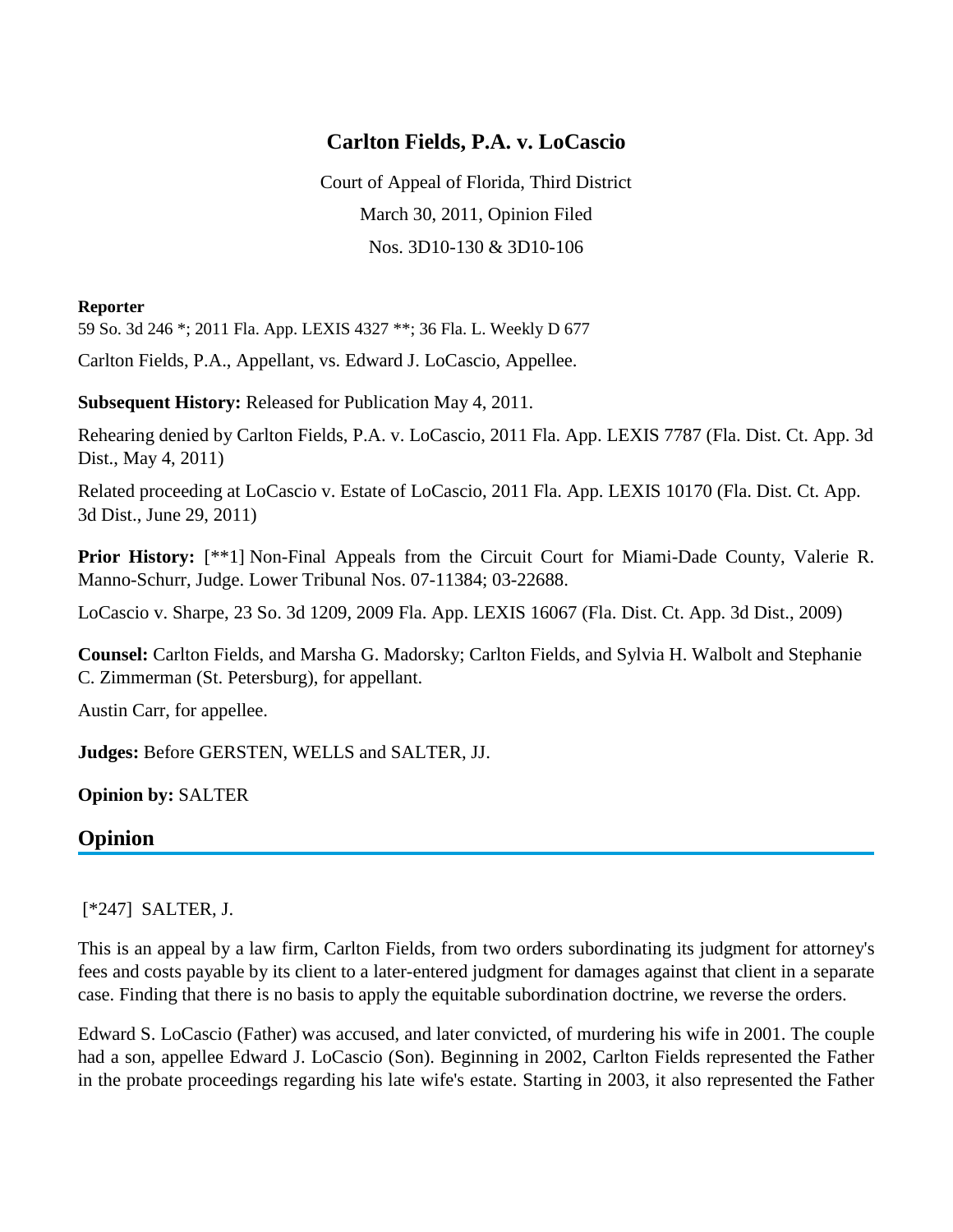# Carlton Fields, P.A. v. LoCascio

Court of Appeal of Florida, Third District

March 30, 2011, Opinion Filed

Nos. 3D10-130 & 3D10-106

**Reporter**

59 So. 3d 246 *; 2011 Fla. App. LEXIS 4327 **; 36 Fla. L. Weekly D 677

Carlton Fields, P.A., Appellant, vs. Edward J. LoCascio, Appellee.

**Subsequent History:** Released for Publication May 4, 2011.

Rehearing denied by Carlton Fields, P.A. v. LoCascio, 2011 Fla. App. LEXIS 7787 (Fla. Dist. Ct. App. 3d Dist., May 4, 2011)

Related proceeding at LoCascio v. Estate of LoCascio, 2011 Fla. App. LEXIS 10170 (Fla. Dist. Ct. App. 3d Dist., June 29, 2011)

**Prior History:** [**1] Non-Final Appeals from the Circuit Court for Miami-Dade County, Valerie R. Manno-Schurr, Judge. Lower Tribunal Nos. 07-11384; 03-22688.

LoCascio v. Sharpe, 23 So. 3d 1209, 2009 Fla. App. LEXIS 16067 (Fla. Dist. Ct. App. 3d Dist., 2009)

**Counsel:** Carlton Fields, and Marsha G. Madorsky; Carlton Fields, and Sylvia H. Walbolt and Stephanie C. Zimmerman (St. Petersburg), for appellant.

Austin Carr, for appellee.

**Judges:** Before GERSTEN, WELLS and SALTER, JJ.

**Opinion by:** SALTER

## Opinion

[*247] SALTER, J.

This is an appeal by a law firm, Carlton Fields, from two orders subordinating its judgment for attorney's fees and costs payable by its client to a later-entered judgment for damages against that client in a separate case. Finding that there is no basis to apply the equitable subordination doctrine, we reverse the orders.

Edward S. LoCascio (Father) was accused, and later convicted, of murdering his wife in 2001. The couple had a son, appellee Edward J. LoCascio (Son). Beginning in 2002, Carlton Fields represented the Father in the probate proceedings regarding his late wife's estate. Starting in 2003, it also represented the Father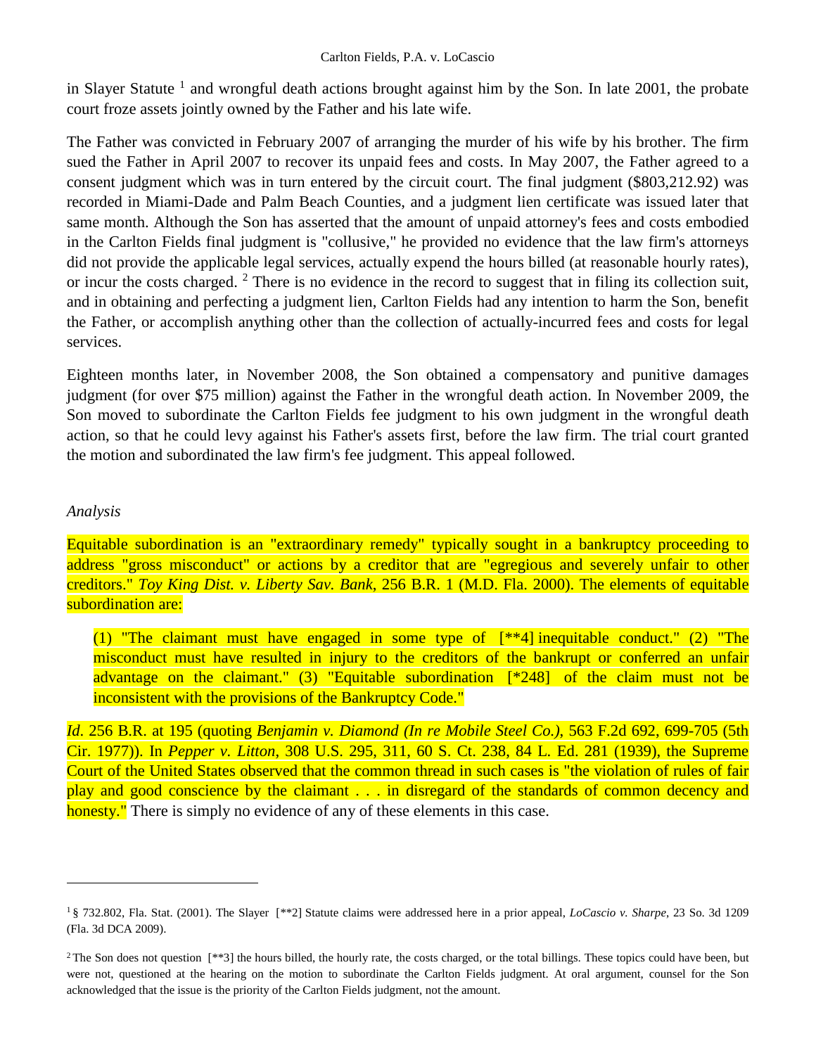in Slayer Statute [1] and wrongful death actions brought against him by the Son. In late 2001, the probate court froze assets jointly owned by the Father and his late wife.

The Father was convicted in February 2007 of arranging the murder of his wife by his brother. The firm sued the Father in April 2007 to recover its unpaid fees and costs. In May 2007, the Father agreed to a consent judgment which was in turn entered by the circuit court. The final judgment ($803,212.92) was recorded in Miami-Dade and Palm Beach Counties, and a judgment lien certificate was issued later that same month. Although the Son has asserted that the amount of unpaid attorney's fees and costs embodied in the Carlton Fields final judgment is "collusive," he provided no evidence that the law firm's attorneys did not provide the applicable legal services, actually expend the hours billed (at reasonable hourly rates), or incur the costs charged. [2] There is no evidence in the record to suggest that in filing its collection suit, and in obtaining and perfecting a judgment lien, Carlton Fields had any intention to harm the Son, benefit the Father, or accomplish anything other than the collection of actually-incurred fees and costs for legal services.

Eighteen months later, in November 2008, the Son obtained a compensatory and punitive damages judgment (for over $75 million) against the Father in the wrongful death action. In November 2009, the Son moved to subordinate the Carlton Fields fee judgment to his own judgment in the wrongful death action, so that he could levy against his Father's assets first, before the law firm. The trial court granted the motion and subordinated the law firm's fee judgment. This appeal followed.

*Analysis*

Equitable subordination is an "extraordinary remedy" typically sought in a bankruptcy proceeding to address "gross misconduct" or actions by a creditor that are "egregious and severely unfair to other creditors." *Toy King Dist. v. Liberty Sav. Bank*, 256 B.R. 1 (M.D. Fla. 2000). The elements of equitable subordination are:

> (1) "The claimant must have engaged in some type of [**4] inequitable conduct." (2) "The misconduct must have resulted in injury to the creditors of the bankrupt or conferred an unfair advantage on the claimant." (3) "Equitable subordination [*248] of the claim must not be inconsistent with the provisions of the Bankruptcy Code."

*Id.* 256 B.R. at 195 (quoting *Benjamin v. Diamond (In re Mobile Steel Co.)*, 563 F.2d 692, 699-705 (5th Cir. 1977)). In *Pepper v. Litton*, 308 U.S. 295, 311, 60 S. Ct. 238, 84 L. Ed. 281 (1939), the Supreme Court of the United States observed that the common thread in such cases is "the violation of rules of fair play and good conscience by the claimant . . . in disregard of the standards of common decency and honesty." There is simply no evidence of any of these elements in this case.

---

[1] § 732.802, Fla. Stat. (2001). The Slayer [**2] Statute claims were addressed here in a prior appeal, *LoCascio v. Sharpe*, 23 So. 3d 1209 (Fla. 3d DCA 2009).

[2] The Son does not question [**3] the hours billed, the hourly rate, the costs charged, or the total billings. These topics could have been, but were not, questioned at the hearing on the motion to subordinate the Carlton Fields judgment. At oral argument, counsel for the Son acknowledged that the issue is the priority of the Carlton Fields judgment, not the amount.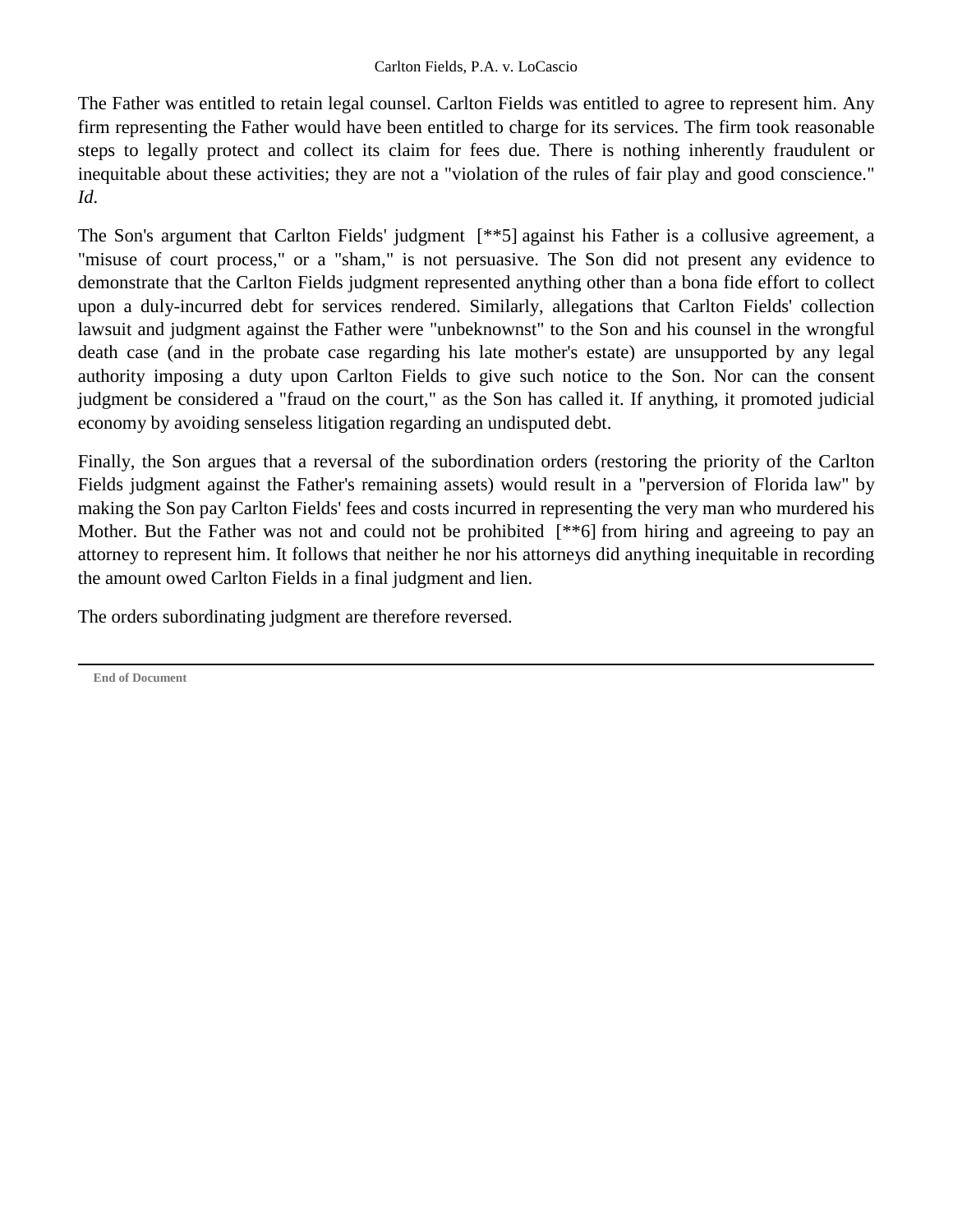The Father was entitled to retain legal counsel. Carlton Fields was entitled to agree to represent him. Any firm representing the Father would have been entitled to charge for its services. The firm took reasonable steps to legally protect and collect its claim for fees due. There is nothing inherently fraudulent or inequitable about these activities; they are not a "violation of the rules of fair play and good conscience." *Id.*

The Son's argument that Carlton Fields' judgment [**5] against his Father is a collusive agreement, a "misuse of court process," or a "sham," is not persuasive. The Son did not present any evidence to demonstrate that the Carlton Fields judgment represented anything other than a bona fide effort to collect upon a duly-incurred debt for services rendered. Similarly, allegations that Carlton Fields' collection lawsuit and judgment against the Father were "unbeknownst" to the Son and his counsel in the wrongful death case (and in the probate case regarding his late mother's estate) are unsupported by any legal authority imposing a duty upon Carlton Fields to give such notice to the Son. Nor can the consent judgment be considered a "fraud on the court," as the Son has called it. If anything, it promoted judicial economy by avoiding senseless litigation regarding an undisputed debt.

Finally, the Son argues that a reversal of the subordination orders (restoring the priority of the Carlton Fields judgment against the Father's remaining assets) would result in a "perversion of Florida law" by making the Son pay Carlton Fields' fees and costs incurred in representing the very man who murdered his Mother. But the Father was not and could not be prohibited [**6] from hiring and agreeing to pay an attorney to represent him. It follows that neither he nor his attorneys did anything inequitable in recording the amount owed Carlton Fields in a final judgment and lien.

The orders subordinating judgment are therefore reversed.

---

**End of Document**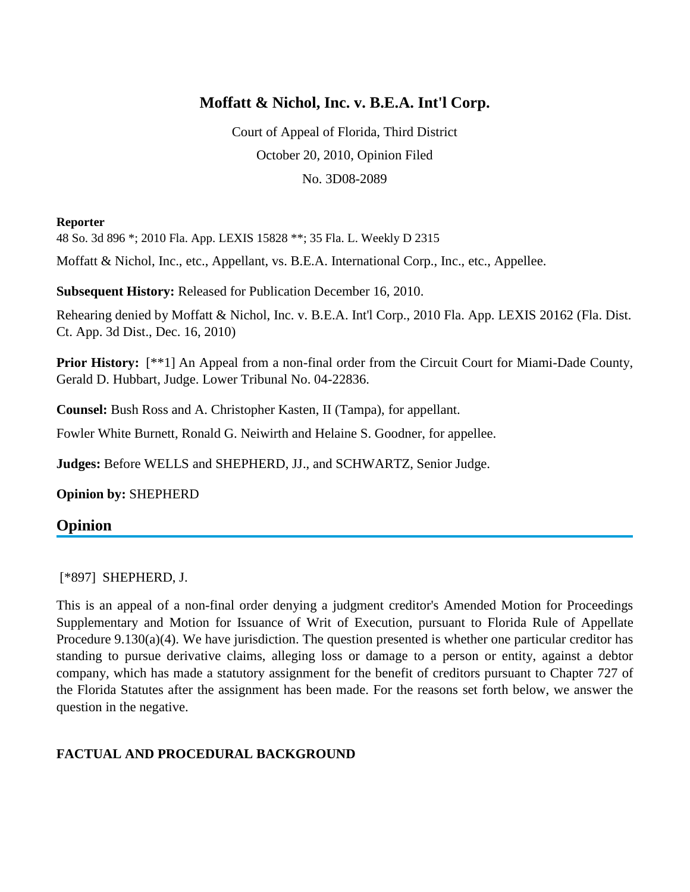# Moffatt & Nichol, Inc. v. B.E.A. Int'l Corp.

Court of Appeal of Florida, Third District

October 20, 2010, Opinion Filed

No. 3D08-2089

**Reporter**

48 So. 3d 896 *; 2010 Fla. App. LEXIS 15828 **; 35 Fla. L. Weekly D 2315

Moffatt & Nichol, Inc., etc., Appellant, vs. B.E.A. International Corp., Inc., etc., Appellee.

**Subsequent History:** Released for Publication December 16, 2010.

Rehearing denied by Moffatt & Nichol, Inc. v. B.E.A. Int'l Corp., 2010 Fla. App. LEXIS 20162 (Fla. Dist. Ct. App. 3d Dist., Dec. 16, 2010)

**Prior History:** [**1] An Appeal from a non-final order from the Circuit Court for Miami-Dade County, Gerald D. Hubbart, Judge. Lower Tribunal No. 04-22836.

**Counsel:** Bush Ross and A. Christopher Kasten, II (Tampa), for appellant.

Fowler White Burnett, Ronald G. Neiwirth and Helaine S. Goodner, for appellee.

**Judges:** Before WELLS and SHEPHERD, JJ., and SCHWARTZ, Senior Judge.

**Opinion by:** SHEPHERD

## Opinion

[*897] SHEPHERD, J.

This is an appeal of a non-final order denying a judgment creditor's Amended Motion for Proceedings Supplementary and Motion for Issuance of Writ of Execution, pursuant to Florida Rule of Appellate Procedure 9.130(a)(4). We have jurisdiction. The question presented is whether one particular creditor has standing to pursue derivative claims, alleging loss or damage to a person or entity, against a debtor company, which has made a statutory assignment for the benefit of creditors pursuant to Chapter 727 of the Florida Statutes after the assignment has been made. For the reasons set forth below, we answer the question in the negative.

### FACTUAL AND PROCEDURAL BACKGROUND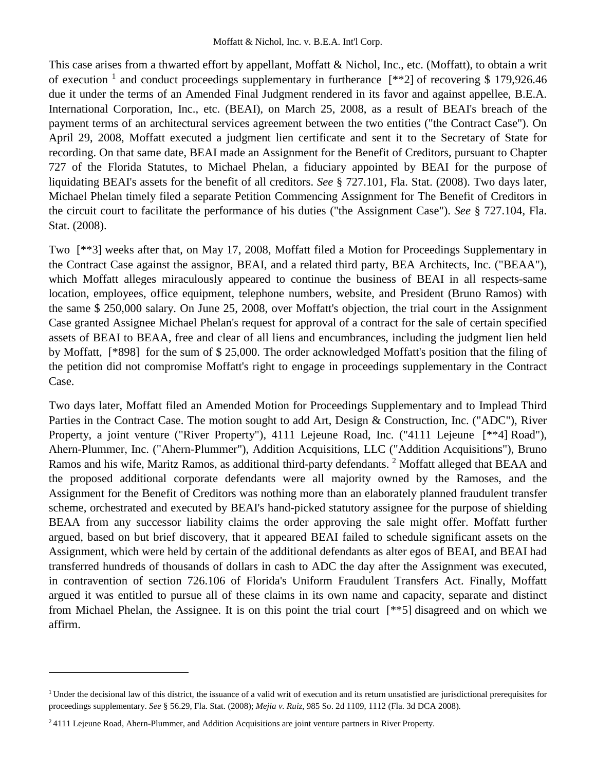This case arises from a thwarted effort by appellant, Moffatt & Nichol, Inc., etc. (Moffatt), to obtain a writ of execution [1] and conduct proceedings supplementary in furtherance [**2] of recovering $ 179,926.46 due it under the terms of an Amended Final Judgment rendered in its favor and against appellee, B.E.A. International Corporation, Inc., etc. (BEAI), on March 25, 2008, as a result of BEAI's breach of the payment terms of an architectural services agreement between the two entities ("the Contract Case"). On April 29, 2008, Moffatt executed a judgment lien certificate and sent it to the Secretary of State for recording. On that same date, BEAI made an Assignment for the Benefit of Creditors, pursuant to Chapter 727 of the Florida Statutes, to Michael Phelan, a fiduciary appointed by BEAI for the purpose of liquidating BEAI's assets for the benefit of all creditors. *See* § 727.101, Fla. Stat. (2008). Two days later, Michael Phelan timely filed a separate Petition Commencing Assignment for The Benefit of Creditors in the circuit court to facilitate the performance of his duties ("the Assignment Case"). *See* § 727.104, Fla. Stat. (2008).

Two [**3] weeks after that, on May 17, 2008, Moffatt filed a Motion for Proceedings Supplementary in the Contract Case against the assignor, BEAI, and a related third party, BEA Architects, Inc. ("BEAA"), which Moffatt alleges miraculously appeared to continue the business of BEAI in all respects-same location, employees, office equipment, telephone numbers, website, and President (Bruno Ramos) with the same $ 250,000 salary. On June 25, 2008, over Moffatt's objection, the trial court in the Assignment Case granted Assignee Michael Phelan's request for approval of a contract for the sale of certain specified assets of BEAI to BEAA, free and clear of all liens and encumbrances, including the judgment lien held by Moffatt, [*898] for the sum of $ 25,000. The order acknowledged Moffatt's position that the filing of the petition did not compromise Moffatt's right to engage in proceedings supplementary in the Contract Case.

Two days later, Moffatt filed an Amended Motion for Proceedings Supplementary and to Implead Third Parties in the Contract Case. The motion sought to add Art, Design & Construction, Inc. ("ADC"), River Property, a joint venture ("River Property"), 4111 Lejeune Road, Inc. ("4111 Lejeune [**4] Road"), Ahern-Plummer, Inc. ("Ahern-Plummer"), Addition Acquisitions, LLC ("Addition Acquisitions"), Bruno Ramos and his wife, Maritz Ramos, as additional third-party defendants. [2] Moffatt alleged that BEAA and the proposed additional corporate defendants were all majority owned by the Ramoses, and the Assignment for the Benefit of Creditors was nothing more than an elaborately planned fraudulent transfer scheme, orchestrated and executed by BEAI's hand-picked statutory assignee for the purpose of shielding BEAA from any successor liability claims the order approving the sale might offer. Moffatt further argued, based on but brief discovery, that it appeared BEAI failed to schedule significant assets on the Assignment, which were held by certain of the additional defendants as alter egos of BEAI, and BEAI had transferred hundreds of thousands of dollars in cash to ADC the day after the Assignment was executed, in contravention of section 726.106 of Florida's Uniform Fraudulent Transfers Act. Finally, Moffatt argued it was entitled to pursue all of these claims in its own name and capacity, separate and distinct from Michael Phelan, the Assignee. It is on this point the trial court [**5] disagreed and on which we affirm.

---

[1] Under the decisional law of this district, the issuance of a valid writ of execution and its return unsatisfied are jurisdictional prerequisites for proceedings supplementary. *See* § 56.29, Fla. Stat. (2008); *Mejia v. Ruiz*, 985 So. 2d 1109, 1112 (Fla. 3d DCA 2008).

[2] 4111 Lejeune Road, Ahern-Plummer, and Addition Acquisitions are joint venture partners in River Property.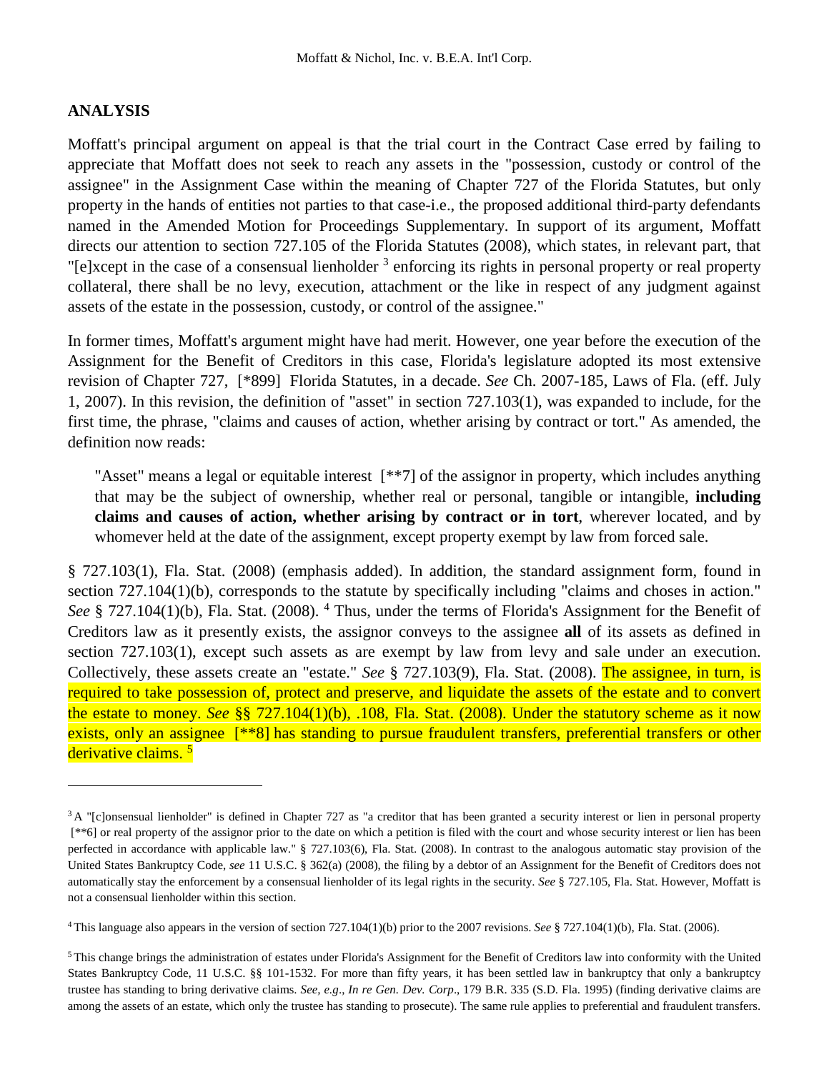## ANALYSIS

Moffatt's principal argument on appeal is that the trial court in the Contract Case erred by failing to appreciate that Moffatt does not seek to reach any assets in the "possession, custody or control of the assignee" in the Assignment Case within the meaning of Chapter 727 of the Florida Statutes, but only property in the hands of entities not parties to that case-i.e., the proposed additional third-party defendants named in the Amended Motion for Proceedings Supplementary. In support of its argument, Moffatt directs our attention to section 727.105 of the Florida Statutes (2008), which states, in relevant part, that "[e]xcept in the case of a consensual lienholder [3] enforcing its rights in personal property or real property collateral, there shall be no levy, execution, attachment or the like in respect of any judgment against assets of the estate in the possession, custody, or control of the assignee."

In former times, Moffatt's argument might have had merit. However, one year before the execution of the Assignment for the Benefit of Creditors in this case, Florida's legislature adopted its most extensive revision of Chapter 727, [*899] Florida Statutes, in a decade. *See* Ch. 2007-185, Laws of Fla. (eff. July 1, 2007). In this revision, the definition of "asset" in section 727.103(1), was expanded to include, for the first time, the phrase, "claims and causes of action, whether arising by contract or tort." As amended, the definition now reads:

> "Asset" means a legal or equitable interest [**7] of the assignor in property, which includes anything that may be the subject of ownership, whether real or personal, tangible or intangible, **including claims and causes of action, whether arising by contract or in tort**, wherever located, and by whomever held at the date of the assignment, except property exempt by law from forced sale.

§ 727.103(1), Fla. Stat. (2008) (emphasis added). In addition, the standard assignment form, found in section 727.104(1)(b), corresponds to the statute by specifically including "claims and choses in action." *See* § 727.104(1)(b), Fla. Stat. (2008). [4] Thus, under the terms of Florida's Assignment for the Benefit of Creditors law as it presently exists, the assignor conveys to the assignee **all** of its assets as defined in section 727.103(1), except such assets as are exempt by law from levy and sale under an execution. Collectively, these assets create an "estate." *See* § 727.103(9), Fla. Stat. (2008). The assignee, in turn, is required to take possession of, protect and preserve, and liquidate the assets of the estate and to convert the estate to money. *See* §§ 727.104(1)(b), .108, Fla. Stat. (2008). Under the statutory scheme as it now exists, only an assignee [**8] has standing to pursue fraudulent transfers, preferential transfers or other derivative claims. [5]

---

[3] A "[c]onsensual lienholder" is defined in Chapter 727 as "a creditor that has been granted a security interest or lien in personal property [**6] or real property of the assignor prior to the date on which a petition is filed with the court and whose security interest or lien has been perfected in accordance with applicable law." § 727.103(6), Fla. Stat. (2008). In contrast to the analogous automatic stay provision of the United States Bankruptcy Code, *see* 11 U.S.C. § 362(a) (2008), the filing by a debtor of an Assignment for the Benefit of Creditors does not automatically stay the enforcement by a consensual lienholder of its legal rights in the security. *See* § 727.105, Fla. Stat. However, Moffatt is not a consensual lienholder within this section.

[4] This language also appears in the version of section 727.104(1)(b) prior to the 2007 revisions. *See* § 727.104(1)(b), Fla. Stat. (2006).

[5] This change brings the administration of estates under Florida's Assignment for the Benefit of Creditors law into conformity with the United States Bankruptcy Code, 11 U.S.C. §§ 101-1532. For more than fifty years, it has been settled law in bankruptcy that only a bankruptcy trustee has standing to bring derivative claims. *See, e.g*., *In re Gen. Dev. Corp*., 179 B.R. 335 (S.D. Fla. 1995) (finding derivative claims are among the assets of an estate, which only the trustee has standing to prosecute). The same rule applies to preferential and fraudulent transfers.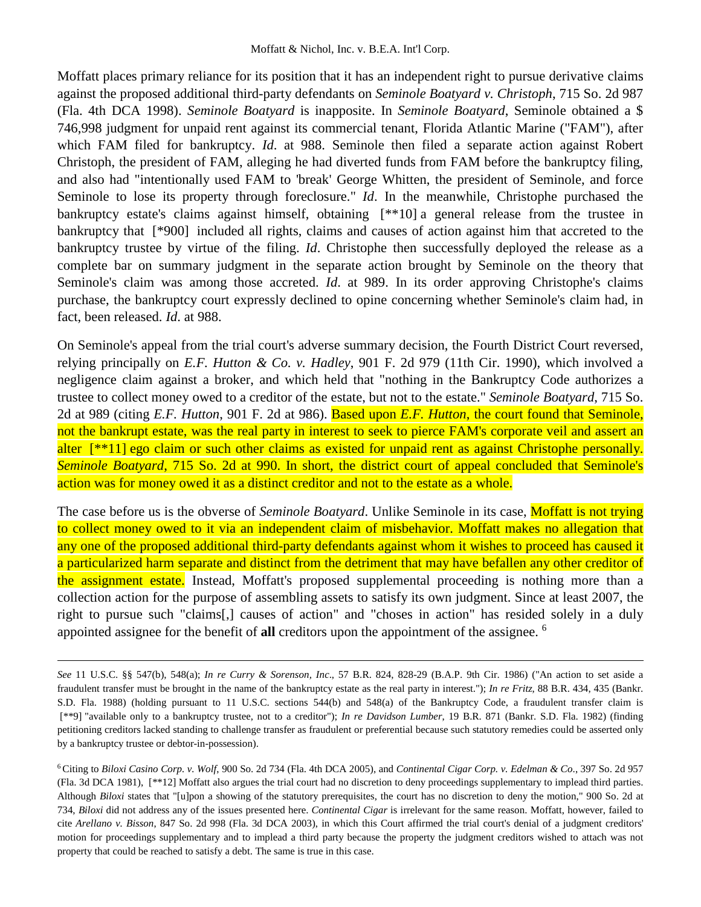Moffatt places primary reliance for its position that it has an independent right to pursue derivative claims against the proposed additional third-party defendants on *Seminole Boatyard v. Christoph*, 715 So. 2d 987 (Fla. 4th DCA 1998). *Seminole Boatyard* is inapposite. In *Seminole Boatyard*, Seminole obtained a $ 746,998 judgment for unpaid rent against its commercial tenant, Florida Atlantic Marine ("FAM"), after which FAM filed for bankruptcy. *Id*. at 988. Seminole then filed a separate action against Robert Christoph, the president of FAM, alleging he had diverted funds from FAM before the bankruptcy filing, and also had "intentionally used FAM to 'break' George Whitten, the president of Seminole, and force Seminole to lose its property through foreclosure." *Id*. In the meanwhile, Christophe purchased the bankruptcy estate's claims against himself, obtaining [**10] a general release from the trustee in bankruptcy that [*900] included all rights, claims and causes of action against him that accreted to the bankruptcy trustee by virtue of the filing. *Id*. Christophe then successfully deployed the release as a complete bar on summary judgment in the separate action brought by Seminole on the theory that Seminole's claim was among those accreted. *Id*. at 989. In its order approving Christophe's claims purchase, the bankruptcy court expressly declined to opine concerning whether Seminole's claim had, in fact, been released. *Id*. at 988.

On Seminole's appeal from the trial court's adverse summary decision, the Fourth District Court reversed, relying principally on *E.F. Hutton & Co. v. Hadley*, 901 F. 2d 979 (11th Cir. 1990), which involved a negligence claim against a broker, and which held that "nothing in the Bankruptcy Code authorizes a trustee to collect money owed to a creditor of the estate, but not to the estate." *Seminole Boatyard*, 715 So. 2d at 989 (citing *E.F. Hutton*, 901 F. 2d at 986). Based upon *E.F. Hutton*, the court found that Seminole, not the bankrupt estate, was the real party in interest to seek to pierce FAM's corporate veil and assert an alter [**11] ego claim or such other claims as existed for unpaid rent as against Christophe personally. *Seminole Boatyard*, 715 So. 2d at 990. In short, the district court of appeal concluded that Seminole's action was for money owed it as a distinct creditor and not to the estate as a whole.

The case before us is the obverse of *Seminole Boatyard*. Unlike Seminole in its case, Moffatt is not trying to collect money owed to it via an independent claim of misbehavior. Moffatt makes no allegation that any one of the proposed additional third-party defendants against whom it wishes to proceed has caused it a particularized harm separate and distinct from the detriment that may have befallen any other creditor of the assignment estate. Instead, Moffatt's proposed supplemental proceeding is nothing more than a collection action for the purpose of assembling assets to satisfy its own judgment. Since at least 2007, the right to pursue such "claims[,] causes of action" and "choses in action" has resided solely in a duly appointed assignee for the benefit of **all** creditors upon the appointment of the assignee. [6]

---

*See* 11 U.S.C. §§ 547(b), 548(a); *In re Curry & Sorenson, Inc*., 57 B.R. 824, 828-29 (B.A.P. 9th Cir. 1986) ("An action to set aside a fraudulent transfer must be brought in the name of the bankruptcy estate as the real party in interest."); *In re Fritz*, 88 B.R. 434, 435 (Bankr. S.D. Fla. 1988) (holding pursuant to 11 U.S.C. sections 544(b) and 548(a) of the Bankruptcy Code, a fraudulent transfer claim is [**9] "available only to a bankruptcy trustee, not to a creditor"); *In re Davidson Lumber*, 19 B.R. 871 (Bankr. S.D. Fla. 1982) (finding petitioning creditors lacked standing to challenge transfer as fraudulent or preferential because such statutory remedies could be asserted only by a bankruptcy trustee or debtor-in-possession).

[6] Citing to *Biloxi Casino Corp. v. Wolf*, 900 So. 2d 734 (Fla. 4th DCA 2005), and *Continental Cigar Corp. v. Edelman & Co*., 397 So. 2d 957 (Fla. 3d DCA 1981), [**12] Moffatt also argues the trial court had no discretion to deny proceedings supplementary to implead third parties. Although *Biloxi* states that "[u]pon a showing of the statutory prerequisites, the court has no discretion to deny the motion," 900 So. 2d at 734, *Biloxi* did not address any of the issues presented here. *Continental Cigar* is irrelevant for the same reason. Moffatt, however, failed to cite *Arellano v. Bisson*, 847 So. 2d 998 (Fla. 3d DCA 2003), in which this Court affirmed the trial court's denial of a judgment creditors' motion for proceedings supplementary and to implead a third party because the property the judgment creditors wished to attach was not property that could be reached to satisfy a debt. The same is true in this case.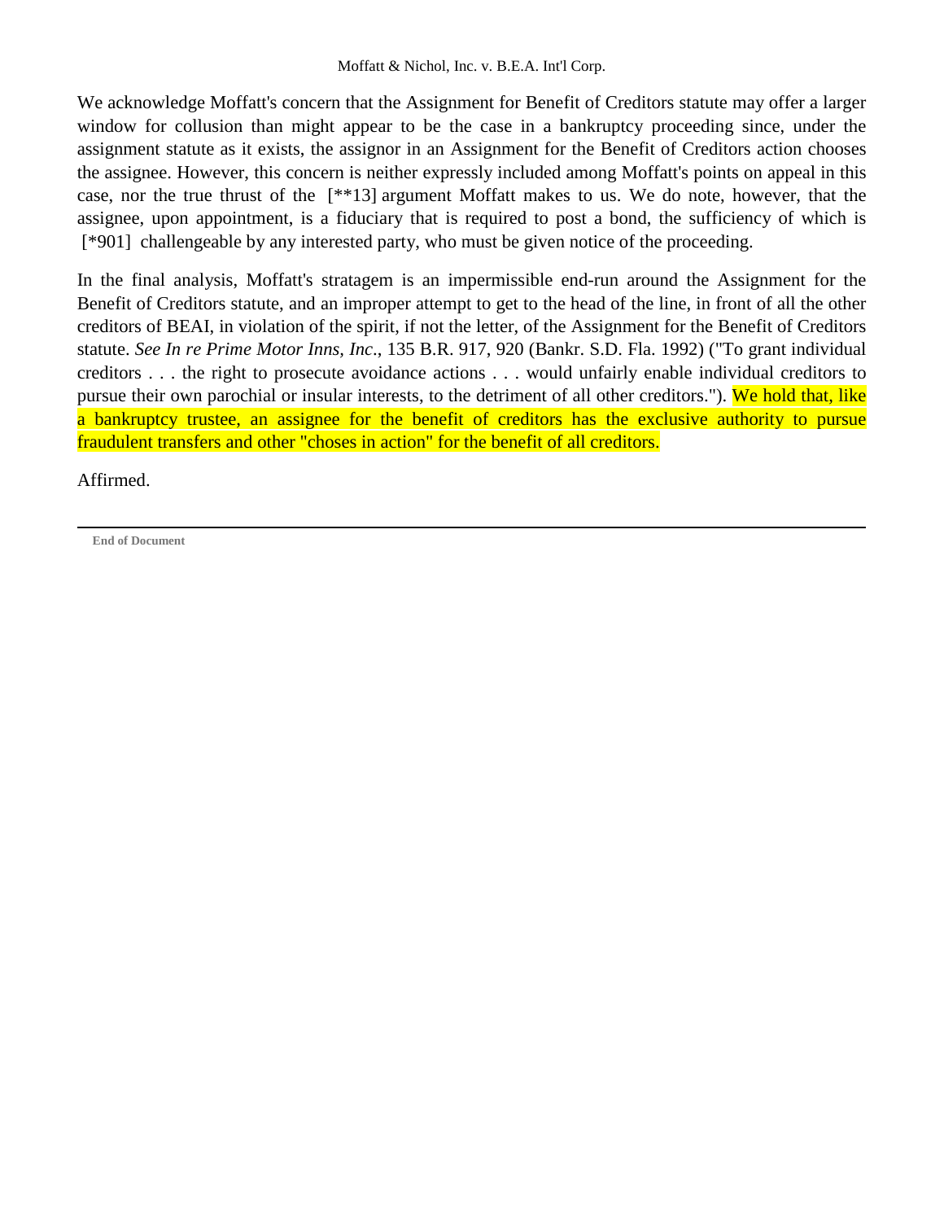We acknowledge Moffatt's concern that the Assignment for Benefit of Creditors statute may offer a larger window for collusion than might appear to be the case in a bankruptcy proceeding since, under the assignment statute as it exists, the assignor in an Assignment for the Benefit of Creditors action chooses the assignee. However, this concern is neither expressly included among Moffatt's points on appeal in this case, nor the true thrust of the [**13] argument Moffatt makes to us. We do note, however, that the assignee, upon appointment, is a fiduciary that is required to post a bond, the sufficiency of which is [*901] challengeable by any interested party, who must be given notice of the proceeding.

In the final analysis, Moffatt's stratagem is an impermissible end-run around the Assignment for the Benefit of Creditors statute, and an improper attempt to get to the head of the line, in front of all the other creditors of BEAI, in violation of the spirit, if not the letter, of the Assignment for the Benefit of Creditors statute. *See In re Prime Motor Inns, Inc.*, 135 B.R. 917, 920 (Bankr. S.D. Fla. 1992) ("To grant individual creditors . . . the right to prosecute avoidance actions . . . would unfairly enable individual creditors to pursue their own parochial or insular interests, to the detriment of all other creditors."). We hold that, like a bankruptcy trustee, an assignee for the benefit of creditors has the exclusive authority to pursue fraudulent transfers and other "choses in action" for the benefit of all creditors.

Affirmed.

---

**End of Document**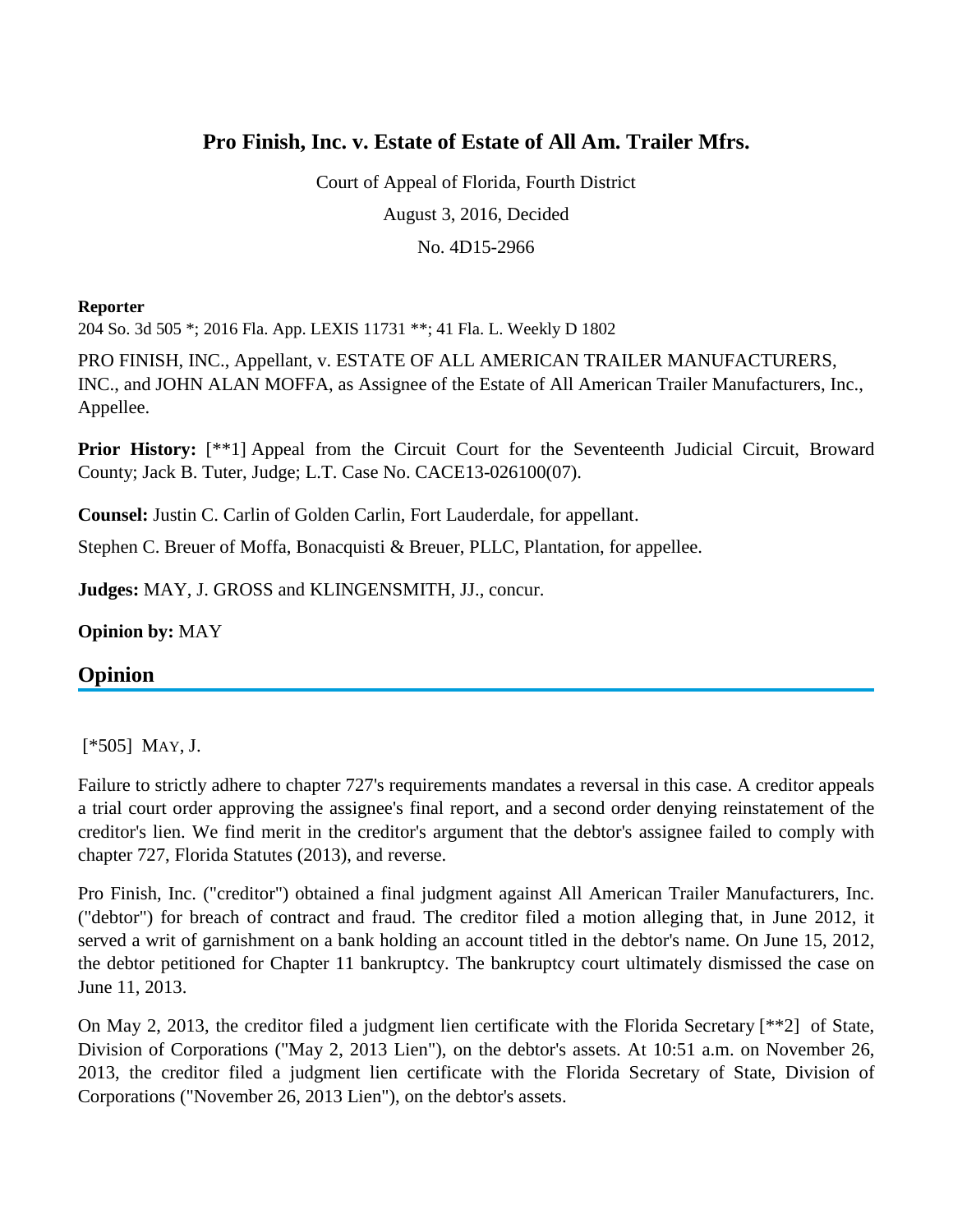## Pro Finish, Inc. v. Estate of Estate of All Am. Trailer Mfrs.

Court of Appeal of Florida, Fourth District

August 3, 2016, Decided

No. 4D15-2966

**Reporter**

204 So. 3d 505 *; 2016 Fla. App. LEXIS 11731 **; 41 Fla. L. Weekly D 1802

PRO FINISH, INC., Appellant, v. ESTATE OF ALL AMERICAN TRAILER MANUFACTURERS, INC., and JOHN ALAN MOFFA, as Assignee of the Estate of All American Trailer Manufacturers, Inc., Appellee.

**Prior History:** [**1] Appeal from the Circuit Court for the Seventeenth Judicial Circuit, Broward County; Jack B. Tuter, Judge; L.T. Case No. CACE13-026100(07).

**Counsel:** Justin C. Carlin of Golden Carlin, Fort Lauderdale, for appellant.

Stephen C. Breuer of Moffa, Bonacquisti & Breuer, PLLC, Plantation, for appellee.

**Judges:** MAY, J. GROSS and KLINGENSMITH, JJ., concur.

**Opinion by:** MAY

## Opinion

[*505] MAY, J.

Failure to strictly adhere to chapter 727's requirements mandates a reversal in this case. A creditor appeals a trial court order approving the assignee's final report, and a second order denying reinstatement of the creditor's lien. We find merit in the creditor's argument that the debtor's assignee failed to comply with chapter 727, Florida Statutes (2013), and reverse.

Pro Finish, Inc. ("creditor") obtained a final judgment against All American Trailer Manufacturers, Inc. ("debtor") for breach of contract and fraud. The creditor filed a motion alleging that, in June 2012, it served a writ of garnishment on a bank holding an account titled in the debtor's name. On June 15, 2012, the debtor petitioned for Chapter 11 bankruptcy. The bankruptcy court ultimately dismissed the case on June 11, 2013.

On May 2, 2013, the creditor filed a judgment lien certificate with the Florida Secretary [**2] of State, Division of Corporations ("May 2, 2013 Lien"), on the debtor's assets. At 10:51 a.m. on November 26, 2013, the creditor filed a judgment lien certificate with the Florida Secretary of State, Division of Corporations ("November 26, 2013 Lien"), on the debtor's assets.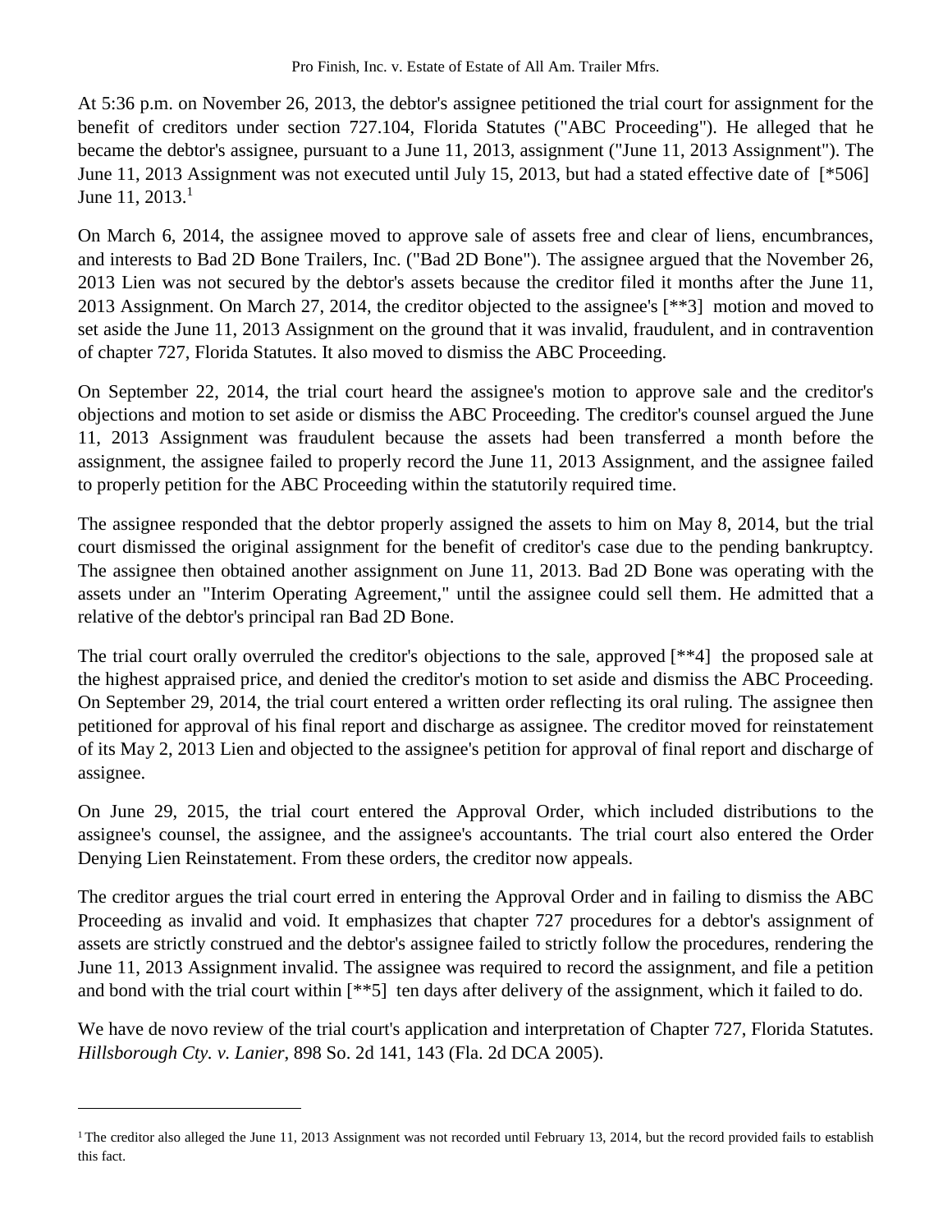At 5:36 p.m. on November 26, 2013, the debtor's assignee petitioned the trial court for assignment for the benefit of creditors under section 727.104, Florida Statutes ("ABC Proceeding"). He alleged that he became the debtor's assignee, pursuant to a June 11, 2013, assignment ("June 11, 2013 Assignment"). The June 11, 2013 Assignment was not executed until July 15, 2013, but had a stated effective date of [*506] June 11, 2013.[1]

On March 6, 2014, the assignee moved to approve sale of assets free and clear of liens, encumbrances, and interests to Bad 2D Bone Trailers, Inc. ("Bad 2D Bone"). The assignee argued that the November 26, 2013 Lien was not secured by the debtor's assets because the creditor filed it months after the June 11, 2013 Assignment. On March 27, 2014, the creditor objected to the assignee's [**3] motion and moved to set aside the June 11, 2013 Assignment on the ground that it was invalid, fraudulent, and in contravention of chapter 727, Florida Statutes. It also moved to dismiss the ABC Proceeding.

On September 22, 2014, the trial court heard the assignee's motion to approve sale and the creditor's objections and motion to set aside or dismiss the ABC Proceeding. The creditor's counsel argued the June 11, 2013 Assignment was fraudulent because the assets had been transferred a month before the assignment, the assignee failed to properly record the June 11, 2013 Assignment, and the assignee failed to properly petition for the ABC Proceeding within the statutorily required time.

The assignee responded that the debtor properly assigned the assets to him on May 8, 2014, but the trial court dismissed the original assignment for the benefit of creditor's case due to the pending bankruptcy. The assignee then obtained another assignment on June 11, 2013. Bad 2D Bone was operating with the assets under an "Interim Operating Agreement," until the assignee could sell them. He admitted that a relative of the debtor's principal ran Bad 2D Bone.

The trial court orally overruled the creditor's objections to the sale, approved [**4] the proposed sale at the highest appraised price, and denied the creditor's motion to set aside and dismiss the ABC Proceeding. On September 29, 2014, the trial court entered a written order reflecting its oral ruling. The assignee then petitioned for approval of his final report and discharge as assignee. The creditor moved for reinstatement of its May 2, 2013 Lien and objected to the assignee's petition for approval of final report and discharge of assignee.

On June 29, 2015, the trial court entered the Approval Order, which included distributions to the assignee's counsel, the assignee, and the assignee's accountants. The trial court also entered the Order Denying Lien Reinstatement. From these orders, the creditor now appeals.

The creditor argues the trial court erred in entering the Approval Order and in failing to dismiss the ABC Proceeding as invalid and void. It emphasizes that chapter 727 procedures for a debtor's assignment of assets are strictly construed and the debtor's assignee failed to strictly follow the procedures, rendering the June 11, 2013 Assignment invalid. The assignee was required to record the assignment, and file a petition and bond with the trial court within [**5] ten days after delivery of the assignment, which it failed to do.

We have de novo review of the trial court's application and interpretation of Chapter 727, Florida Statutes. *Hillsborough Cty. v. Lanier*, 898 So. 2d 141, 143 (Fla. 2d DCA 2005).

---

[1] The creditor also alleged the June 11, 2013 Assignment was not recorded until February 13, 2014, but the record provided fails to establish this fact.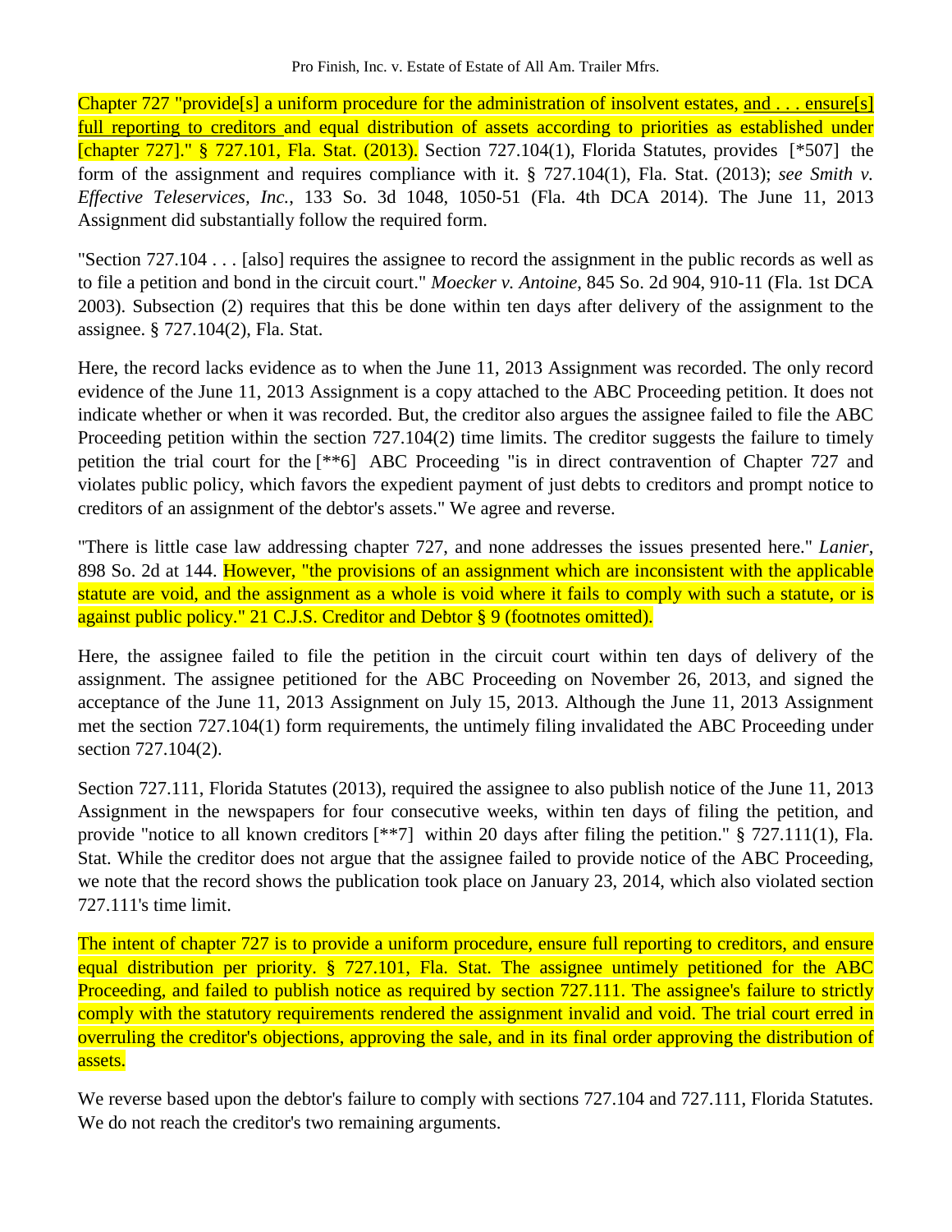Chapter 727 "provide[s] a uniform procedure for the administration of insolvent estates, and . . . ensure[s] full reporting to creditors and equal distribution of assets according to priorities as established under [chapter 727]." § 727.101, Fla. Stat. (2013). Section 727.104(1), Florida Statutes, provides [*507] the form of the assignment and requires compliance with it. § 727.104(1), Fla. Stat. (2013); *see Smith v. Effective Teleservices, Inc.*, 133 So. 3d 1048, 1050-51 (Fla. 4th DCA 2014). The June 11, 2013 Assignment did substantially follow the required form.

"Section 727.104 . . . [also] requires the assignee to record the assignment in the public records as well as to file a petition and bond in the circuit court." *Moecker v. Antoine*, 845 So. 2d 904, 910-11 (Fla. 1st DCA 2003). Subsection (2) requires that this be done within ten days after delivery of the assignment to the assignee. § 727.104(2), Fla. Stat.

Here, the record lacks evidence as to when the June 11, 2013 Assignment was recorded. The only record evidence of the June 11, 2013 Assignment is a copy attached to the ABC Proceeding petition. It does not indicate whether or when it was recorded. But, the creditor also argues the assignee failed to file the ABC Proceeding petition within the section 727.104(2) time limits. The creditor suggests the failure to timely petition the trial court for the [**6] ABC Proceeding "is in direct contravention of Chapter 727 and violates public policy, which favors the expedient payment of just debts to creditors and prompt notice to creditors of an assignment of the debtor's assets." We agree and reverse.

"There is little case law addressing chapter 727, and none addresses the issues presented here." *Lanier*, 898 So. 2d at 144. However, "the provisions of an assignment which are inconsistent with the applicable statute are void, and the assignment as a whole is void where it fails to comply with such a statute, or is against public policy." 21 C.J.S. Creditor and Debtor § 9 (footnotes omitted).

Here, the assignee failed to file the petition in the circuit court within ten days of delivery of the assignment. The assignee petitioned for the ABC Proceeding on November 26, 2013, and signed the acceptance of the June 11, 2013 Assignment on July 15, 2013. Although the June 11, 2013 Assignment met the section 727.104(1) form requirements, the untimely filing invalidated the ABC Proceeding under section 727.104(2).

Section 727.111, Florida Statutes (2013), required the assignee to also publish notice of the June 11, 2013 Assignment in the newspapers for four consecutive weeks, within ten days of filing the petition, and provide "notice to all known creditors [**7] within 20 days after filing the petition." § 727.111(1), Fla. Stat. While the creditor does not argue that the assignee failed to provide notice of the ABC Proceeding, we note that the record shows the publication took place on January 23, 2014, which also violated section 727.111's time limit.

The intent of chapter 727 is to provide a uniform procedure, ensure full reporting to creditors, and ensure equal distribution per priority. § 727.101, Fla. Stat. The assignee untimely petitioned for the ABC Proceeding, and failed to publish notice as required by section 727.111. The assignee's failure to strictly comply with the statutory requirements rendered the assignment invalid and void. The trial court erred in overruling the creditor's objections, approving the sale, and in its final order approving the distribution of assets.

We reverse based upon the debtor's failure to comply with sections 727.104 and 727.111, Florida Statutes. We do not reach the creditor's two remaining arguments.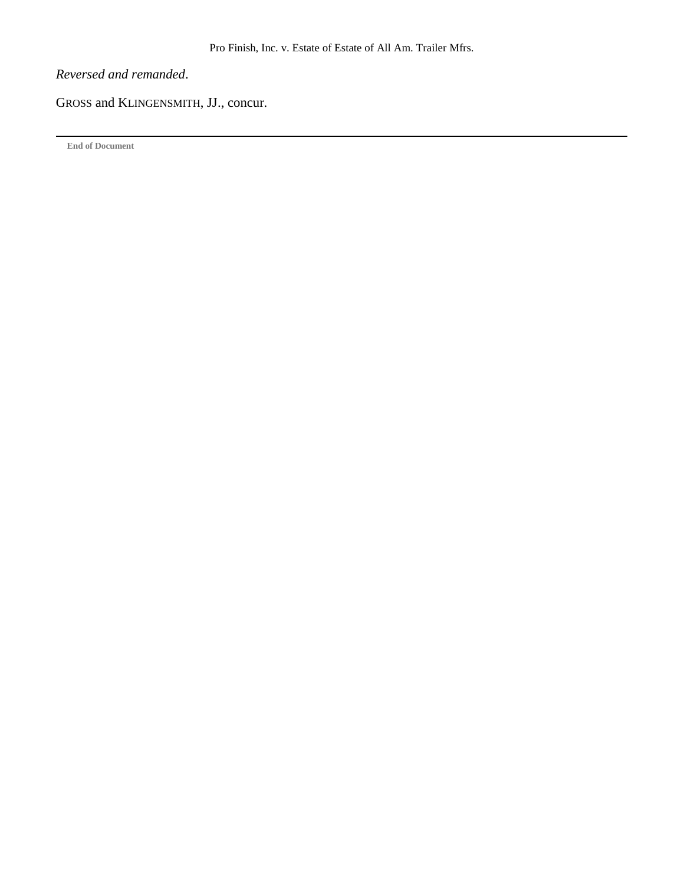*Reversed and remanded*.

GROSS and KLINGENSMITH, JJ., concur.

---

**End of Document**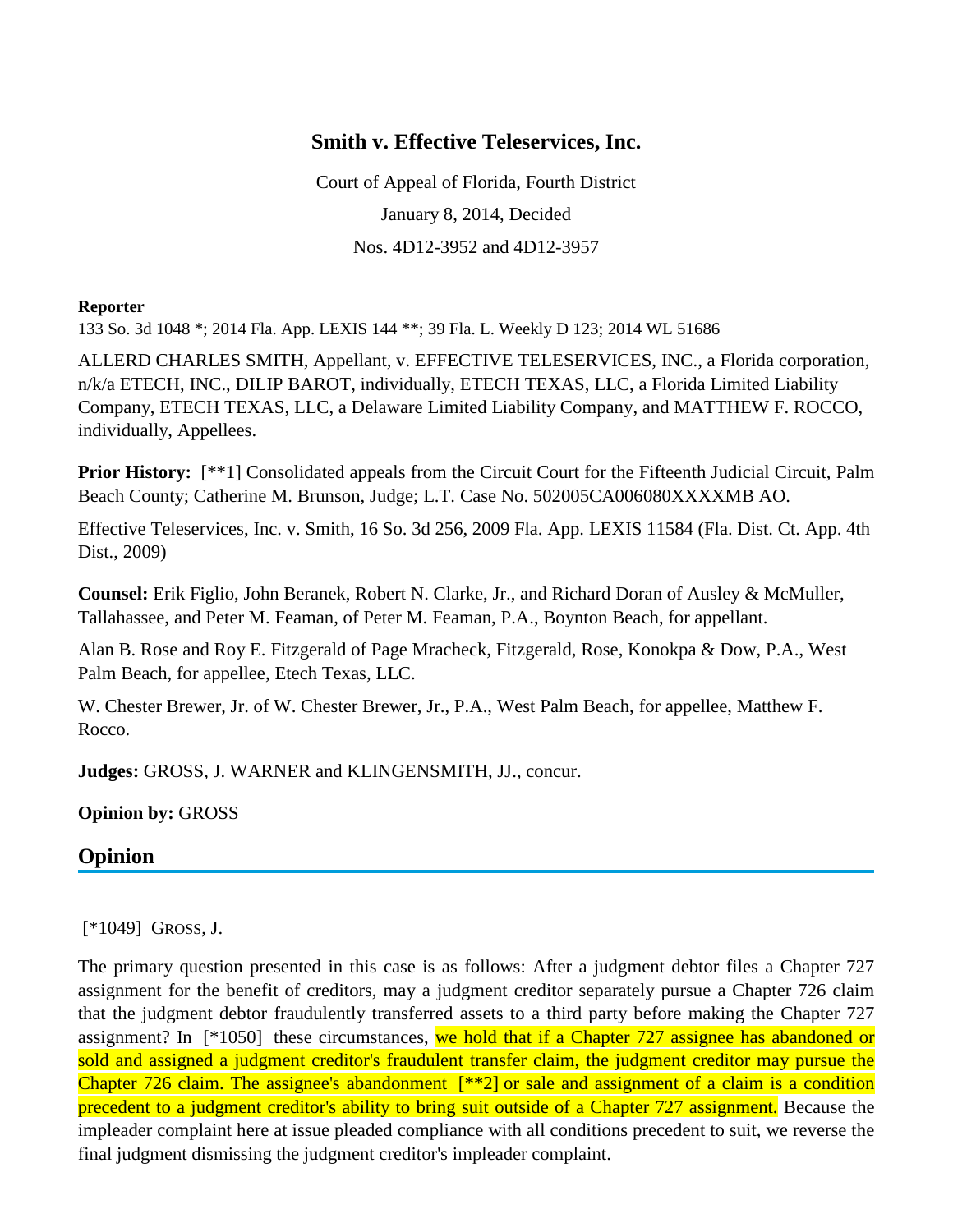## Smith v. Effective Teleservices, Inc.

Court of Appeal of Florida, Fourth District

January 8, 2014, Decided

Nos. 4D12-3952 and 4D12-3957

**Reporter**

133 So. 3d 1048 *; 2014 Fla. App. LEXIS 144 **; 39 Fla. L. Weekly D 123; 2014 WL 51686

ALLERD CHARLES SMITH, Appellant, v. EFFECTIVE TELESERVICES, INC., a Florida corporation, n/k/a ETECH, INC., DILIP BAROT, individually, ETECH TEXAS, LLC, a Florida Limited Liability Company, ETECH TEXAS, LLC, a Delaware Limited Liability Company, and MATTHEW F. ROCCO, individually, Appellees.

**Prior History:** [**1] Consolidated appeals from the Circuit Court for the Fifteenth Judicial Circuit, Palm Beach County; Catherine M. Brunson, Judge; L.T. Case No. 502005CA006080XXXXMB AO.

Effective Teleservices, Inc. v. Smith, 16 So. 3d 256, 2009 Fla. App. LEXIS 11584 (Fla. Dist. Ct. App. 4th Dist., 2009)

**Counsel:** Erik Figlio, John Beranek, Robert N. Clarke, Jr., and Richard Doran of Ausley & McMuller, Tallahassee, and Peter M. Feaman, of Peter M. Feaman, P.A., Boynton Beach, for appellant.

Alan B. Rose and Roy E. Fitzgerald of Page Mracheck, Fitzgerald, Rose, Konokpa & Dow, P.A., West Palm Beach, for appellee, Etech Texas, LLC.

W. Chester Brewer, Jr. of W. Chester Brewer, Jr., P.A., West Palm Beach, for appellee, Matthew F. Rocco.

**Judges:** GROSS, J. WARNER and KLINGENSMITH, JJ., concur.

**Opinion by:** GROSS

## Opinion

[*1049] GROSS, J.

The primary question presented in this case is as follows: After a judgment debtor files a Chapter 727 assignment for the benefit of creditors, may a judgment creditor separately pursue a Chapter 726 claim that the judgment debtor fraudulently transferred assets to a third party before making the Chapter 727 assignment? In [*1050] these circumstances, we hold that if a Chapter 727 assignee has abandoned or sold and assigned a judgment creditor's fraudulent transfer claim, the judgment creditor may pursue the Chapter 726 claim. The assignee's abandonment [**2] or sale and assignment of a claim is a condition precedent to a judgment creditor's ability to bring suit outside of a Chapter 727 assignment. Because the impleader complaint here at issue pleaded compliance with all conditions precedent to suit, we reverse the final judgment dismissing the judgment creditor's impleader complaint.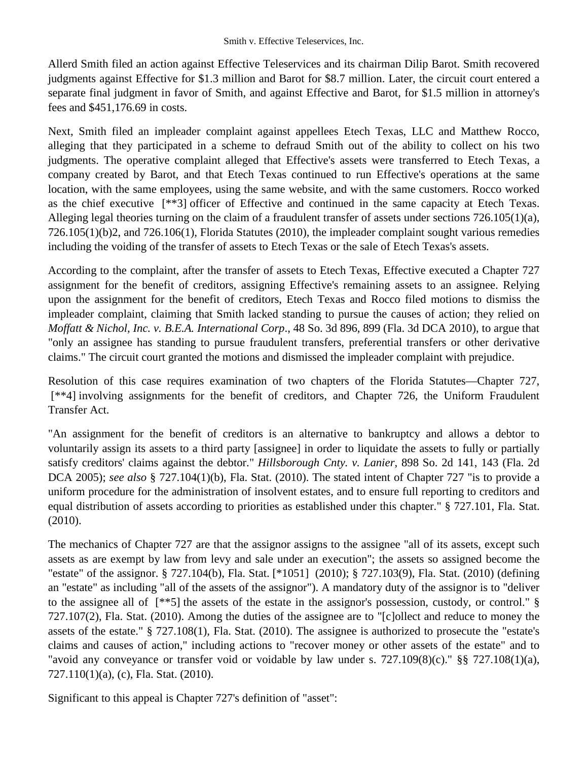Allerd Smith filed an action against Effective Teleservices and its chairman Dilip Barot. Smith recovered judgments against Effective for $1.3 million and Barot for $8.7 million. Later, the circuit court entered a separate final judgment in favor of Smith, and against Effective and Barot, for $1.5 million in attorney's fees and $451,176.69 in costs.

Next, Smith filed an impleader complaint against appellees Etech Texas, LLC and Matthew Rocco, alleging that they participated in a scheme to defraud Smith out of the ability to collect on his two judgments. The operative complaint alleged that Effective's assets were transferred to Etech Texas, a company created by Barot, and that Etech Texas continued to run Effective's operations at the same location, with the same employees, using the same website, and with the same customers. Rocco worked as the chief executive [**3] officer of Effective and continued in the same capacity at Etech Texas. Alleging legal theories turning on the claim of a fraudulent transfer of assets under sections 726.105(1)(a), 726.105(1)(b)2, and 726.106(1), Florida Statutes (2010), the impleader complaint sought various remedies including the voiding of the transfer of assets to Etech Texas or the sale of Etech Texas's assets.

According to the complaint, after the transfer of assets to Etech Texas, Effective executed a Chapter 727 assignment for the benefit of creditors, assigning Effective's remaining assets to an assignee. Relying upon the assignment for the benefit of creditors, Etech Texas and Rocco filed motions to dismiss the impleader complaint, claiming that Smith lacked standing to pursue the causes of action; they relied on *Moffatt & Nichol, Inc. v. B.E.A. International Corp*., 48 So. 3d 896, 899 (Fla. 3d DCA 2010), to argue that "only an assignee has standing to pursue fraudulent transfers, preferential transfers or other derivative claims." The circuit court granted the motions and dismissed the impleader complaint with prejudice.

Resolution of this case requires examination of two chapters of the Florida Statutes—Chapter 727, [**4] involving assignments for the benefit of creditors, and Chapter 726, the Uniform Fraudulent Transfer Act.

"An assignment for the benefit of creditors is an alternative to bankruptcy and allows a debtor to voluntarily assign its assets to a third party [assignee] in order to liquidate the assets to fully or partially satisfy creditors' claims against the debtor." *Hillsborough Cnty. v. Lanier*, 898 So. 2d 141, 143 (Fla. 2d DCA 2005); *see also* § 727.104(1)(b), Fla. Stat. (2010). The stated intent of Chapter 727 "is to provide a uniform procedure for the administration of insolvent estates, and to ensure full reporting to creditors and equal distribution of assets according to priorities as established under this chapter." § 727.101, Fla. Stat. (2010).

The mechanics of Chapter 727 are that the assignor assigns to the assignee "all of its assets, except such assets as are exempt by law from levy and sale under an execution"; the assets so assigned become the "estate" of the assignor. § 727.104(b), Fla. Stat. [*1051] (2010); § 727.103(9), Fla. Stat. (2010) (defining an "estate" as including "all of the assets of the assignor"). A mandatory duty of the assignor is to "deliver to the assignee all of [**5] the assets of the estate in the assignor's possession, custody, or control." § 727.107(2), Fla. Stat. (2010). Among the duties of the assignee are to "[c]ollect and reduce to money the assets of the estate." § 727.108(1), Fla. Stat. (2010). The assignee is authorized to prosecute the "estate's claims and causes of action," including actions to "recover money or other assets of the estate" and to "avoid any conveyance or transfer void or voidable by law under s. 727.109(8)(c)." §§ 727.108(1)(a), 727.110(1)(a), (c), Fla. Stat. (2010).

Significant to this appeal is Chapter 727's definition of "asset":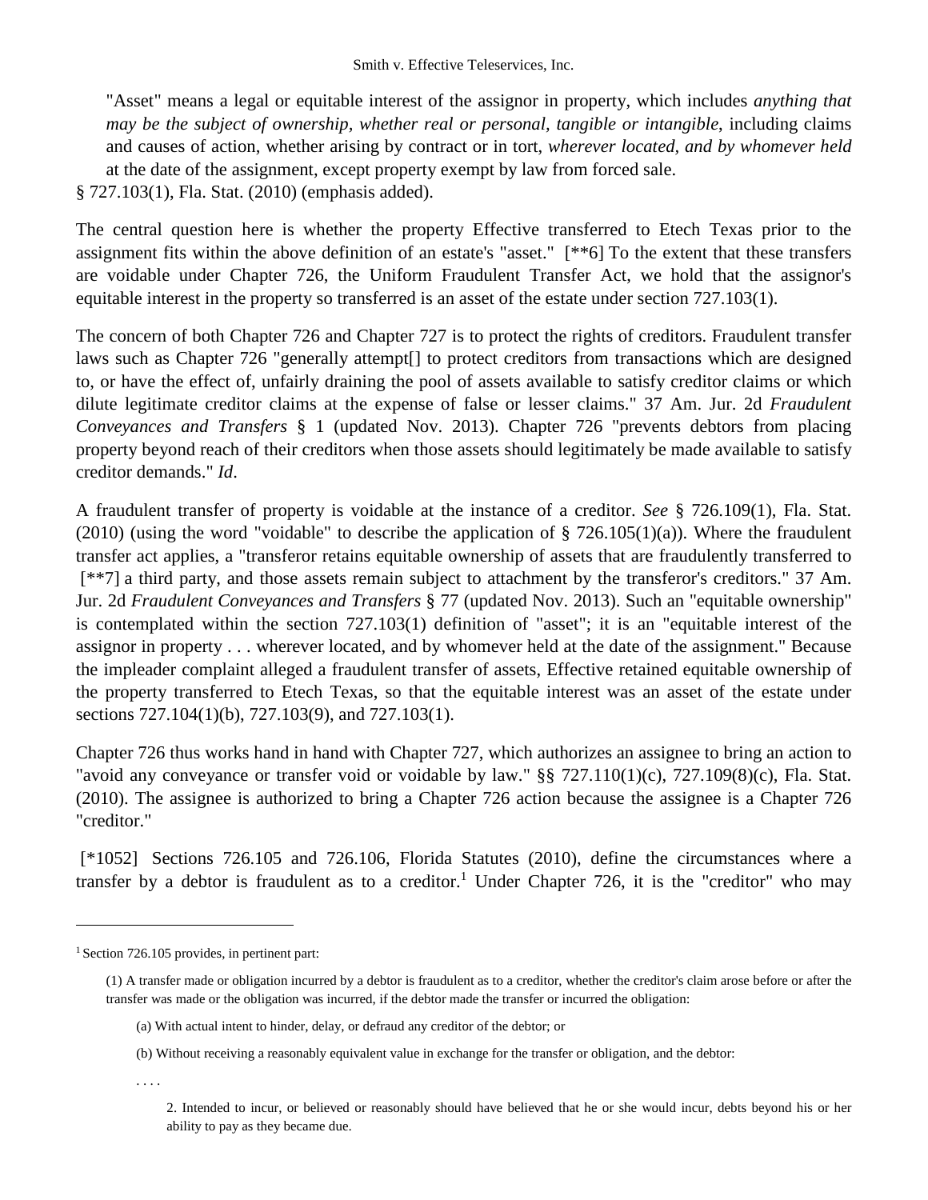> "Asset" means a legal or equitable interest of the assignor in property, which includes *anything that may be the subject of ownership, whether real or personal, tangible or intangible*, including claims and causes of action, whether arising by contract or in tort, *wherever located, and by whomever held* at the date of the assignment, except property exempt by law from forced sale.

§ 727.103(1), Fla. Stat. (2010) (emphasis added).

The central question here is whether the property Effective transferred to Etech Texas prior to the assignment fits within the above definition of an estate's "asset." [**6] To the extent that these transfers are voidable under Chapter 726, the Uniform Fraudulent Transfer Act, we hold that the assignor's equitable interest in the property so transferred is an asset of the estate under section 727.103(1).

The concern of both Chapter 726 and Chapter 727 is to protect the rights of creditors. Fraudulent transfer laws such as Chapter 726 "generally attempt[] to protect creditors from transactions which are designed to, or have the effect of, unfairly draining the pool of assets available to satisfy creditor claims or which dilute legitimate creditor claims at the expense of false or lesser claims." 37 Am. Jur. 2d *Fraudulent Conveyances and Transfers* § 1 (updated Nov. 2013). Chapter 726 "prevents debtors from placing property beyond reach of their creditors when those assets should legitimately be made available to satisfy creditor demands." *Id*.

A fraudulent transfer of property is voidable at the instance of a creditor. *See* § 726.109(1), Fla. Stat. (2010) (using the word "voidable" to describe the application of § 726.105(1)(a)). Where the fraudulent transfer act applies, a "transferor retains equitable ownership of assets that are fraudulently transferred to [**7] a third party, and those assets remain subject to attachment by the transferor's creditors." 37 Am. Jur. 2d *Fraudulent Conveyances and Transfers* § 77 (updated Nov. 2013). Such an "equitable ownership" is contemplated within the section 727.103(1) definition of "asset"; it is an "equitable interest of the assignor in property . . . wherever located, and by whomever held at the date of the assignment." Because the impleader complaint alleged a fraudulent transfer of assets, Effective retained equitable ownership of the property transferred to Etech Texas, so that the equitable interest was an asset of the estate under sections 727.104(1)(b), 727.103(9), and 727.103(1).

Chapter 726 thus works hand in hand with Chapter 727, which authorizes an assignee to bring an action to "avoid any conveyance or transfer void or voidable by law." §§ 727.110(1)(c), 727.109(8)(c), Fla. Stat. (2010). The assignee is authorized to bring a Chapter 726 action because the assignee is a Chapter 726 "creditor."

[*1052] Sections 726.105 and 726.106, Florida Statutes (2010), define the circumstances where a transfer by a debtor is fraudulent as to a creditor.[1] Under Chapter 726, it is the "creditor" who may

---

[1] Section 726.105 provides, in pertinent part:

> (1) A transfer made or obligation incurred by a debtor is fraudulent as to a creditor, whether the creditor's claim arose before or after the transfer was made or the obligation was incurred, if the debtor made the transfer or incurred the obligation:
>
> (a) With actual intent to hinder, delay, or defraud any creditor of the debtor; or
>
> (b) Without receiving a reasonably equivalent value in exchange for the transfer or obligation, and the debtor:
>
> . . . .
>
> 2. Intended to incur, or believed or reasonably should have believed that he or she would incur, debts beyond his or her ability to pay as they became due.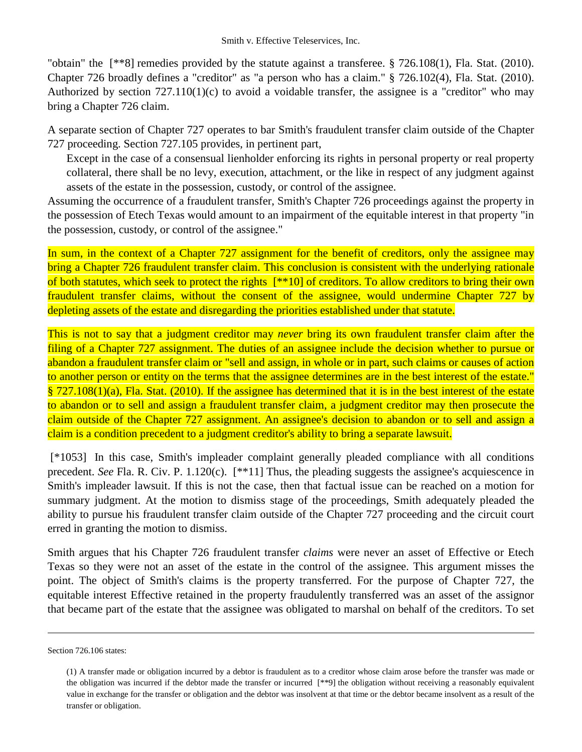"obtain" the [**8] remedies provided by the statute against a transferee. § 726.108(1), Fla. Stat. (2010). Chapter 726 broadly defines a "creditor" as "a person who has a claim." § 726.102(4), Fla. Stat. (2010). Authorized by section 727.110(1)(c) to avoid a voidable transfer, the assignee is a "creditor" who may bring a Chapter 726 claim.

A separate section of Chapter 727 operates to bar Smith's fraudulent transfer claim outside of the Chapter 727 proceeding. Section 727.105 provides, in pertinent part,

> Except in the case of a consensual lienholder enforcing its rights in personal property or real property collateral, there shall be no levy, execution, attachment, or the like in respect of any judgment against assets of the estate in the possession, custody, or control of the assignee.

Assuming the occurrence of a fraudulent transfer, Smith's Chapter 726 proceedings against the property in the possession of Etech Texas would amount to an impairment of the equitable interest in that property "in the possession, custody, or control of the assignee."

In sum, in the context of a Chapter 727 assignment for the benefit of creditors, only the assignee may bring a Chapter 726 fraudulent transfer claim. This conclusion is consistent with the underlying rationale of both statutes, which seek to protect the rights [**10] of creditors. To allow creditors to bring their own fraudulent transfer claims, without the consent of the assignee, would undermine Chapter 727 by depleting assets of the estate and disregarding the priorities established under that statute.

This is not to say that a judgment creditor may *never* bring its own fraudulent transfer claim after the filing of a Chapter 727 assignment. The duties of an assignee include the decision whether to pursue or abandon a fraudulent transfer claim or "sell and assign, in whole or in part, such claims or causes of action to another person or entity on the terms that the assignee determines are in the best interest of the estate." § 727.108(1)(a), Fla. Stat. (2010). If the assignee has determined that it is in the best interest of the estate to abandon or to sell and assign a fraudulent transfer claim, a judgment creditor may then prosecute the claim outside of the Chapter 727 assignment. An assignee's decision to abandon or to sell and assign a claim is a condition precedent to a judgment creditor's ability to bring a separate lawsuit.

[*1053] In this case, Smith's impleader complaint generally pleaded compliance with all conditions precedent. *See* Fla. R. Civ. P. 1.120(c). [**11] Thus, the pleading suggests the assignee's acquiescence in Smith's impleader lawsuit. If this is not the case, then that factual issue can be reached on a motion for summary judgment. At the motion to dismiss stage of the proceedings, Smith adequately pleaded the ability to pursue his fraudulent transfer claim outside of the Chapter 727 proceeding and the circuit court erred in granting the motion to dismiss.

Smith argues that his Chapter 726 fraudulent transfer *claims* were never an asset of Effective or Etech Texas so they were not an asset of the estate in the control of the assignee. This argument misses the point. The object of Smith's claims is the property transferred. For the purpose of Chapter 727, the equitable interest Effective retained in the property fraudulently transferred was an asset of the assignor that became part of the estate that the assignee was obligated to marshal on behalf of the creditors. To set

---

Section 726.106 states:

> (1) A transfer made or obligation incurred by a debtor is fraudulent as to a creditor whose claim arose before the transfer was made or the obligation was incurred if the debtor made the transfer or incurred [**9] the obligation without receiving a reasonably equivalent value in exchange for the transfer or obligation and the debtor was insolvent at that time or the debtor became insolvent as a result of the transfer or obligation.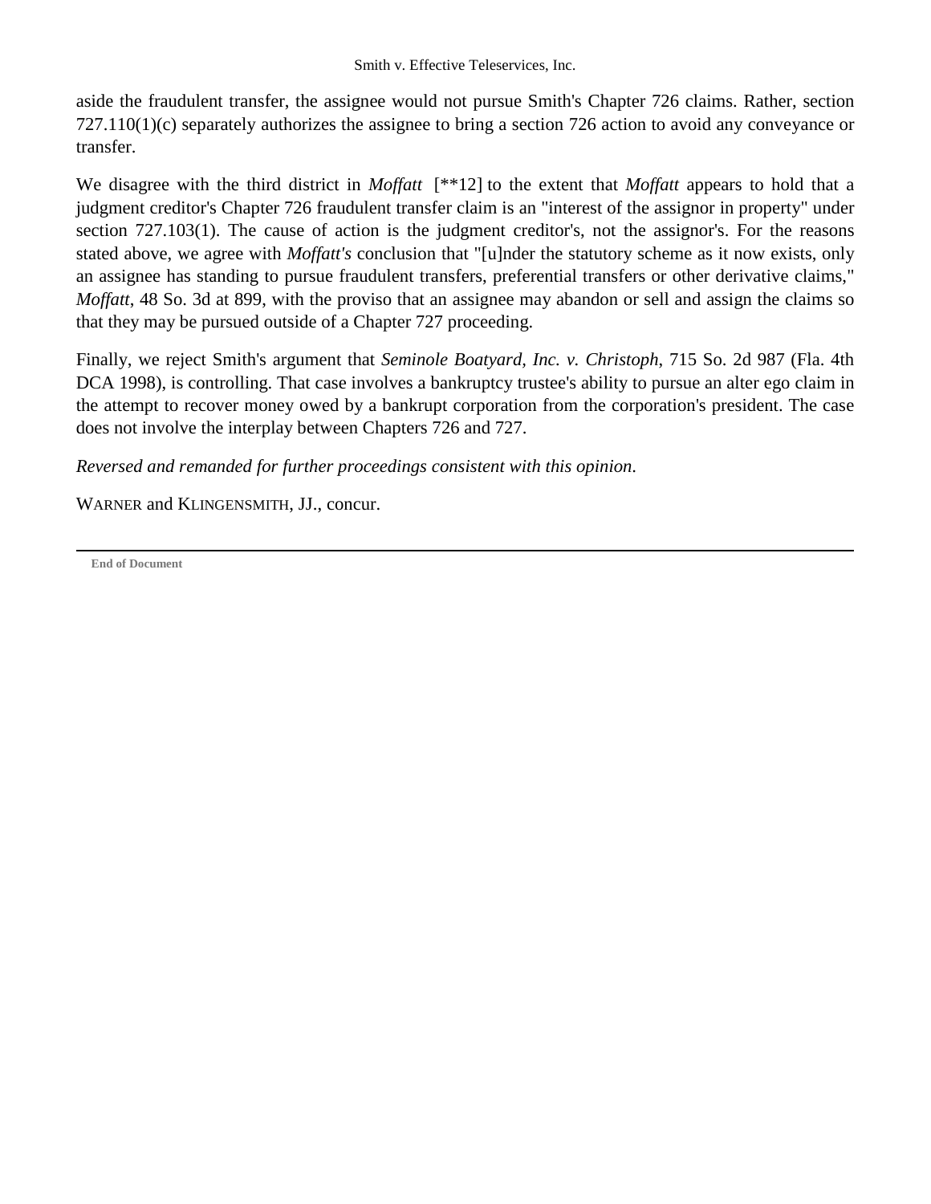aside the fraudulent transfer, the assignee would not pursue Smith's Chapter 726 claims. Rather, section 727.110(1)(c) separately authorizes the assignee to bring a section 726 action to avoid any conveyance or transfer.

We disagree with the third district in *Moffatt* [**12] to the extent that *Moffatt* appears to hold that a judgment creditor's Chapter 726 fraudulent transfer claim is an "interest of the assignor in property" under section 727.103(1). The cause of action is the judgment creditor's, not the assignor's. For the reasons stated above, we agree with *Moffatt's* conclusion that "[u]nder the statutory scheme as it now exists, only an assignee has standing to pursue fraudulent transfers, preferential transfers or other derivative claims," *Moffatt*, 48 So. 3d at 899, with the proviso that an assignee may abandon or sell and assign the claims so that they may be pursued outside of a Chapter 727 proceeding.

Finally, we reject Smith's argument that *Seminole Boatyard, Inc. v. Christoph*, 715 So. 2d 987 (Fla. 4th DCA 1998), is controlling. That case involves a bankruptcy trustee's ability to pursue an alter ego claim in the attempt to recover money owed by a bankrupt corporation from the corporation's president. The case does not involve the interplay between Chapters 726 and 727.

*Reversed and remanded for further proceedings consistent with this opinion.*

WARNER and KLINGENSMITH, JJ., concur.

---

End of Document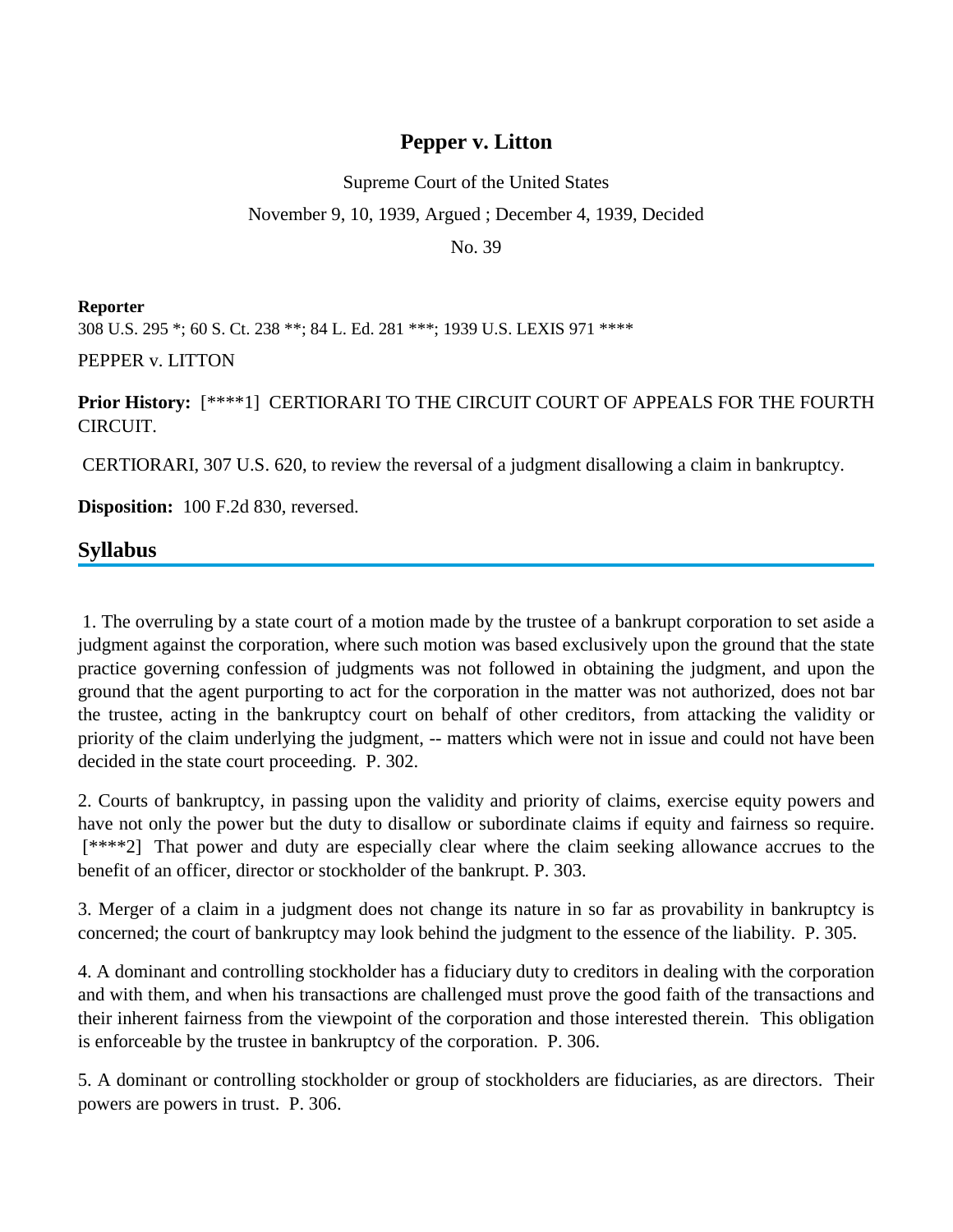# Pepper v. Litton

Supreme Court of the United States

November 9, 10, 1939, Argued ; December 4, 1939, Decided

No. 39

**Reporter**

308 U.S. 295 *; 60 S. Ct. 238 **; 84 L. Ed. 281 ***; 1939 U.S. LEXIS 971 ****

PEPPER v. LITTON

**Prior History:** [****1] CERTIORARI TO THE CIRCUIT COURT OF APPEALS FOR THE FOURTH CIRCUIT.

CERTIORARI, 307 U.S. 620, to review the reversal of a judgment disallowing a claim in bankruptcy.

**Disposition:** 100 F.2d 830, reversed.

## Syllabus

1. The overruling by a state court of a motion made by the trustee of a bankrupt corporation to set aside a judgment against the corporation, where such motion was based exclusively upon the ground that the state practice governing confession of judgments was not followed in obtaining the judgment, and upon the ground that the agent purporting to act for the corporation in the matter was not authorized, does not bar the trustee, acting in the bankruptcy court on behalf of other creditors, from attacking the validity or priority of the claim underlying the judgment, -- matters which were not in issue and could not have been decided in the state court proceeding. P. 302.

2. Courts of bankruptcy, in passing upon the validity and priority of claims, exercise equity powers and have not only the power but the duty to disallow or subordinate claims if equity and fairness so require. [****2] That power and duty are especially clear where the claim seeking allowance accrues to the benefit of an officer, director or stockholder of the bankrupt. P. 303.

3. Merger of a claim in a judgment does not change its nature in so far as provability in bankruptcy is concerned; the court of bankruptcy may look behind the judgment to the essence of the liability. P. 305.

4. A dominant and controlling stockholder has a fiduciary duty to creditors in dealing with the corporation and with them, and when his transactions are challenged must prove the good faith of the transactions and their inherent fairness from the viewpoint of the corporation and those interested therein. This obligation is enforceable by the trustee in bankruptcy of the corporation. P. 306.

5. A dominant or controlling stockholder or group of stockholders are fiduciaries, as are directors. Their powers are powers in trust. P. 306.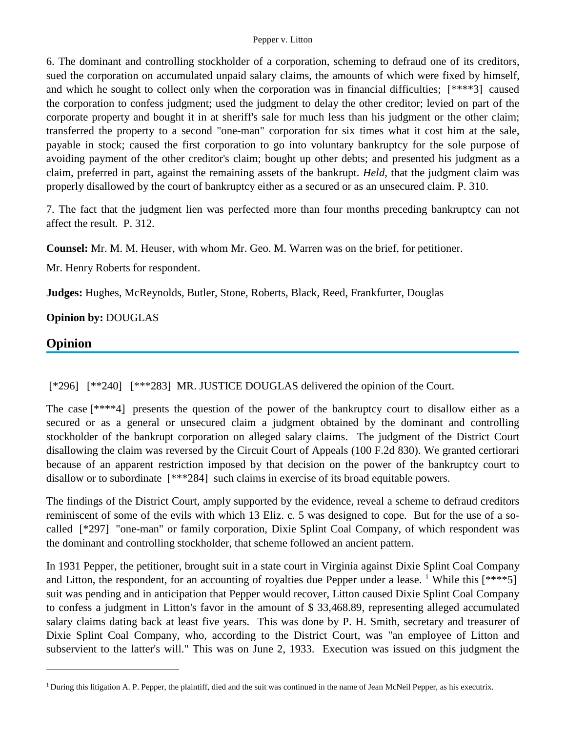6. The dominant and controlling stockholder of a corporation, scheming to defraud one of its creditors, sued the corporation on accumulated unpaid salary claims, the amounts of which were fixed by himself, and which he sought to collect only when the corporation was in financial difficulties; [****3] caused the corporation to confess judgment; used the judgment to delay the other creditor; levied on part of the corporate property and bought it in at sheriff's sale for much less than his judgment or the other claim; transferred the property to a second "one-man" corporation for six times what it cost him at the sale, payable in stock; caused the first corporation to go into voluntary bankruptcy for the sole purpose of avoiding payment of the other creditor's claim; bought up other debts; and presented his judgment as a claim, preferred in part, against the remaining assets of the bankrupt. *Held*, that the judgment claim was properly disallowed by the court of bankruptcy either as a secured or as an unsecured claim. P. 310.

7. The fact that the judgment lien was perfected more than four months preceding bankruptcy can not affect the result. P. 312.

**Counsel:** Mr. M. M. Heuser, with whom Mr. Geo. M. Warren was on the brief, for petitioner.

Mr. Henry Roberts for respondent.

**Judges:** Hughes, McReynolds, Butler, Stone, Roberts, Black, Reed, Frankfurter, Douglas

**Opinion by:** DOUGLAS

## Opinion

[*296] [**240] [***283] MR. JUSTICE DOUGLAS delivered the opinion of the Court.

The case [****4] presents the question of the power of the bankruptcy court to disallow either as a secured or as a general or unsecured claim a judgment obtained by the dominant and controlling stockholder of the bankrupt corporation on alleged salary claims. The judgment of the District Court disallowing the claim was reversed by the Circuit Court of Appeals (100 F.2d 830). We granted certiorari because of an apparent restriction imposed by that decision on the power of the bankruptcy court to disallow or to subordinate [***284] such claims in exercise of its broad equitable powers.

The findings of the District Court, amply supported by the evidence, reveal a scheme to defraud creditors reminiscent of some of the evils with which 13 Eliz. c. 5 was designed to cope. But for the use of a so-called [*297] "one-man" or family corporation, Dixie Splint Coal Company, of which respondent was the dominant and controlling stockholder, that scheme followed an ancient pattern.

In 1931 Pepper, the petitioner, brought suit in a state court in Virginia against Dixie Splint Coal Company and Litton, the respondent, for an accounting of royalties due Pepper under a lease. [1] While this [****5] suit was pending and in anticipation that Pepper would recover, Litton caused Dixie Splint Coal Company to confess a judgment in Litton's favor in the amount of $ 33,468.89, representing alleged accumulated salary claims dating back at least five years. This was done by P. H. Smith, secretary and treasurer of Dixie Splint Coal Company, who, according to the District Court, was "an employee of Litton and subservient to the latter's will." This was on June 2, 1933. Execution was issued on this judgment the

[1] During this litigation A. P. Pepper, the plaintiff, died and the suit was continued in the name of Jean McNeil Pepper, as his executrix.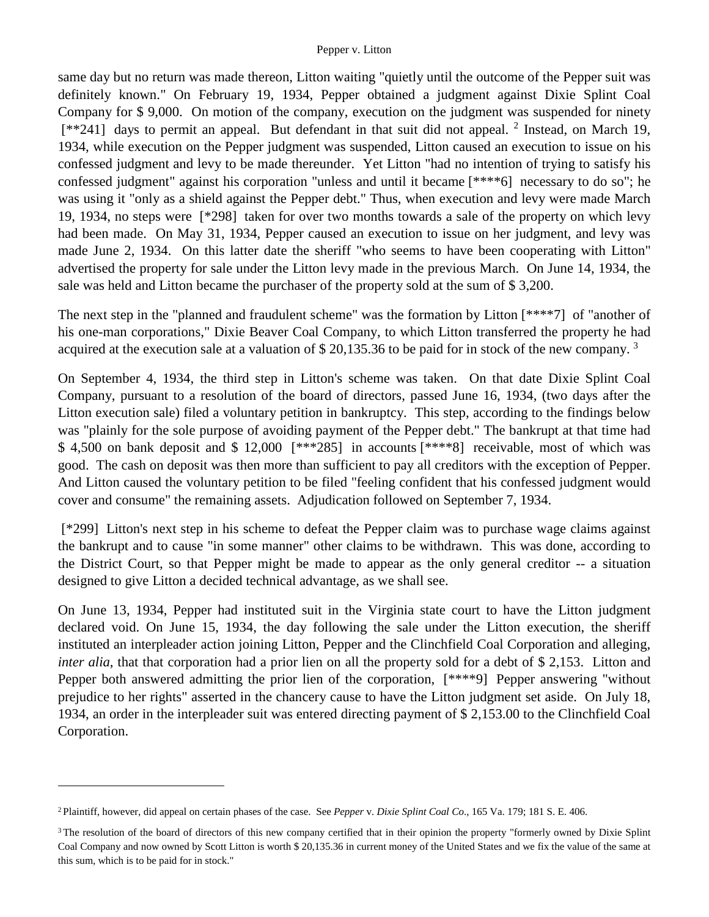same day but no return was made thereon, Litton waiting "quietly until the outcome of the Pepper suit was definitely known." On February 19, 1934, Pepper obtained a judgment against Dixie Splint Coal Company for $ 9,000. On motion of the company, execution on the judgment was suspended for ninety [**241] days to permit an appeal. But defendant in that suit did not appeal. [2] Instead, on March 19, 1934, while execution on the Pepper judgment was suspended, Litton caused an execution to issue on his confessed judgment and levy to be made thereunder. Yet Litton "had no intention of trying to satisfy his confessed judgment" against his corporation "unless and until it became [****6] necessary to do so"; he was using it "only as a shield against the Pepper debt." Thus, when execution and levy were made March 19, 1934, no steps were [*298] taken for over two months towards a sale of the property on which levy had been made. On May 31, 1934, Pepper caused an execution to issue on her judgment, and levy was made June 2, 1934. On this latter date the sheriff "who seems to have been cooperating with Litton" advertised the property for sale under the Litton levy made in the previous March. On June 14, 1934, the sale was held and Litton became the purchaser of the property sold at the sum of $ 3,200.

The next step in the "planned and fraudulent scheme" was the formation by Litton [****7] of "another of his one-man corporations," Dixie Beaver Coal Company, to which Litton transferred the property he had acquired at the execution sale at a valuation of $ 20,135.36 to be paid for in stock of the new company. [3]

On September 4, 1934, the third step in Litton's scheme was taken. On that date Dixie Splint Coal Company, pursuant to a resolution of the board of directors, passed June 16, 1934, (two days after the Litton execution sale) filed a voluntary petition in bankruptcy. This step, according to the findings below was "plainly for the sole purpose of avoiding payment of the Pepper debt." The bankrupt at that time had $ 4,500 on bank deposit and $ 12,000 [***285] in accounts [****8] receivable, most of which was good. The cash on deposit was then more than sufficient to pay all creditors with the exception of Pepper. And Litton caused the voluntary petition to be filed "feeling confident that his confessed judgment would cover and consume" the remaining assets. Adjudication followed on September 7, 1934.

[*299] Litton's next step in his scheme to defeat the Pepper claim was to purchase wage claims against the bankrupt and to cause "in some manner" other claims to be withdrawn. This was done, according to the District Court, so that Pepper might be made to appear as the only general creditor -- a situation designed to give Litton a decided technical advantage, as we shall see.

On June 13, 1934, Pepper had instituted suit in the Virginia state court to have the Litton judgment declared void. On June 15, 1934, the day following the sale under the Litton execution, the sheriff instituted an interpleader action joining Litton, Pepper and the Clinchfield Coal Corporation and alleging, *inter alia*, that that corporation had a prior lien on all the property sold for a debt of $ 2,153. Litton and Pepper both answered admitting the prior lien of the corporation, [****9] Pepper answering "without prejudice to her rights" asserted in the chancery cause to have the Litton judgment set aside. On July 18, 1934, an order in the interpleader suit was entered directing payment of $ 2,153.00 to the Clinchfield Coal Corporation.

---

[2] Plaintiff, however, did appeal on certain phases of the case. See *Pepper* v. *Dixie Splint Coal Co.*, 165 Va. 179; 181 S. E. 406.

[3] The resolution of the board of directors of this new company certified that in their opinion the property "formerly owned by Dixie Splint Coal Company and now owned by Scott Litton is worth $ 20,135.36 in current money of the United States and we fix the value of the same at this sum, which is to be paid for in stock."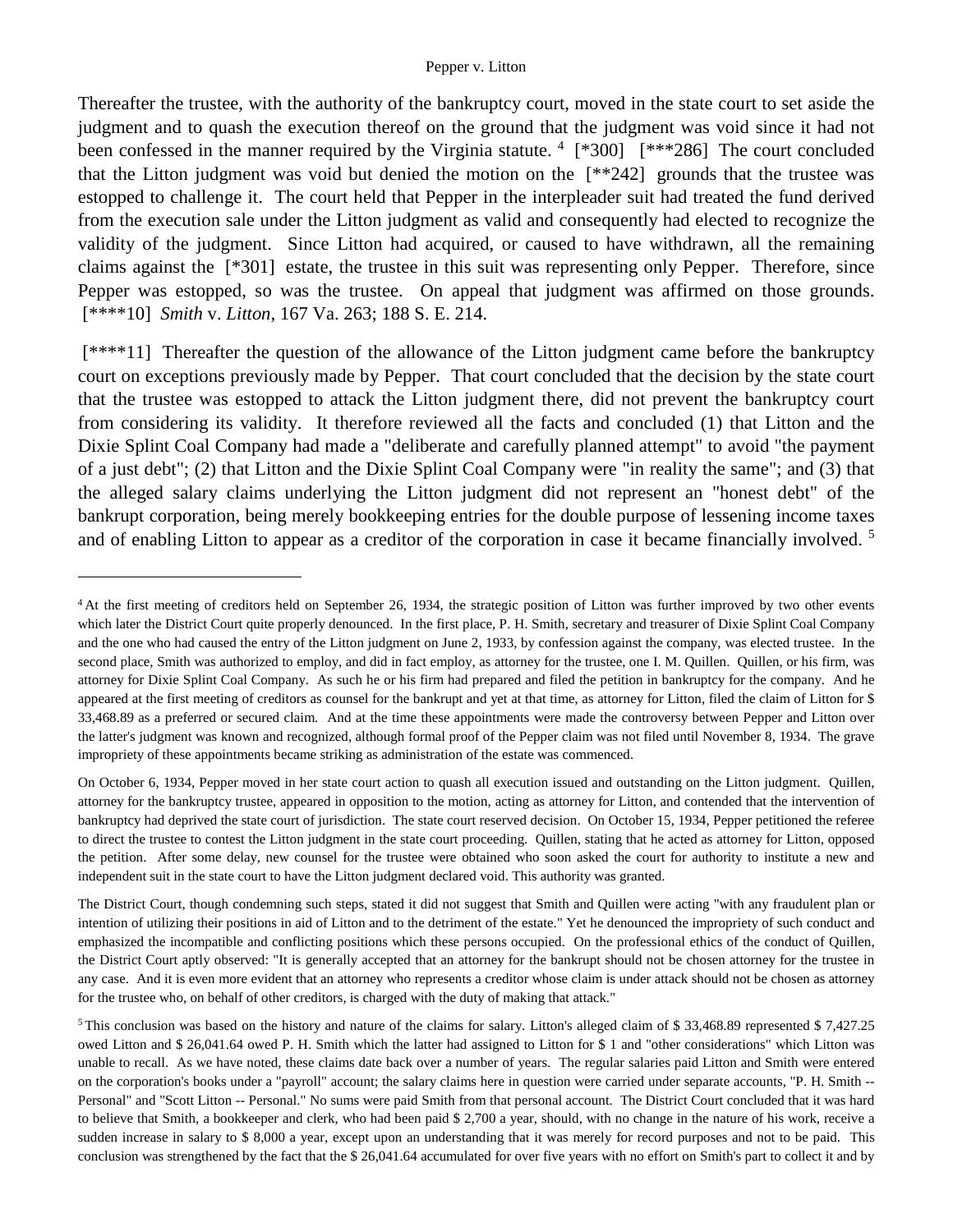Thereafter the trustee, with the authority of the bankruptcy court, moved in the state court to set aside the judgment and to quash the execution thereof on the ground that the judgment was void since it had not been confessed in the manner required by the Virginia statute. [4] [*300] [***286] The court concluded that the Litton judgment was void but denied the motion on the [**242] grounds that the trustee was estopped to challenge it. The court held that Pepper in the interpleader suit had treated the fund derived from the execution sale under the Litton judgment as valid and consequently had elected to recognize the validity of the judgment. Since Litton had acquired, or caused to have withdrawn, all the remaining claims against the [*301] estate, the trustee in this suit was representing only Pepper. Therefore, since Pepper was estopped, so was the trustee. On appeal that judgment was affirmed on those grounds. [****10] *Smith* v. *Litton*, 167 Va. 263; 188 S. E. 214.

[****11] Thereafter the question of the allowance of the Litton judgment came before the bankruptcy court on exceptions previously made by Pepper. That court concluded that the decision by the state court that the trustee was estopped to attack the Litton judgment there, did not prevent the bankruptcy court from considering its validity. It therefore reviewed all the facts and concluded (1) that Litton and the Dixie Splint Coal Company had made a "deliberate and carefully planned attempt" to avoid "the payment of a just debt"; (2) that Litton and the Dixie Splint Coal Company were "in reality the same"; and (3) that the alleged salary claims underlying the Litton judgment did not represent an "honest debt" of the bankrupt corporation, being merely bookkeeping entries for the double purpose of lessening income taxes and of enabling Litton to appear as a creditor of the corporation in case it became financially involved. [5]

---

[4] At the first meeting of creditors held on September 26, 1934, the strategic position of Litton was further improved by two other events which later the District Court quite properly denounced. In the first place, P. H. Smith, secretary and treasurer of Dixie Splint Coal Company and the one who had caused the entry of the Litton judgment on June 2, 1933, by confession against the company, was elected trustee. In the second place, Smith was authorized to employ, and did in fact employ, as attorney for the trustee, one I. M. Quillen. Quillen, or his firm, was attorney for Dixie Splint Coal Company. As such he or his firm had prepared and filed the petition in bankruptcy for the company. And he appeared at the first meeting of creditors as counsel for the bankrupt and yet at that time, as attorney for Litton, filed the claim of Litton for $ 33,468.89 as a preferred or secured claim. And at the time these appointments were made the controversy between Pepper and Litton over the latter's judgment was known and recognized, although formal proof of the Pepper claim was not filed until November 8, 1934. The grave impropriety of these appointments became striking as administration of the estate was commenced.

On October 6, 1934, Pepper moved in her state court action to quash all execution issued and outstanding on the Litton judgment. Quillen, attorney for the bankruptcy trustee, appeared in opposition to the motion, acting as attorney for Litton, and contended that the intervention of bankruptcy had deprived the state court of jurisdiction. The state court reserved decision. On October 15, 1934, Pepper petitioned the referee to direct the trustee to contest the Litton judgment in the state court proceeding. Quillen, stating that he acted as attorney for Litton, opposed the petition. After some delay, new counsel for the trustee were obtained who soon asked the court for authority to institute a new and independent suit in the state court to have the Litton judgment declared void. This authority was granted.

The District Court, though condemning such steps, stated it did not suggest that Smith and Quillen were acting "with any fraudulent plan or intention of utilizing their positions in aid of Litton and to the detriment of the estate." Yet he denounced the impropriety of such conduct and emphasized the incompatible and conflicting positions which these persons occupied. On the professional ethics of the conduct of Quillen, the District Court aptly observed: "It is generally accepted that an attorney for the bankrupt should not be chosen attorney for the trustee in any case. And it is even more evident that an attorney who represents a creditor whose claim is under attack should not be chosen as attorney for the trustee who, on behalf of other creditors, is charged with the duty of making that attack."

[5] This conclusion was based on the history and nature of the claims for salary. Litton's alleged claim of $ 33,468.89 represented $ 7,427.25 owed Litton and $ 26,041.64 owed P. H. Smith which the latter had assigned to Litton for $ 1 and "other considerations" which Litton was unable to recall. As we have noted, these claims date back over a number of years. The regular salaries paid Litton and Smith were entered on the corporation's books under a "payroll" account; the salary claims here in question were carried under separate accounts, "P. H. Smith -- Personal" and "Scott Litton -- Personal." No sums were paid Smith from that personal account. The District Court concluded that it was hard to believe that Smith, a bookkeeper and clerk, who had been paid $ 2,700 a year, should, with no change in the nature of his work, receive a sudden increase in salary to $ 8,000 a year, except upon an understanding that it was merely for record purposes and not to be paid. This conclusion was strengthened by the fact that the $ 26,041.64 accumulated for over five years with no effort on Smith's part to collect it and by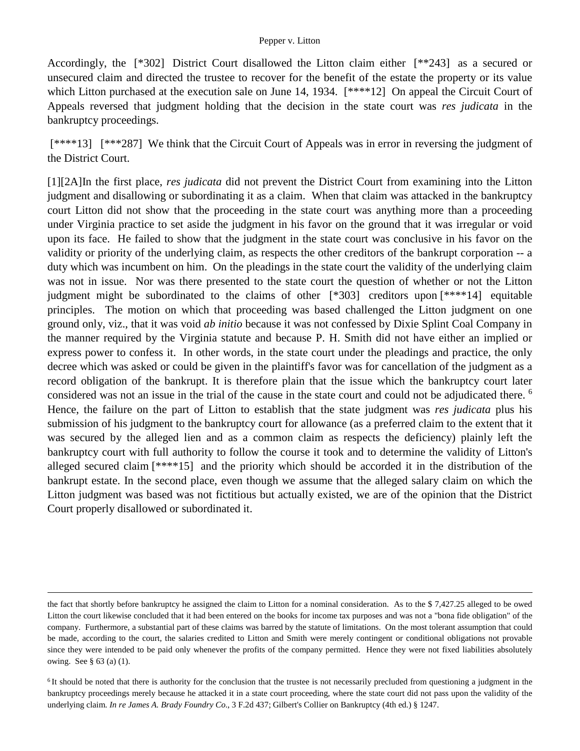Accordingly, the [*302] District Court disallowed the Litton claim either [**243] as a secured or unsecured claim and directed the trustee to recover for the benefit of the estate the property or its value which Litton purchased at the execution sale on June 14, 1934. [****12] On appeal the Circuit Court of Appeals reversed that judgment holding that the decision in the state court was *res judicata* in the bankruptcy proceedings.

[****13] [***287] We think that the Circuit Court of Appeals was in error in reversing the judgment of the District Court.

[1][2A]In the first place, *res judicata* did not prevent the District Court from examining into the Litton judgment and disallowing or subordinating it as a claim. When that claim was attacked in the bankruptcy court Litton did not show that the proceeding in the state court was anything more than a proceeding under Virginia practice to set aside the judgment in his favor on the ground that it was irregular or void upon its face. He failed to show that the judgment in the state court was conclusive in his favor on the validity or priority of the underlying claim, as respects the other creditors of the bankrupt corporation -- a duty which was incumbent on him. On the pleadings in the state court the validity of the underlying claim was not in issue. Nor was there presented to the state court the question of whether or not the Litton judgment might be subordinated to the claims of other [*303] creditors upon [****14] equitable principles. The motion on which that proceeding was based challenged the Litton judgment on one ground only, viz., that it was void *ab initio* because it was not confessed by Dixie Splint Coal Company in the manner required by the Virginia statute and because P. H. Smith did not have either an implied or express power to confess it. In other words, in the state court under the pleadings and practice, the only decree which was asked or could be given in the plaintiff's favor was for cancellation of the judgment as a record obligation of the bankrupt. It is therefore plain that the issue which the bankruptcy court later considered was not an issue in the trial of the cause in the state court and could not be adjudicated there. [6] Hence, the failure on the part of Litton to establish that the state judgment was *res judicata* plus his submission of his judgment to the bankruptcy court for allowance (as a preferred claim to the extent that it was secured by the alleged lien and as a common claim as respects the deficiency) plainly left the bankruptcy court with full authority to follow the course it took and to determine the validity of Litton's alleged secured claim [****15] and the priority which should be accorded it in the distribution of the bankrupt estate. In the second place, even though we assume that the alleged salary claim on which the Litton judgment was based was not fictitious but actually existed, we are of the opinion that the District Court properly disallowed or subordinated it.

---

the fact that shortly before bankruptcy he assigned the claim to Litton for a nominal consideration. As to the $ 7,427.25 alleged to be owed Litton the court likewise concluded that it had been entered on the books for income tax purposes and was not a "bona fide obligation" of the company. Furthermore, a substantial part of these claims was barred by the statute of limitations. On the most tolerant assumption that could be made, according to the court, the salaries credited to Litton and Smith were merely contingent or conditional obligations not provable since they were intended to be paid only whenever the profits of the company permitted. Hence they were not fixed liabilities absolutely owing. See § 63 (a) (1).

[6] It should be noted that there is authority for the conclusion that the trustee is not necessarily precluded from questioning a judgment in the bankruptcy proceedings merely because he attacked it in a state court proceeding, where the state court did not pass upon the validity of the underlying claim. *In re James A. Brady Foundry Co.*, 3 F.2d 437; Gilbert's Collier on Bankruptcy (4th ed.) § 1247.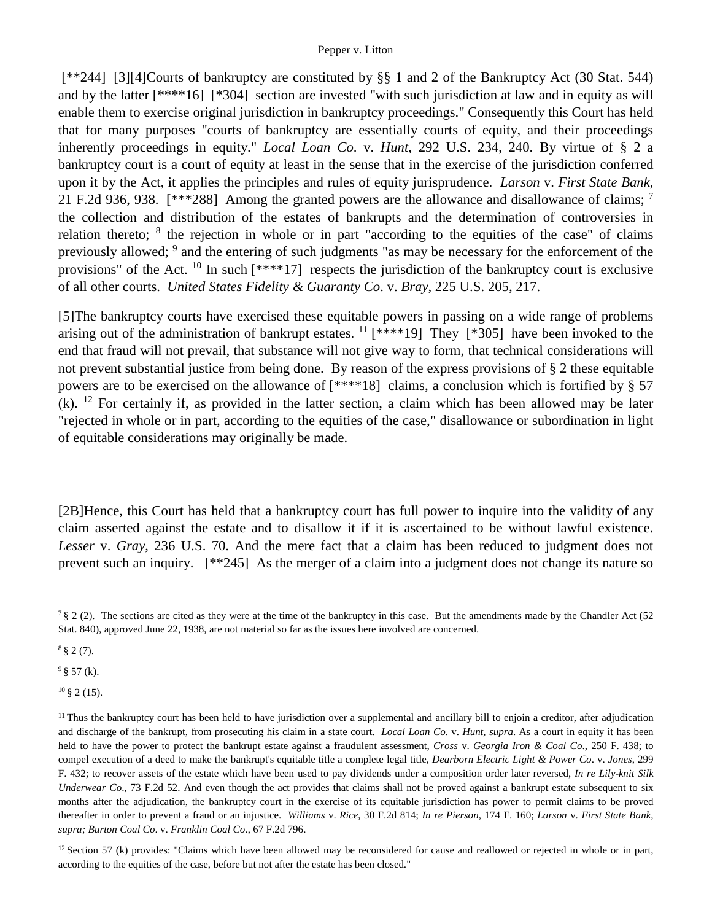[**244] [3][4]Courts of bankruptcy are constituted by §§ 1 and 2 of the Bankruptcy Act (30 Stat. 544) and by the latter [****16] [*304] section are invested "with such jurisdiction at law and in equity as will enable them to exercise original jurisdiction in bankruptcy proceedings." Consequently this Court has held that for many purposes "courts of bankruptcy are essentially courts of equity, and their proceedings inherently proceedings in equity." *Local Loan Co*. v. *Hunt*, 292 U.S. 234, 240. By virtue of § 2 a bankruptcy court is a court of equity at least in the sense that in the exercise of the jurisdiction conferred upon it by the Act, it applies the principles and rules of equity jurisprudence. *Larson* v. *First State Bank*, 21 F.2d 936, 938. [***288] Among the granted powers are the allowance and disallowance of claims; [7] the collection and distribution of the estates of bankrupts and the determination of controversies in relation thereto; [8] the rejection in whole or in part "according to the equities of the case" of claims previously allowed; [9] and the entering of such judgments "as may be necessary for the enforcement of the provisions" of the Act. [10] In such [****17] respects the jurisdiction of the bankruptcy court is exclusive of all other courts. *United States Fidelity & Guaranty Co*. v. *Bray*, 225 U.S. 205, 217.

[5]The bankruptcy courts have exercised these equitable powers in passing on a wide range of problems arising out of the administration of bankrupt estates. [11] [****19] They [*305] have been invoked to the end that fraud will not prevail, that substance will not give way to form, that technical considerations will not prevent substantial justice from being done. By reason of the express provisions of § 2 these equitable powers are to be exercised on the allowance of [****18] claims, a conclusion which is fortified by § 57 (k). [12] For certainly if, as provided in the latter section, a claim which has been allowed may be later "rejected in whole or in part, according to the equities of the case," disallowance or subordination in light of equitable considerations may originally be made.

[2B]Hence, this Court has held that a bankruptcy court has full power to inquire into the validity of any claim asserted against the estate and to disallow it if it is ascertained to be without lawful existence. *Lesser* v. *Gray*, 236 U.S. 70. And the mere fact that a claim has been reduced to judgment does not prevent such an inquiry. [**245] As the merger of a claim into a judgment does not change its nature so

---

[7] § 2 (2). The sections are cited as they were at the time of the bankruptcy in this case. But the amendments made by the Chandler Act (52 Stat. 840), approved June 22, 1938, are not material so far as the issues here involved are concerned.

[8] § 2 (7).

[9] § 57 (k).

[10] § 2 (15).

[11] Thus the bankruptcy court has been held to have jurisdiction over a supplemental and ancillary bill to enjoin a creditor, after adjudication and discharge of the bankrupt, from prosecuting his claim in a state court. *Local Loan Co*. v. *Hunt, supra*. As a court in equity it has been held to have the power to protect the bankrupt estate against a fraudulent assessment, *Cross* v. *Georgia Iron & Coal Co*., 250 F. 438; to compel execution of a deed to make the bankrupt's equitable title a complete legal title, *Dearborn Electric Light & Power Co*. v. *Jones*, 299 F. 432; to recover assets of the estate which have been used to pay dividends under a composition order later reversed, *In re Lily-knit Silk Underwear Co*., 73 F.2d 52. And even though the act provides that claims shall not be proved against a bankrupt estate subsequent to six months after the adjudication, the bankruptcy court in the exercise of its equitable jurisdiction has power to permit claims to be proved thereafter in order to prevent a fraud or an injustice. *Williams* v. *Rice*, 30 F.2d 814; *In re Pierson*, 174 F. 160; *Larson* v. *First State Bank, supra; Burton Coal Co*. v. *Franklin Coal Co*., 67 F.2d 796.

[12] Section 57 (k) provides: "Claims which have been allowed may be reconsidered for cause and reallowed or rejected in whole or in part, according to the equities of the case, before but not after the estate has been closed."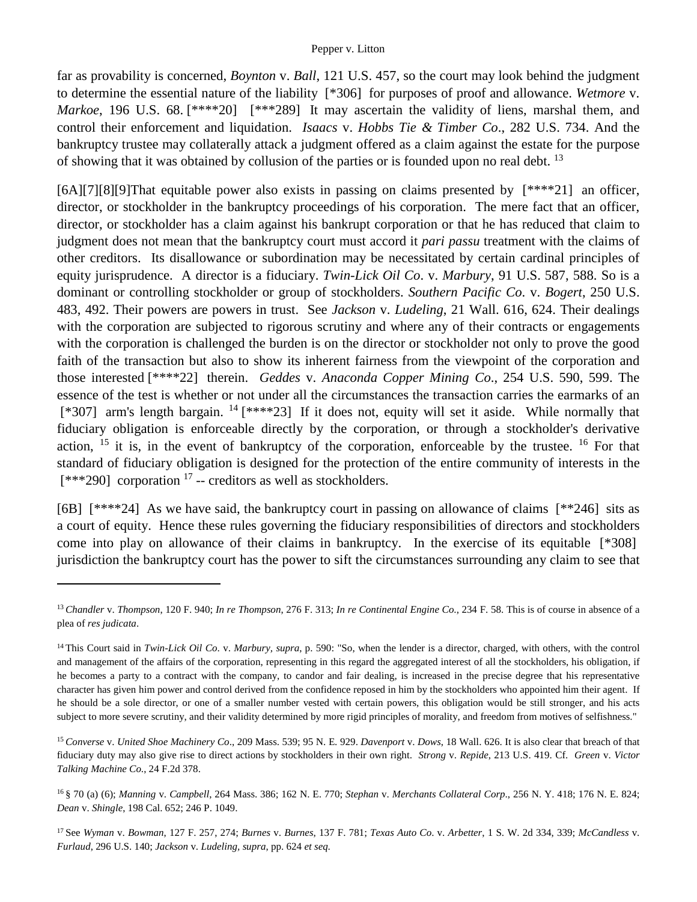far as provability is concerned, *Boynton* v. *Ball*, 121 U.S. 457, so the court may look behind the judgment to determine the essential nature of the liability [*306] for purposes of proof and allowance. *Wetmore* v. *Markoe*, 196 U.S. 68. [****20] [***289] It may ascertain the validity of liens, marshal them, and control their enforcement and liquidation. *Isaacs* v. *Hobbs Tie & Timber Co*., 282 U.S. 734. And the bankruptcy trustee may collaterally attack a judgment offered as a claim against the estate for the purpose of showing that it was obtained by collusion of the parties or is founded upon no real debt. [13]

[6A][7][8][9]That equitable power also exists in passing on claims presented by [****21] an officer, director, or stockholder in the bankruptcy proceedings of his corporation. The mere fact that an officer, director, or stockholder has a claim against his bankrupt corporation or that he has reduced that claim to judgment does not mean that the bankruptcy court must accord it *pari passu* treatment with the claims of other creditors. Its disallowance or subordination may be necessitated by certain cardinal principles of equity jurisprudence. A director is a fiduciary. *Twin-Lick Oil Co*. v. *Marbury*, 91 U.S. 587, 588. So is a dominant or controlling stockholder or group of stockholders. *Southern Pacific Co*. v. *Bogert*, 250 U.S. 483, 492. Their powers are powers in trust. See *Jackson* v. *Ludeling*, 21 Wall. 616, 624. Their dealings with the corporation are subjected to rigorous scrutiny and where any of their contracts or engagements with the corporation is challenged the burden is on the director or stockholder not only to prove the good faith of the transaction but also to show its inherent fairness from the viewpoint of the corporation and those interested [****22] therein. *Geddes* v. *Anaconda Copper Mining Co*., 254 U.S. 590, 599. The essence of the test is whether or not under all the circumstances the transaction carries the earmarks of an [*307] arm's length bargain. [14] [****23] If it does not, equity will set it aside. While normally that fiduciary obligation is enforceable directly by the corporation, or through a stockholder's derivative action, [15] it is, in the event of bankruptcy of the corporation, enforceable by the trustee. [16] For that standard of fiduciary obligation is designed for the protection of the entire community of interests in the [***290] corporation [17] -- creditors as well as stockholders.

[6B] [****24] As we have said, the bankruptcy court in passing on allowance of claims [**246] sits as a court of equity. Hence these rules governing the fiduciary responsibilities of directors and stockholders come into play on allowance of their claims in bankruptcy. In the exercise of its equitable [*308] jurisdiction the bankruptcy court has the power to sift the circumstances surrounding any claim to see that

---

[13] *Chandler* v. *Thompson*, 120 F. 940; *In re Thompson*, 276 F. 313; *In re Continental Engine Co.*, 234 F. 58. This is of course in absence of a plea of *res judicata*.

[14] This Court said in *Twin-Lick Oil Co*. v. *Marbury, supra*, p. 590: "So, when the lender is a director, charged, with others, with the control and management of the affairs of the corporation, representing in this regard the aggregated interest of all the stockholders, his obligation, if he becomes a party to a contract with the company, to candor and fair dealing, is increased in the precise degree that his representative character has given him power and control derived from the confidence reposed in him by the stockholders who appointed him their agent. If he should be a sole director, or one of a smaller number vested with certain powers, this obligation would be still stronger, and his acts subject to more severe scrutiny, and their validity determined by more rigid principles of morality, and freedom from motives of selfishness."

[15] *Converse* v. *United Shoe Machinery Co*., 209 Mass. 539; 95 N. E. 929. *Davenport* v. *Dows*, 18 Wall. 626. It is also clear that breach of that fiduciary duty may also give rise to direct actions by stockholders in their own right. *Strong* v. *Repide*, 213 U.S. 419. Cf. *Green* v. *Victor Talking Machine Co.*, 24 F.2d 378.

[16] § 70 (a) (6); *Manning* v. *Campbell*, 264 Mass. 386; 162 N. E. 770; *Stephan* v. *Merchants Collateral Corp*., 256 N. Y. 418; 176 N. E. 824; *Dean* v. *Shingle*, 198 Cal. 652; 246 P. 1049.

[17] See *Wyman* v. *Bowman*, 127 F. 257, 274; *Burnes* v. *Burnes*, 137 F. 781; *Texas Auto Co*. v. *Arbetter*, 1 S. W. 2d 334, 339; *McCandless* v. *Furlaud*, 296 U.S. 140; *Jackson* v. *Ludeling, supra*, pp. 624 *et seq*.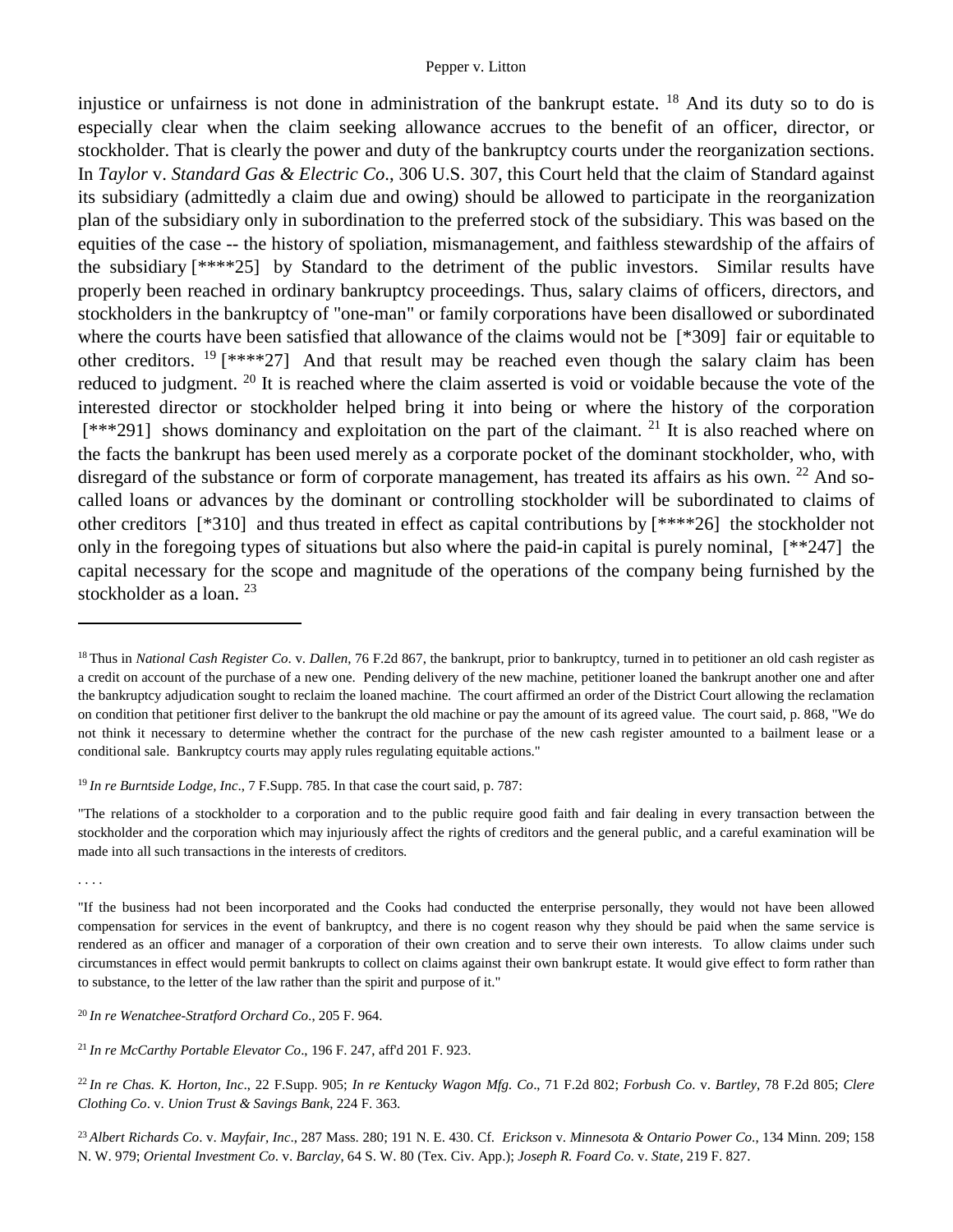injustice or unfairness is not done in administration of the bankrupt estate. [18] And its duty so to do is especially clear when the claim seeking allowance accrues to the benefit of an officer, director, or stockholder. That is clearly the power and duty of the bankruptcy courts under the reorganization sections. In *Taylor* v. *Standard Gas & Electric Co*., 306 U.S. 307, this Court held that the claim of Standard against its subsidiary (admittedly a claim due and owing) should be allowed to participate in the reorganization plan of the subsidiary only in subordination to the preferred stock of the subsidiary. This was based on the equities of the case -- the history of spoliation, mismanagement, and faithless stewardship of the affairs of the subsidiary [****25] by Standard to the detriment of the public investors. Similar results have properly been reached in ordinary bankruptcy proceedings. Thus, salary claims of officers, directors, and stockholders in the bankruptcy of "one-man" or family corporations have been disallowed or subordinated where the courts have been satisfied that allowance of the claims would not be [*309] fair or equitable to other creditors. [19] [****27] And that result may be reached even though the salary claim has been reduced to judgment. [20] It is reached where the claim asserted is void or voidable because the vote of the interested director or stockholder helped bring it into being or where the history of the corporation [***291] shows dominancy and exploitation on the part of the claimant. [21] It is also reached where on the facts the bankrupt has been used merely as a corporate pocket of the dominant stockholder, who, with disregard of the substance or form of corporate management, has treated its affairs as his own. [22] And so-called loans or advances by the dominant or controlling stockholder will be subordinated to claims of other creditors [*310] and thus treated in effect as capital contributions by [****26] the stockholder not only in the foregoing types of situations but also where the paid-in capital is purely nominal, [**247] the capital necessary for the scope and magnitude of the operations of the company being furnished by the stockholder as a loan. [23]

---

[18] Thus in *National Cash Register Co*. v. *Dallen*, 76 F.2d 867, the bankrupt, prior to bankruptcy, turned in to petitioner an old cash register as a credit on account of the purchase of a new one. Pending delivery of the new machine, petitioner loaned the bankrupt another one and after the bankruptcy adjudication sought to reclaim the loaned machine. The court affirmed an order of the District Court allowing the reclamation on condition that petitioner first deliver to the bankrupt the old machine or pay the amount of its agreed value. The court said, p. 868, "We do not think it necessary to determine whether the contract for the purchase of the new cash register amounted to a bailment lease or a conditional sale. Bankruptcy courts may apply rules regulating equitable actions."

[19] *In re Burntside Lodge, Inc*., 7 F.Supp. 785. In that case the court said, p. 787:

"The relations of a stockholder to a corporation and to the public require good faith and fair dealing in every transaction between the stockholder and the corporation which may injuriously affect the rights of creditors and the general public, and a careful examination will be made into all such transactions in the interests of creditors.

. . . .

"If the business had not been incorporated and the Cooks had conducted the enterprise personally, they would not have been allowed compensation for services in the event of bankruptcy, and there is no cogent reason why they should be paid when the same service is rendered as an officer and manager of a corporation of their own creation and to serve their own interests. To allow claims under such circumstances in effect would permit bankrupts to collect on claims against their own bankrupt estate. It would give effect to form rather than to substance, to the letter of the law rather than the spirit and purpose of it."

[20] *In re Wenatchee-Stratford Orchard Co*., 205 F. 964.

[21] *In re McCarthy Portable Elevator Co*., 196 F. 247, aff'd 201 F. 923.

[22] *In re Chas. K. Horton, Inc*., 22 F.Supp. 905; *In re Kentucky Wagon Mfg. Co*., 71 F.2d 802; *Forbush Co*. v. *Bartley*, 78 F.2d 805; *Clere Clothing Co*. v. *Union Trust & Savings Bank*, 224 F. 363.

[23] *Albert Richards Co*. v. *Mayfair, Inc*., 287 Mass. 280; 191 N. E. 430. Cf. *Erickson* v. *Minnesota & Ontario Power Co*., 134 Minn. 209; 158 N. W. 979; *Oriental Investment Co*. v. *Barclay*, 64 S. W. 80 (Tex. Civ. App.); *Joseph R. Foard Co*. v. *State*, 219 F. 827.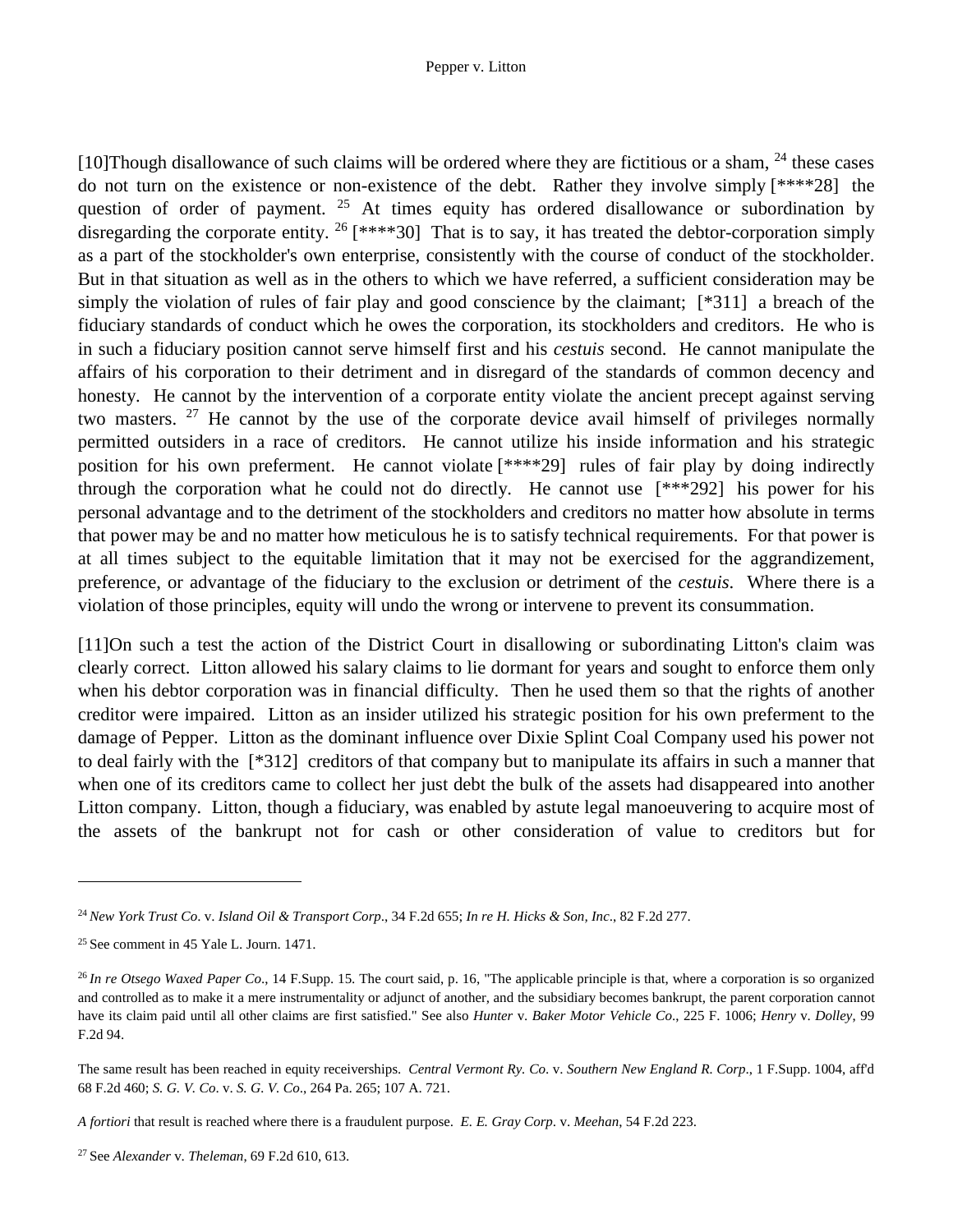[10]Though disallowance of such claims will be ordered where they are fictitious or a sham, [24] these cases do not turn on the existence or non-existence of the debt. Rather they involve simply [****28] the question of order of payment. [25] At times equity has ordered disallowance or subordination by disregarding the corporate entity. [26] [****30] That is to say, it has treated the debtor-corporation simply as a part of the stockholder's own enterprise, consistently with the course of conduct of the stockholder. But in that situation as well as in the others to which we have referred, a sufficient consideration may be simply the violation of rules of fair play and good conscience by the claimant; [*311] a breach of the fiduciary standards of conduct which he owes the corporation, its stockholders and creditors. He who is in such a fiduciary position cannot serve himself first and his *cestuis* second. He cannot manipulate the affairs of his corporation to their detriment and in disregard of the standards of common decency and honesty. He cannot by the intervention of a corporate entity violate the ancient precept against serving two masters. [27] He cannot by the use of the corporate device avail himself of privileges normally permitted outsiders in a race of creditors. He cannot utilize his inside information and his strategic position for his own preferment. He cannot violate [****29] rules of fair play by doing indirectly through the corporation what he could not do directly. He cannot use [***292] his power for his personal advantage and to the detriment of the stockholders and creditors no matter how absolute in terms that power may be and no matter how meticulous he is to satisfy technical requirements. For that power is at all times subject to the equitable limitation that it may not be exercised for the aggrandizement, preference, or advantage of the fiduciary to the exclusion or detriment of the *cestuis*. Where there is a violation of those principles, equity will undo the wrong or intervene to prevent its consummation.

[11]On such a test the action of the District Court in disallowing or subordinating Litton's claim was clearly correct. Litton allowed his salary claims to lie dormant for years and sought to enforce them only when his debtor corporation was in financial difficulty. Then he used them so that the rights of another creditor were impaired. Litton as an insider utilized his strategic position for his own preferment to the damage of Pepper. Litton as the dominant influence over Dixie Splint Coal Company used his power not to deal fairly with the [*312] creditors of that company but to manipulate its affairs in such a manner that when one of its creditors came to collect her just debt the bulk of the assets had disappeared into another Litton company. Litton, though a fiduciary, was enabled by astute legal manoeuvering to acquire most of the assets of the bankrupt not for cash or other consideration of value to creditors but for

---

[24] *New York Trust Co*. v. *Island Oil & Transport Corp*., 34 F.2d 655; *In re H. Hicks & Son, Inc*., 82 F.2d 277.

[25] See comment in 45 Yale L. Journ. 1471.

[26] *In re Otsego Waxed Paper Co*., 14 F.Supp. 15. The court said, p. 16, "The applicable principle is that, where a corporation is so organized and controlled as to make it a mere instrumentality or adjunct of another, and the subsidiary becomes bankrupt, the parent corporation cannot have its claim paid until all other claims are first satisfied." See also *Hunter* v. *Baker Motor Vehicle Co*., 225 F. 1006; *Henry* v. *Dolley*, 99 F.2d 94.

The same result has been reached in equity receiverships. *Central Vermont Ry. Co*. v. *Southern New England R. Corp*., 1 F.Supp. 1004, aff'd 68 F.2d 460; *S. G. V. Co*. v. *S. G. V. Co*., 264 Pa. 265; 107 A. 721.

*A fortiori* that result is reached where there is a fraudulent purpose. *E. E. Gray Corp*. v. *Meehan*, 54 F.2d 223.

[27] See *Alexander* v. *Theleman*, 69 F.2d 610, 613.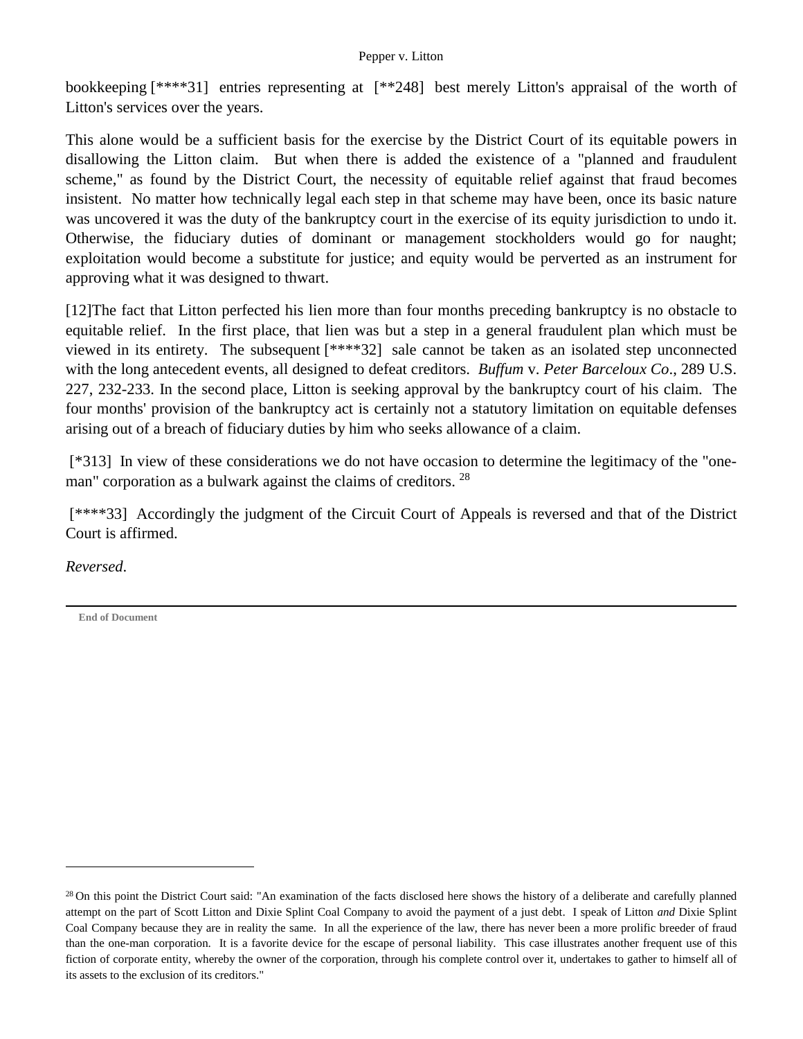bookkeeping [****31] entries representing at [**248] best merely Litton's appraisal of the worth of Litton's services over the years.

This alone would be a sufficient basis for the exercise by the District Court of its equitable powers in disallowing the Litton claim. But when there is added the existence of a "planned and fraudulent scheme," as found by the District Court, the necessity of equitable relief against that fraud becomes insistent. No matter how technically legal each step in that scheme may have been, once its basic nature was uncovered it was the duty of the bankruptcy court in the exercise of its equity jurisdiction to undo it. Otherwise, the fiduciary duties of dominant or management stockholders would go for naught; exploitation would become a substitute for justice; and equity would be perverted as an instrument for approving what it was designed to thwart.

[12]The fact that Litton perfected his lien more than four months preceding bankruptcy is no obstacle to equitable relief. In the first place, that lien was but a step in a general fraudulent plan which must be viewed in its entirety. The subsequent [****32] sale cannot be taken as an isolated step unconnected with the long antecedent events, all designed to defeat creditors. *Buffum* v. *Peter Barceloux Co*., 289 U.S. 227, 232-233. In the second place, Litton is seeking approval by the bankruptcy court of his claim. The four months' provision of the bankruptcy act is certainly not a statutory limitation on equitable defenses arising out of a breach of fiduciary duties by him who seeks allowance of a claim.

[*313] In view of these considerations we do not have occasion to determine the legitimacy of the "one-man" corporation as a bulwark against the claims of creditors. [28]

[****33] Accordingly the judgment of the Circuit Court of Appeals is reversed and that of the District Court is affirmed.

*Reversed*.

---

**End of Document**

---

[28] On this point the District Court said: "An examination of the facts disclosed here shows the history of a deliberate and carefully planned attempt on the part of Scott Litton and Dixie Splint Coal Company to avoid the payment of a just debt. I speak of Litton *and* Dixie Splint Coal Company because they are in reality the same. In all the experience of the law, there has never been a more prolific breeder of fraud than the one-man corporation. It is a favorite device for the escape of personal liability. This case illustrates another frequent use of this fiction of corporate entity, whereby the owner of the corporation, through his complete control over it, undertakes to gather to himself all of its assets to the exclusion of its creditors."